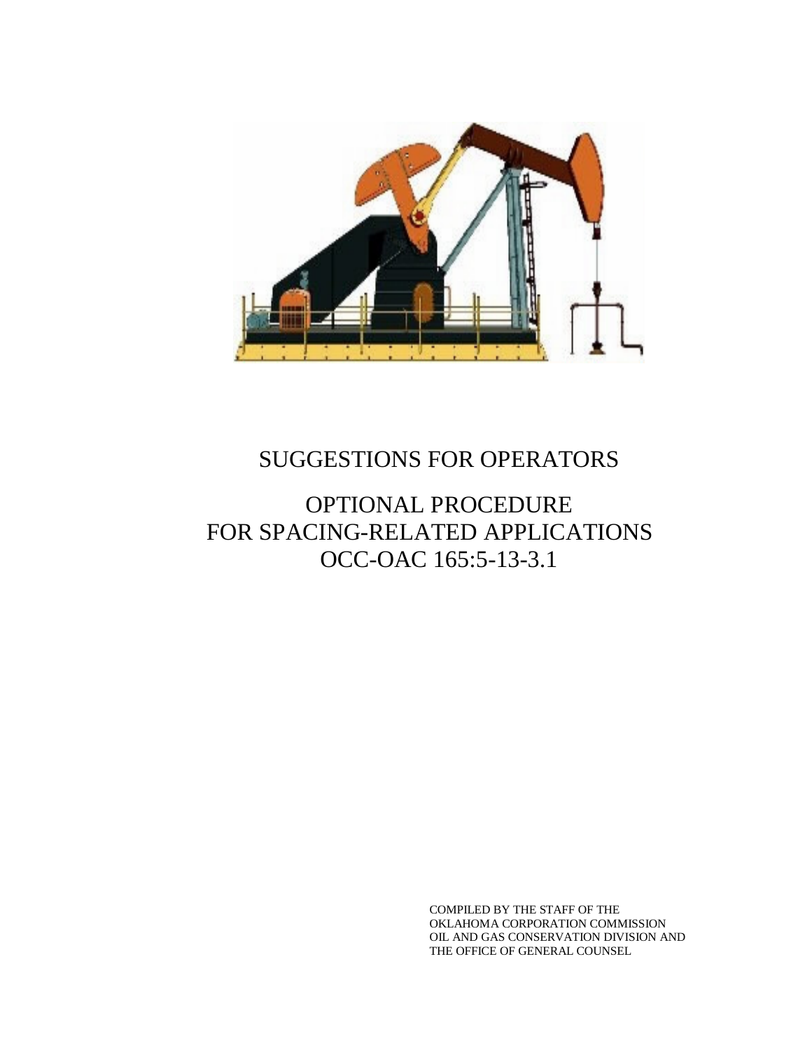# SUGGESTIONS FOR OPERATORS

# OPTIONAL PROCEDURE FOR SPACING-RELATED APPLICATIONS OCC-OAC 165:5-13-3.1

COMPILED BY THE STAFF OF THE
OKLAHOMA CORPORATION COMMISSION
OIL AND GAS CONSERVATION DIVISION AND
THE OFFICE OF GENERAL COUNSEL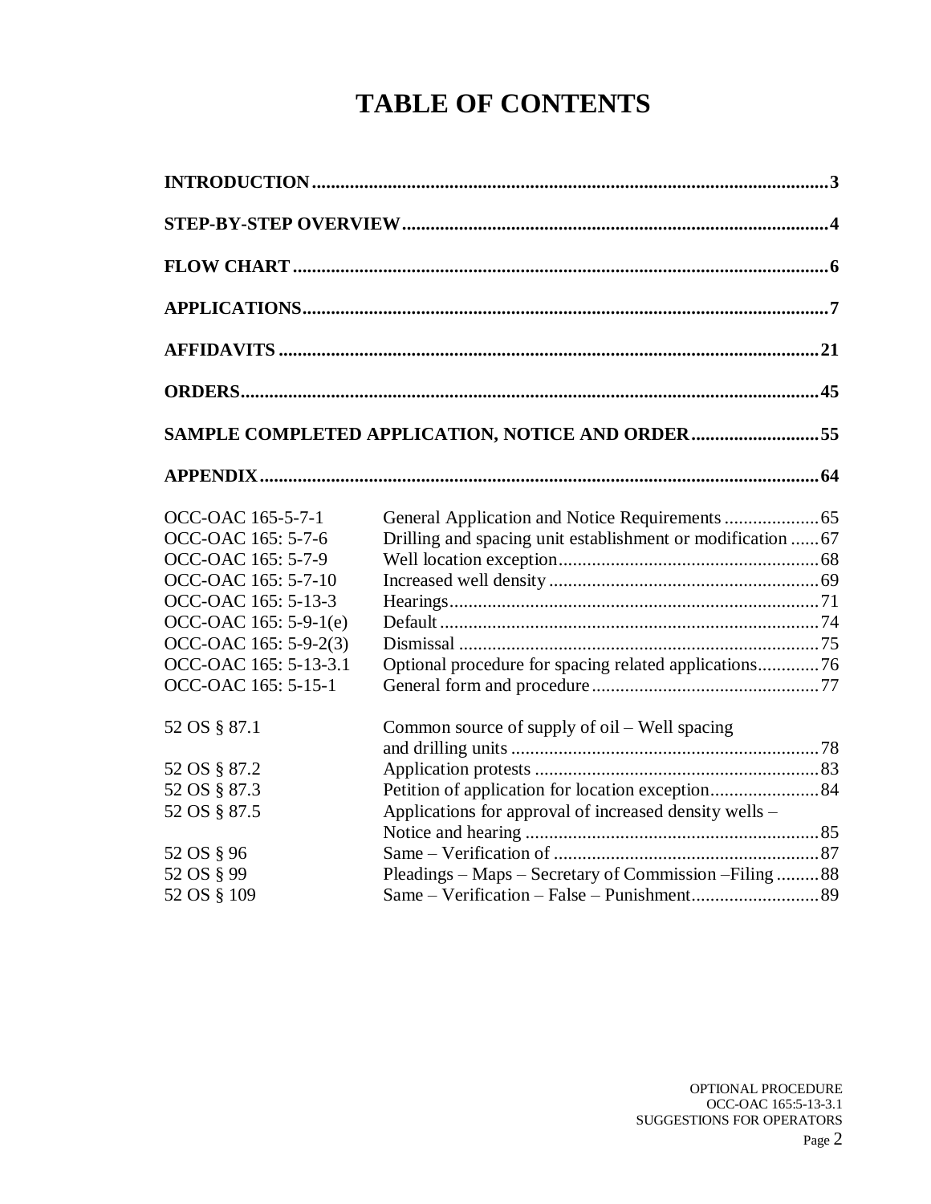# TABLE OF CONTENTS

| | |
|---|---|
| **INTRODUCTION** | **3** |
| **STEP-BY-STEP OVERVIEW** | **4** |
| **FLOW CHART** | **6** |
| **APPLICATIONS** | **7** |
| **AFFIDAVITS** | **21** |
| **ORDERS** | **45** |
| **SAMPLE COMPLETED APPLICATION, NOTICE AND ORDER** | **55** |
| **APPENDIX** | **64** |

| | | |
|---|---|---|
| OCC-OAC 165-5-7-1 | General Application and Notice Requirements | 65 |
| OCC-OAC 165: 5-7-6 | Drilling and spacing unit establishment or modification | 67 |
| OCC-OAC 165: 5-7-9 | Well location exception | 68 |
| OCC-OAC 165: 5-7-10 | Increased well density | 69 |
| OCC-OAC 165: 5-13-3 | Hearings | 71 |
| OCC-OAC 165: 5-9-1(e) | Default | 74 |
| OCC-OAC 165: 5-9-2(3) | Dismissal | 75 |
| OCC-OAC 165: 5-13-3.1 | Optional procedure for spacing related applications | 76 |
| OCC-OAC 165: 5-15-1 | General form and procedure | 77 |
| 52 OS § 87.1 | Common source of supply of oil – Well spacing and drilling units | 78 |
| 52 OS § 87.2 | Application protests | 83 |
| 52 OS § 87.3 | Petition of application for location exception | 84 |
| 52 OS § 87.5 | Applications for approval of increased density wells – Notice and hearing | 85 |
| 52 OS § 96 | Same – Verification of | 87 |
| 52 OS § 99 | Pleadings – Maps – Secretary of Commission –Filing | 88 |
| 52 OS § 109 | Same – Verification – False – Punishment | 89 |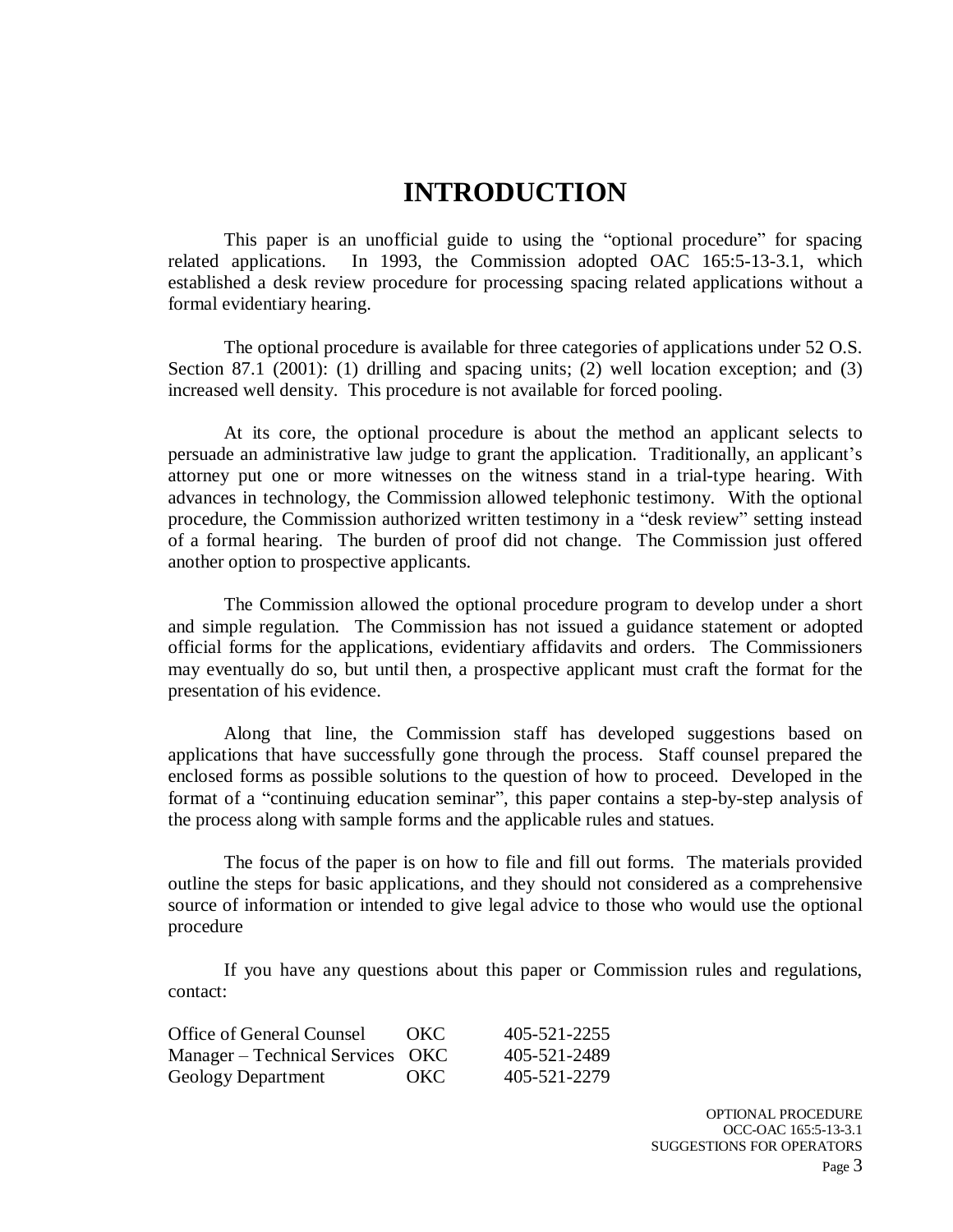# INTRODUCTION

This paper is an unofficial guide to using the "optional procedure" for spacing related applications. In 1993, the Commission adopted OAC 165:5-13-3.1, which established a desk review procedure for processing spacing related applications without a formal evidentiary hearing.

The optional procedure is available for three categories of applications under 52 O.S. Section 87.1 (2001): (1) drilling and spacing units; (2) well location exception; and (3) increased well density. This procedure is not available for forced pooling.

At its core, the optional procedure is about the method an applicant selects to persuade an administrative law judge to grant the application. Traditionally, an applicant's attorney put one or more witnesses on the witness stand in a trial-type hearing. With advances in technology, the Commission allowed telephonic testimony. With the optional procedure, the Commission authorized written testimony in a "desk review" setting instead of a formal hearing. The burden of proof did not change. The Commission just offered another option to prospective applicants.

The Commission allowed the optional procedure program to develop under a short and simple regulation. The Commission has not issued a guidance statement or adopted official forms for the applications, evidentiary affidavits and orders. The Commissioners may eventually do so, but until then, a prospective applicant must craft the format for the presentation of his evidence.

Along that line, the Commission staff has developed suggestions based on applications that have successfully gone through the process. Staff counsel prepared the enclosed forms as possible solutions to the question of how to proceed. Developed in the format of a "continuing education seminar", this paper contains a step-by-step analysis of the process along with sample forms and the applicable rules and statues.

The focus of the paper is on how to file and fill out forms. The materials provided outline the steps for basic applications, and they should not considered as a comprehensive source of information or intended to give legal advice to those who would use the optional procedure

If you have any questions about this paper or Commission rules and regulations, contact:

| | | |
|---|---|---|
| Office of General Counsel | OKC | 405-521-2255 |
| Manager – Technical Services | OKC | 405-521-2489 |
| Geology Department | OKC | 405-521-2279 |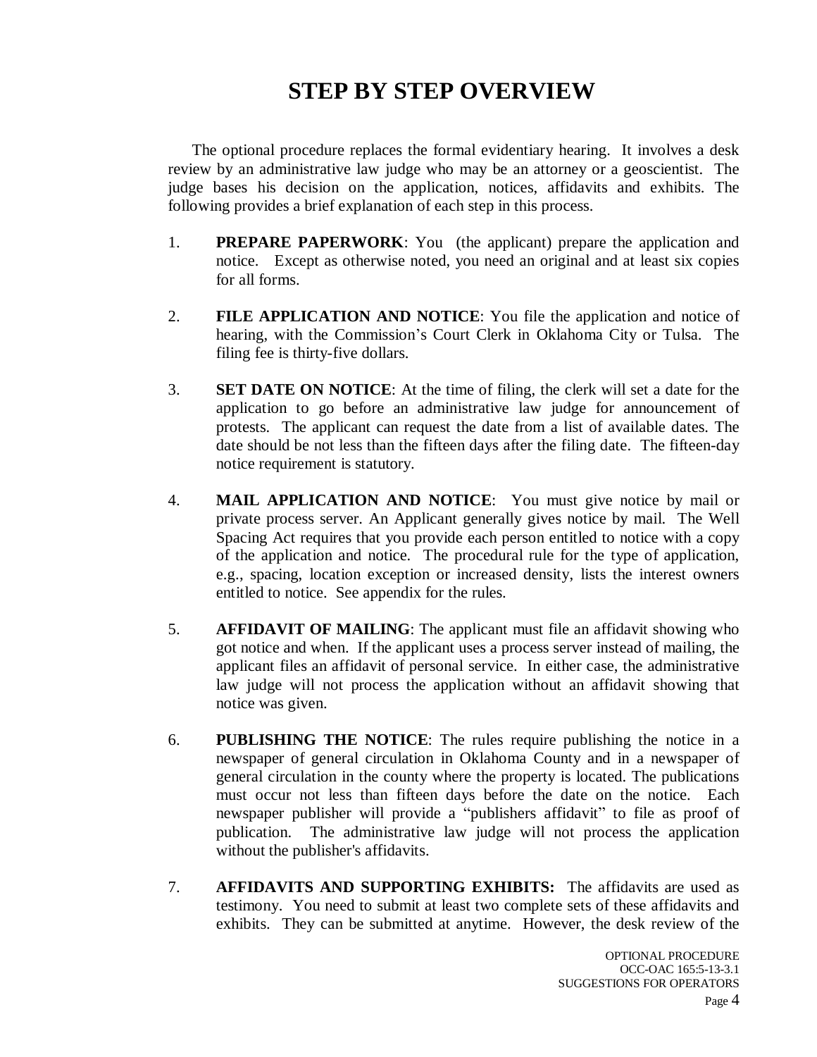# STEP BY STEP OVERVIEW

The optional procedure replaces the formal evidentiary hearing. It involves a desk review by an administrative law judge who may be an attorney or a geoscientist. The judge bases his decision on the application, notices, affidavits and exhibits. The following provides a brief explanation of each step in this process.

1. **PREPARE PAPERWORK**: You (the applicant) prepare the application and notice. Except as otherwise noted, you need an original and at least six copies for all forms.

2. **FILE APPLICATION AND NOTICE**: You file the application and notice of hearing, with the Commission's Court Clerk in Oklahoma City or Tulsa. The filing fee is thirty-five dollars.

3. **SET DATE ON NOTICE**: At the time of filing, the clerk will set a date for the application to go before an administrative law judge for announcement of protests. The applicant can request the date from a list of available dates. The date should be not less than the fifteen days after the filing date. The fifteen-day notice requirement is statutory.

4. **MAIL APPLICATION AND NOTICE**: You must give notice by mail or private process server. An Applicant generally gives notice by mail. The Well Spacing Act requires that you provide each person entitled to notice with a copy of the application and notice. The procedural rule for the type of application, e.g., spacing, location exception or increased density, lists the interest owners entitled to notice. See appendix for the rules.

5. **AFFIDAVIT OF MAILING**: The applicant must file an affidavit showing who got notice and when. If the applicant uses a process server instead of mailing, the applicant files an affidavit of personal service. In either case, the administrative law judge will not process the application without an affidavit showing that notice was given.

6. **PUBLISHING THE NOTICE**: The rules require publishing the notice in a newspaper of general circulation in Oklahoma County and in a newspaper of general circulation in the county where the property is located. The publications must occur not less than fifteen days before the date on the notice. Each newspaper publisher will provide a "publishers affidavit" to file as proof of publication. The administrative law judge will not process the application without the publisher's affidavits.

7. **AFFIDAVITS AND SUPPORTING EXHIBITS:** The affidavits are used as testimony. You need to submit at least two complete sets of these affidavits and exhibits. They can be submitted at anytime. However, the desk review of the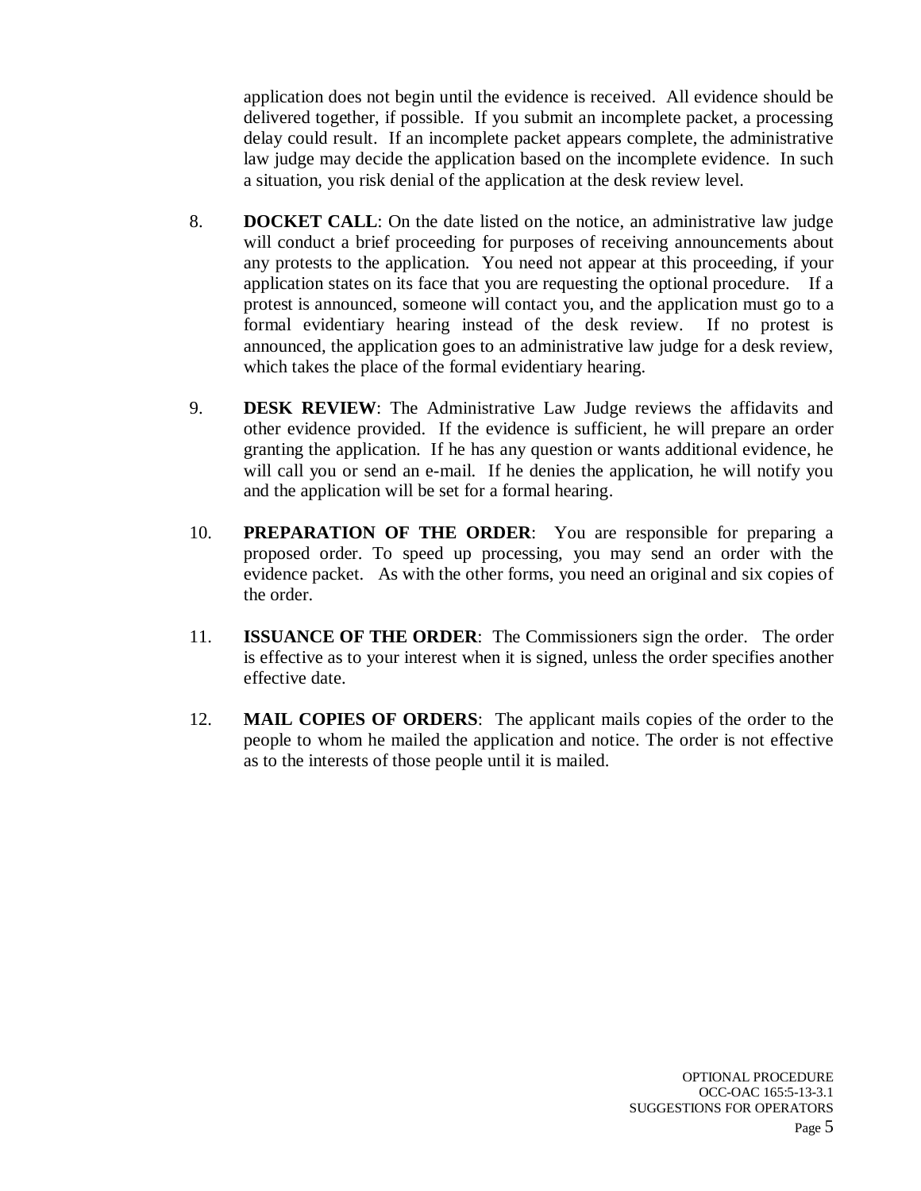application does not begin until the evidence is received. All evidence should be delivered together, if possible. If you submit an incomplete packet, a processing delay could result. If an incomplete packet appears complete, the administrative law judge may decide the application based on the incomplete evidence. In such a situation, you risk denial of the application at the desk review level.

8. **DOCKET CALL**: On the date listed on the notice, an administrative law judge will conduct a brief proceeding for purposes of receiving announcements about any protests to the application. You need not appear at this proceeding, if your application states on its face that you are requesting the optional procedure. If a protest is announced, someone will contact you, and the application must go to a formal evidentiary hearing instead of the desk review. If no protest is announced, the application goes to an administrative law judge for a desk review, which takes the place of the formal evidentiary hearing.

9. **DESK REVIEW**: The Administrative Law Judge reviews the affidavits and other evidence provided. If the evidence is sufficient, he will prepare an order granting the application. If he has any question or wants additional evidence, he will call you or send an e-mail. If he denies the application, he will notify you and the application will be set for a formal hearing.

10. **PREPARATION OF THE ORDER**: You are responsible for preparing a proposed order. To speed up processing, you may send an order with the evidence packet. As with the other forms, you need an original and six copies of the order.

11. **ISSUANCE OF THE ORDER**: The Commissioners sign the order. The order is effective as to your interest when it is signed, unless the order specifies another effective date.

12. **MAIL COPIES OF ORDERS**: The applicant mails copies of the order to the people to whom he mailed the application and notice. The order is not effective as to the interests of those people until it is mailed.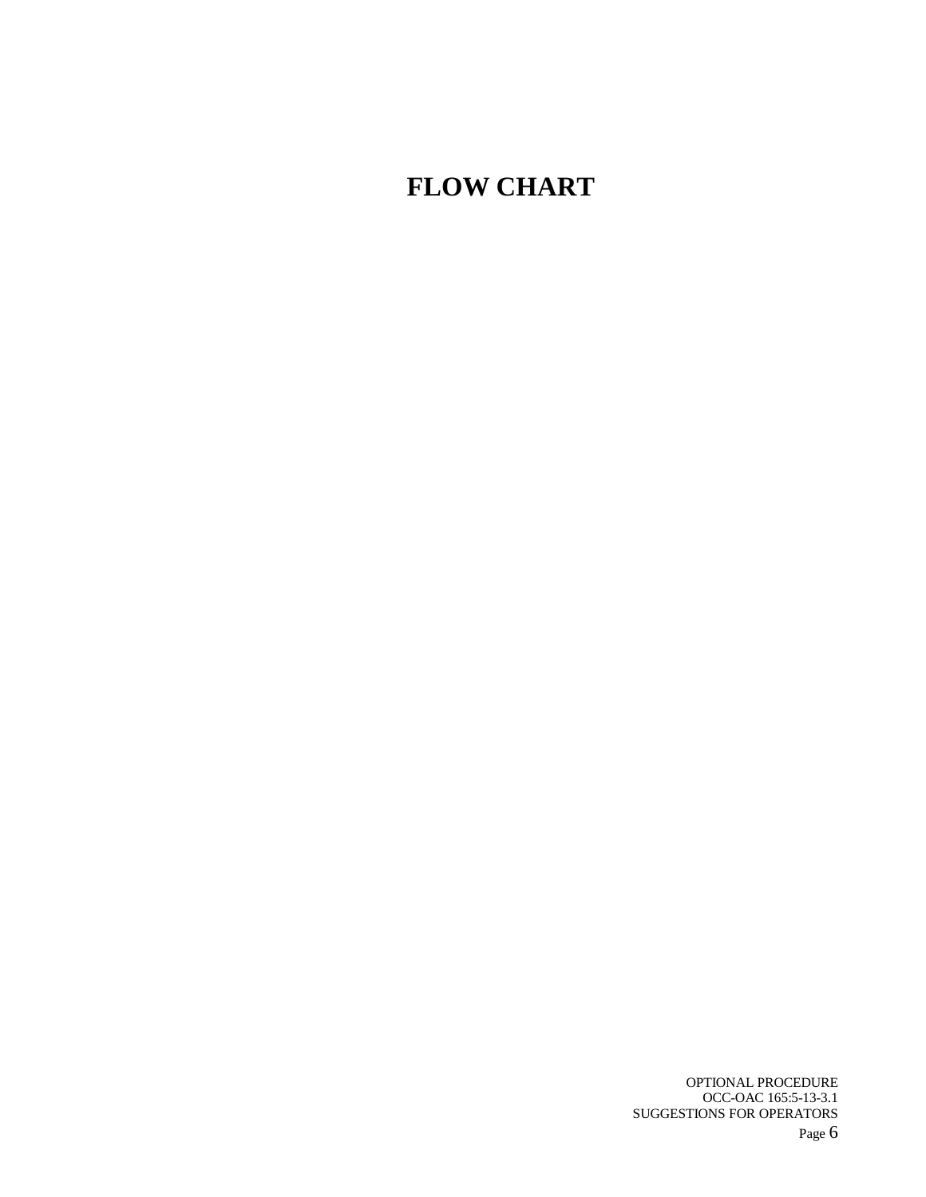# FLOW CHART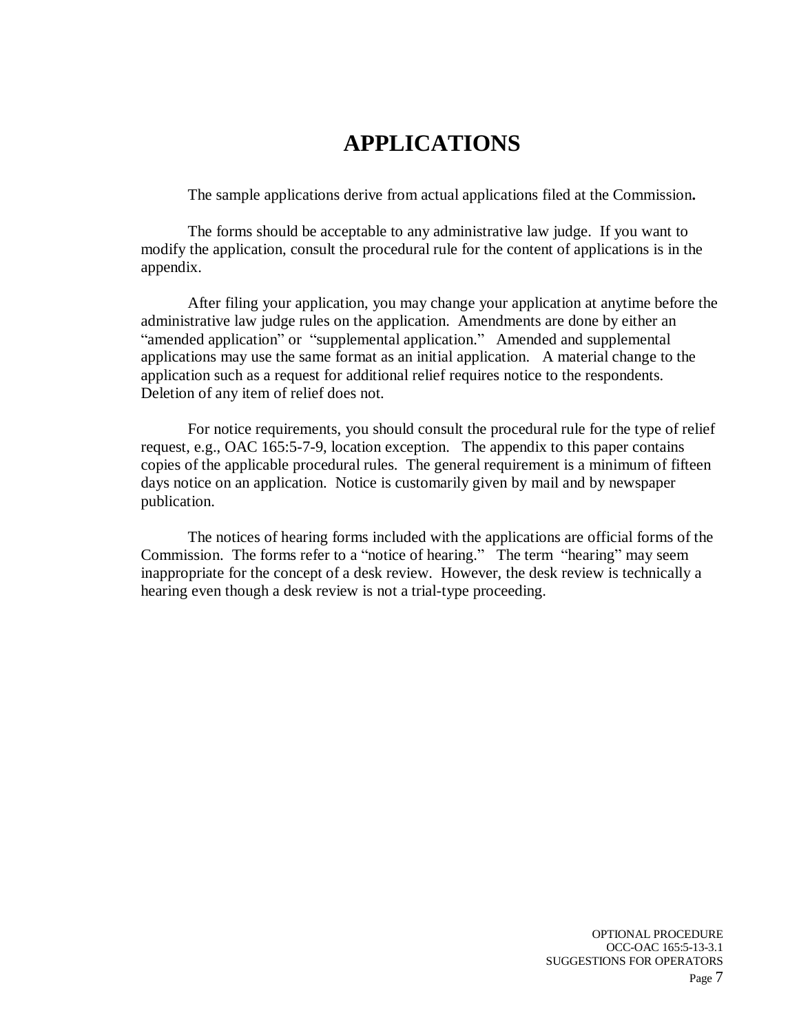# APPLICATIONS

The sample applications derive from actual applications filed at the Commission**.**

The forms should be acceptable to any administrative law judge. If you want to modify the application, consult the procedural rule for the content of applications is in the appendix.

After filing your application, you may change your application at anytime before the administrative law judge rules on the application. Amendments are done by either an "amended application" or "supplemental application." Amended and supplemental applications may use the same format as an initial application. A material change to the application such as a request for additional relief requires notice to the respondents. Deletion of any item of relief does not.

For notice requirements, you should consult the procedural rule for the type of relief request, e.g., OAC 165:5-7-9, location exception. The appendix to this paper contains copies of the applicable procedural rules. The general requirement is a minimum of fifteen days notice on an application. Notice is customarily given by mail and by newspaper publication.

The notices of hearing forms included with the applications are official forms of the Commission. The forms refer to a "notice of hearing." The term "hearing" may seem inappropriate for the concept of a desk review. However, the desk review is technically a hearing even though a desk review is not a trial-type proceeding.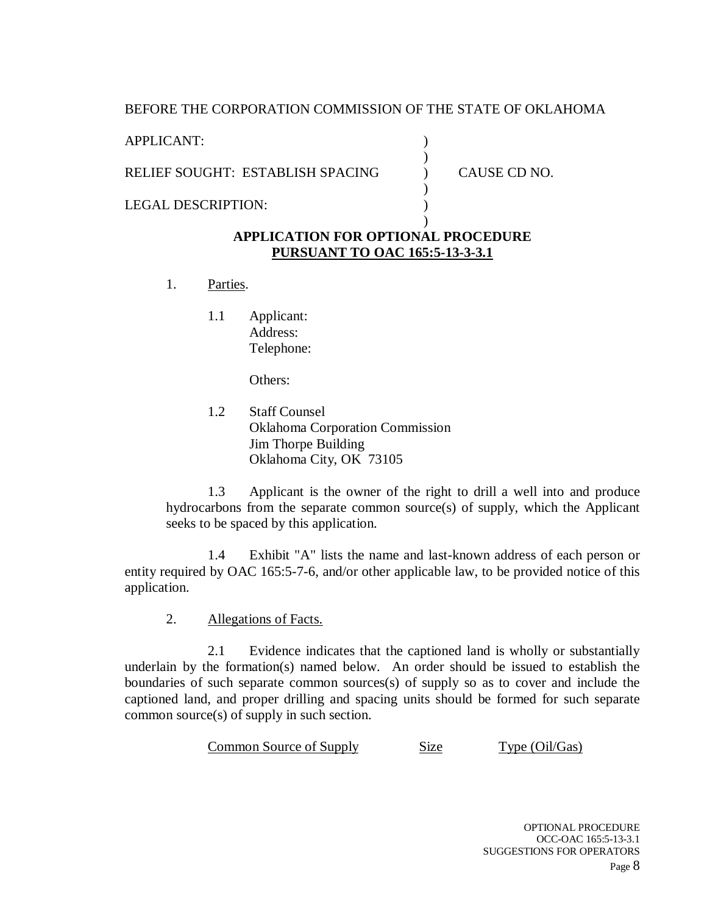BEFORE THE CORPORATION COMMISSION OF THE STATE OF OKLAHOMA

| | | |
|---|---|---|
| APPLICANT: | ) | |
| | ) | |
| RELIEF SOUGHT: ESTABLISH SPACING | ) | CAUSE CD NO. |
| | ) | |
| LEGAL DESCRIPTION: | ) | |
| | ) | |

**APPLICATION FOR OPTIONAL PROCEDURE**
**PURSUANT TO OAC 165:5-13-3-3.1**

1. Parties.

   1.1 Applicant:
   Address:
   Telephone:

   Others:

   1.2 Staff Counsel
   Oklahoma Corporation Commission
   Jim Thorpe Building
   Oklahoma City, OK 73105

   1.3 Applicant is the owner of the right to drill a well into and produce hydrocarbons from the separate common source(s) of supply, which the Applicant seeks to be spaced by this application.

   1.4 Exhibit "A" lists the name and last-known address of each person or entity required by OAC 165:5-7-6, and/or other applicable law, to be provided notice of this application.

2. Allegations of Facts.

   2.1 Evidence indicates that the captioned land is wholly or substantially underlain by the formation(s) named below. An order should be issued to establish the boundaries of such separate common sources(s) of supply so as to cover and include the captioned land, and proper drilling and spacing units should be formed for such separate common source(s) of supply in such section.

| Common Source of Supply | Size | Type (Oil/Gas) |
|---|---|---|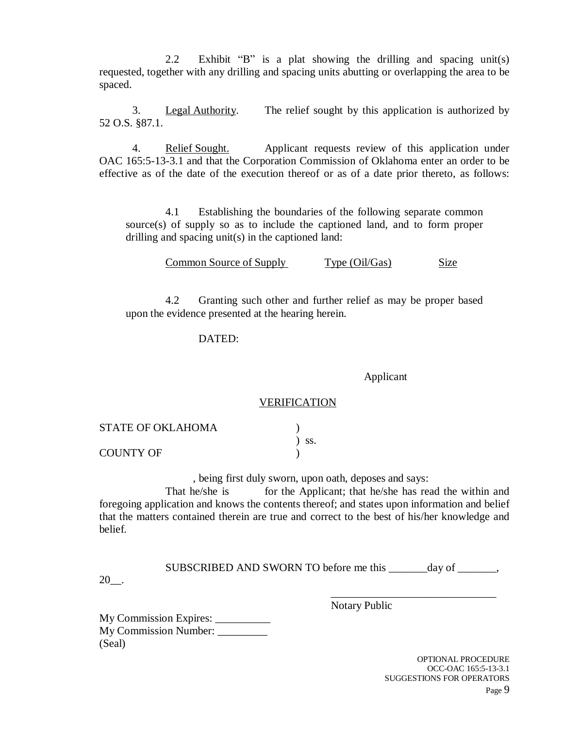2.2 Exhibit "B" is a plat showing the drilling and spacing unit(s) requested, together with any drilling and spacing units abutting or overlapping the area to be spaced.

3. Legal Authority. The relief sought by this application is authorized by 52 O.S. §87.1.

4. Relief Sought. Applicant requests review of this application under OAC 165:5-13-3.1 and that the Corporation Commission of Oklahoma enter an order to be effective as of the date of the execution thereof or as of a date prior thereto, as follows:

4.1 Establishing the boundaries of the following separate common source(s) of supply so as to include the captioned land, and to form proper drilling and spacing unit(s) in the captioned land:

| Common Source of Supply | Type (Oil/Gas) | Size |
|---|---|---|

4.2 Granting such other and further relief as may be proper based upon the evidence presented at the hearing herein.

DATED:

Applicant

VERIFICATION

STATE OF OKLAHOMA )
) ss.
COUNTY OF )

, being first duly sworn, upon oath, deposes and says:

That he/she is for the Applicant; that he/she has read the within and foregoing application and knows the contents thereof; and states upon information and belief that the matters contained therein are true and correct to the best of his/her knowledge and belief.

SUBSCRIBED AND SWORN TO before me this _______day of _______, 20__.

_______________________________
Notary Public

My Commission Expires: __________
My Commission Number: _________
(Seal)

OPTIONAL PROCEDURE
OCC-OAC 165:5-13-3.1
SUGGESTIONS FOR OPERATORS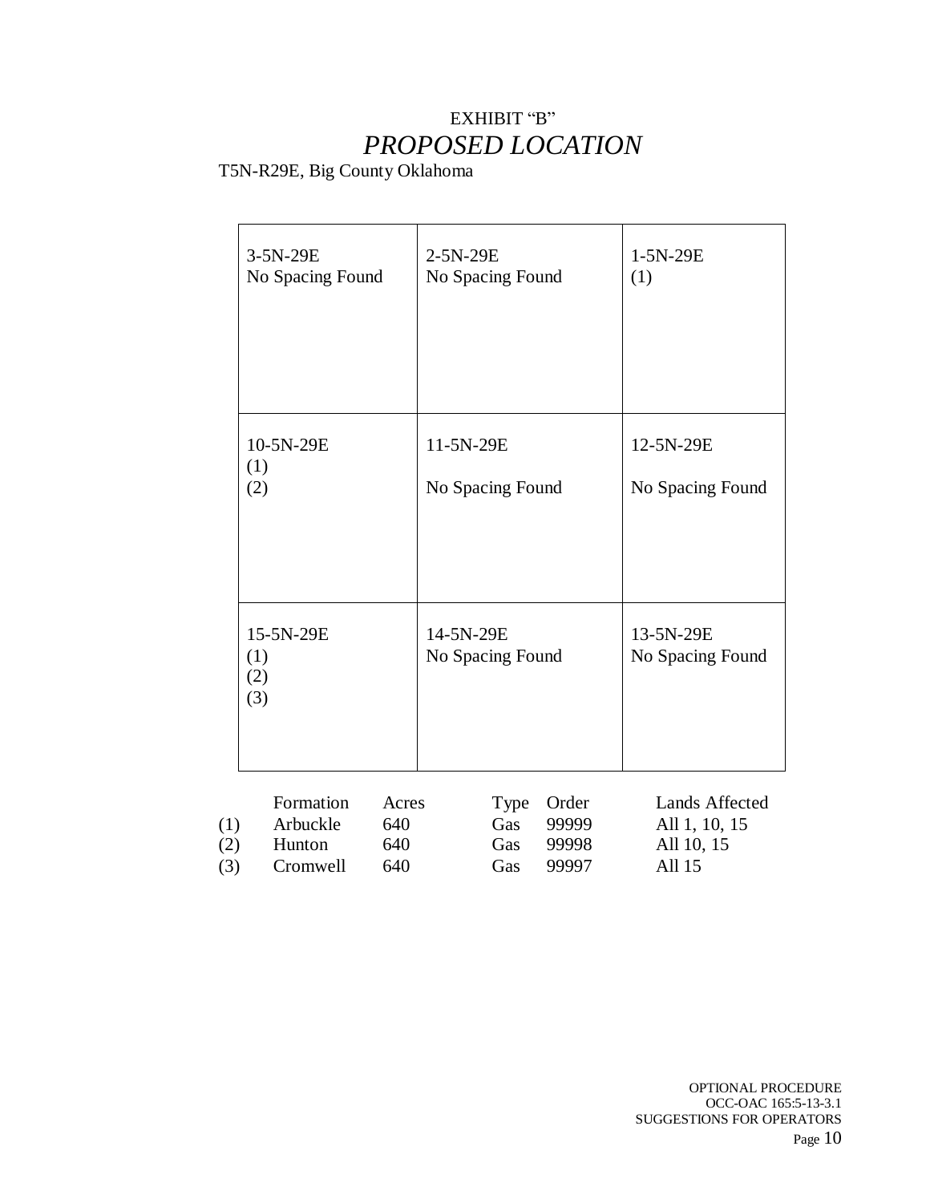EXHIBIT "B"

# *PROPOSED LOCATION*

T5N-R29E, Big County Oklahoma

| | | |
|---|---|---|
| 3-5N-29E<br>No Spacing Found | 2-5N-29E<br>No Spacing Found | 1-5N-29E<br>(1) |
| 10-5N-29E<br>(1)<br>(2) | 11-5N-29E<br><br>No Spacing Found | 12-5N-29E<br><br>No Spacing Found |
| 15-5N-29E<br>(1)<br>(2)<br>(3) | 14-5N-29E<br>No Spacing Found | 13-5N-29E<br>No Spacing Found |

| | Formation | Acres | Type | Order | Lands Affected |
|---|---|---|---|---|---|
| (1) | Arbuckle | 640 | Gas | 99999 | All 1, 10, 15 |
| (2) | Hunton | 640 | Gas | 99998 | All 10, 15 |
| (3) | Cromwell | 640 | Gas | 99997 | All 15 |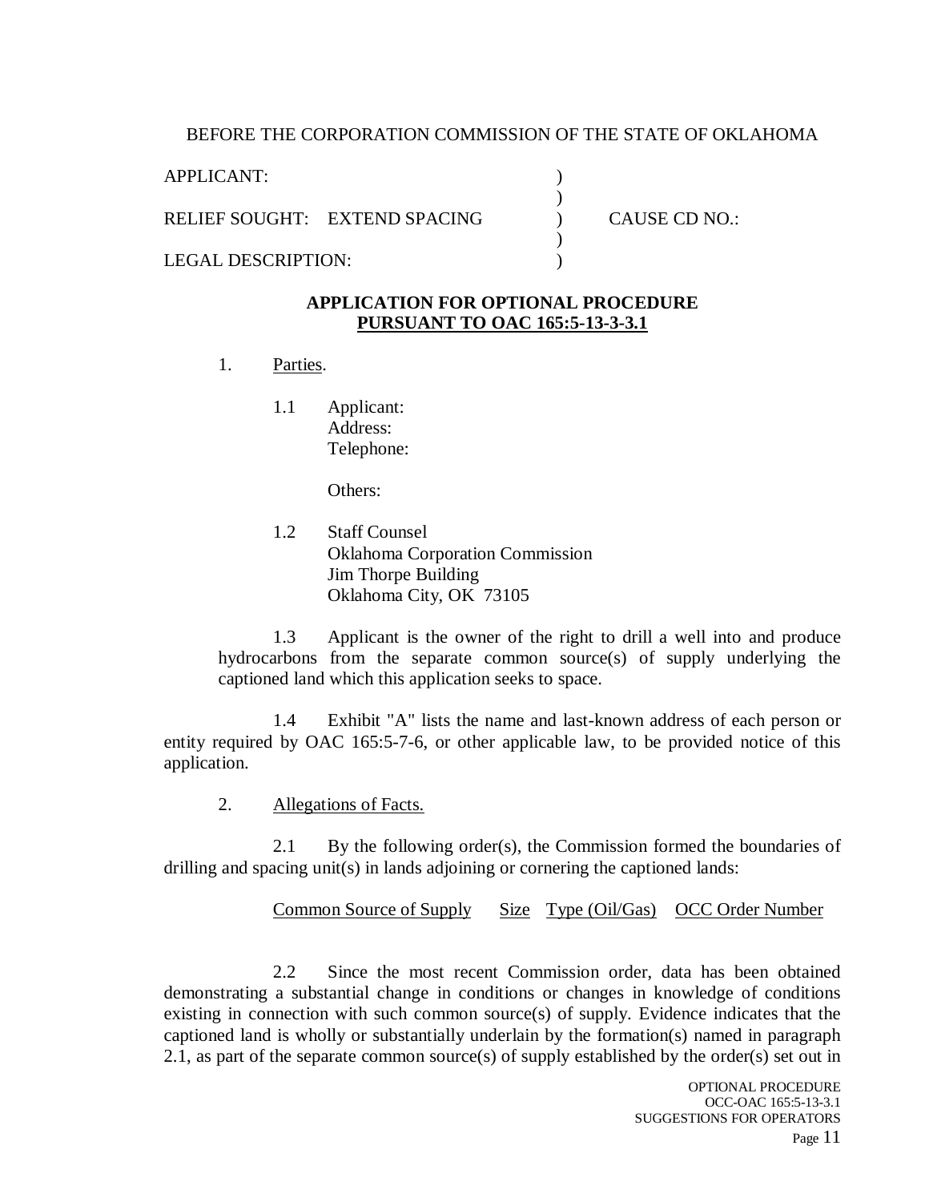BEFORE THE CORPORATION COMMISSION OF THE STATE OF OKLAHOMA

| | | |
|---|---|---|
| APPLICANT: | ) | |
| | ) | |
| RELIEF SOUGHT: EXTEND SPACING | ) | CAUSE CD NO.: |
| | ) | |
| LEGAL DESCRIPTION: | ) | |

**APPLICATION FOR OPTIONAL PROCEDURE**
**PURSUANT TO OAC 165:5-13-3-3.1**

1. Parties.

   1.1 Applicant:
   Address:
   Telephone:

   Others:

   1.2 Staff Counsel
   Oklahoma Corporation Commission
   Jim Thorpe Building
   Oklahoma City, OK 73105

   1.3 Applicant is the owner of the right to drill a well into and produce hydrocarbons from the separate common source(s) of supply underlying the captioned land which this application seeks to space.

   1.4 Exhibit "A" lists the name and last-known address of each person or entity required by OAC 165:5-7-6, or other applicable law, to be provided notice of this application.

2. Allegations of Facts.

   2.1 By the following order(s), the Commission formed the boundaries of drilling and spacing unit(s) in lands adjoining or cornering the captioned lands:

| Common Source of Supply | Size | Type (Oil/Gas) | OCC Order Number |
|---|---|---|---|

   2.2 Since the most recent Commission order, data has been obtained demonstrating a substantial change in conditions or changes in knowledge of conditions existing in connection with such common source(s) of supply. Evidence indicates that the captioned land is wholly or substantially underlain by the formation(s) named in paragraph 2.1, as part of the separate common source(s) of supply established by the order(s) set out in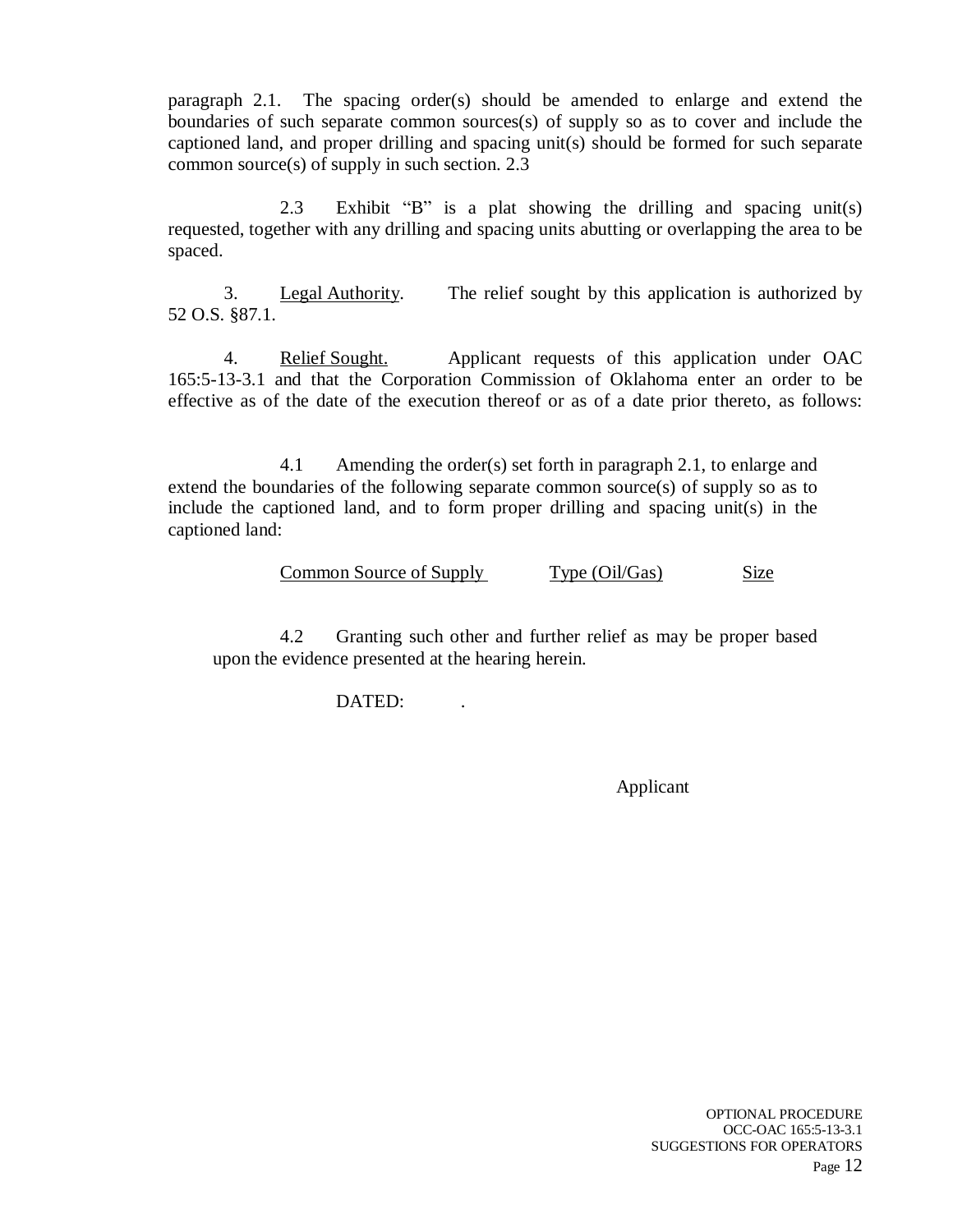paragraph 2.1. The spacing order(s) should be amended to enlarge and extend the boundaries of such separate common sources(s) of supply so as to cover and include the captioned land, and proper drilling and spacing unit(s) should be formed for such separate common source(s) of supply in such section. 2.3

2.3 Exhibit "B" is a plat showing the drilling and spacing unit(s) requested, together with any drilling and spacing units abutting or overlapping the area to be spaced.

3. Legal Authority. The relief sought by this application is authorized by 52 O.S. §87.1.

4. Relief Sought. Applicant requests of this application under OAC 165:5-13-3.1 and that the Corporation Commission of Oklahoma enter an order to be effective as of the date of the execution thereof or as of a date prior thereto, as follows:

4.1 Amending the order(s) set forth in paragraph 2.1, to enlarge and extend the boundaries of the following separate common source(s) of supply so as to include the captioned land, and to form proper drilling and spacing unit(s) in the captioned land:

| Common Source of Supply | Type (Oil/Gas) | Size |
| --- | --- | --- |

4.2 Granting such other and further relief as may be proper based upon the evidence presented at the hearing herein.

DATED: .

Applicant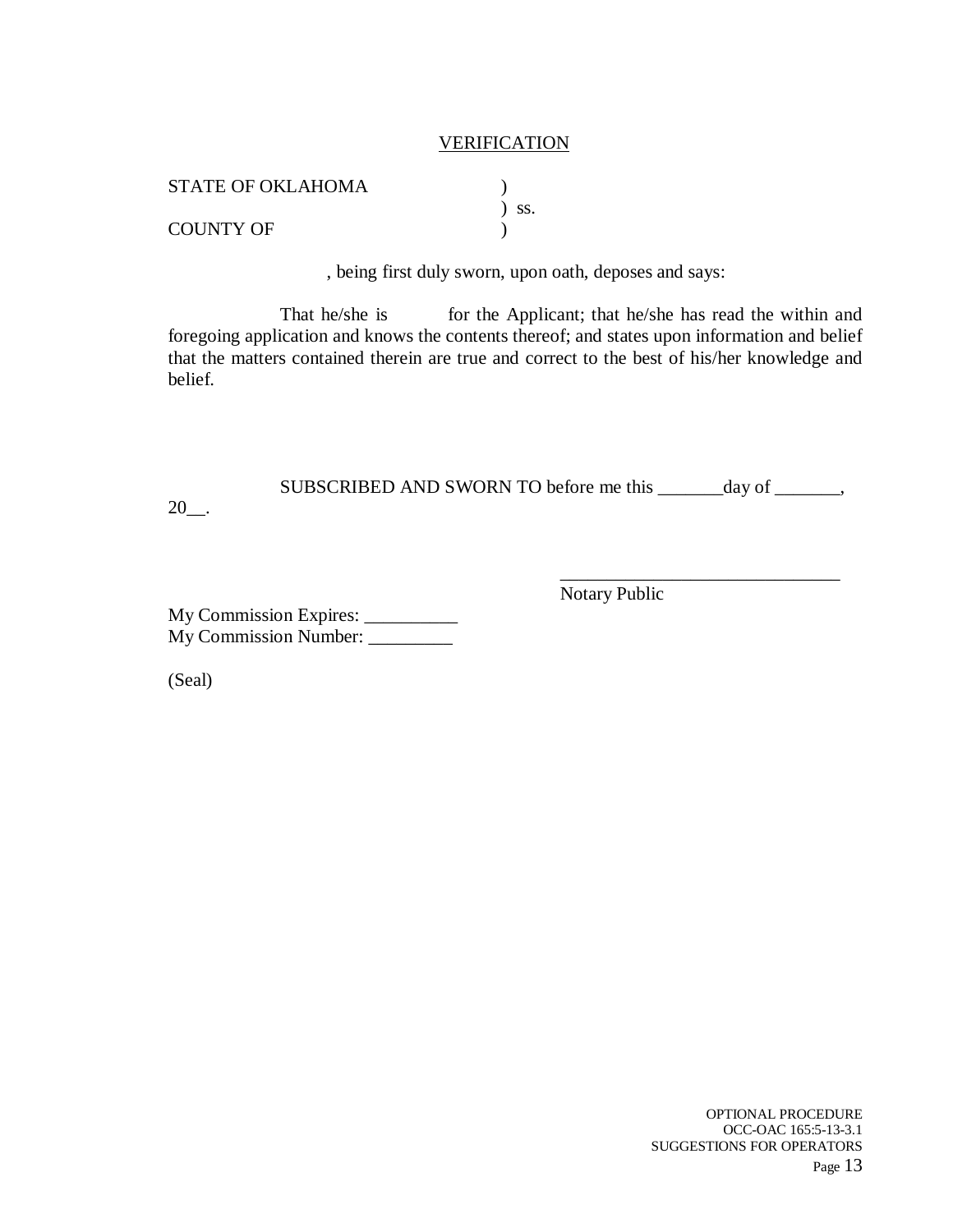VERIFICATION

STATE OF OKLAHOMA )
) ss.
COUNTY OF )

, being first duly sworn, upon oath, deposes and says:

That he/she is for the Applicant; that he/she has read the within and foregoing application and knows the contents thereof; and states upon information and belief that the matters contained therein are true and correct to the best of his/her knowledge and belief.

SUBSCRIBED AND SWORN TO before me this _______day of _______, 20__.

______________________________
Notary Public

My Commission Expires: __________
My Commission Number: _________

(Seal)

OPTIONAL PROCEDURE
OCC-OAC 165:5-13-3.1
SUGGESTIONS FOR OPERATORS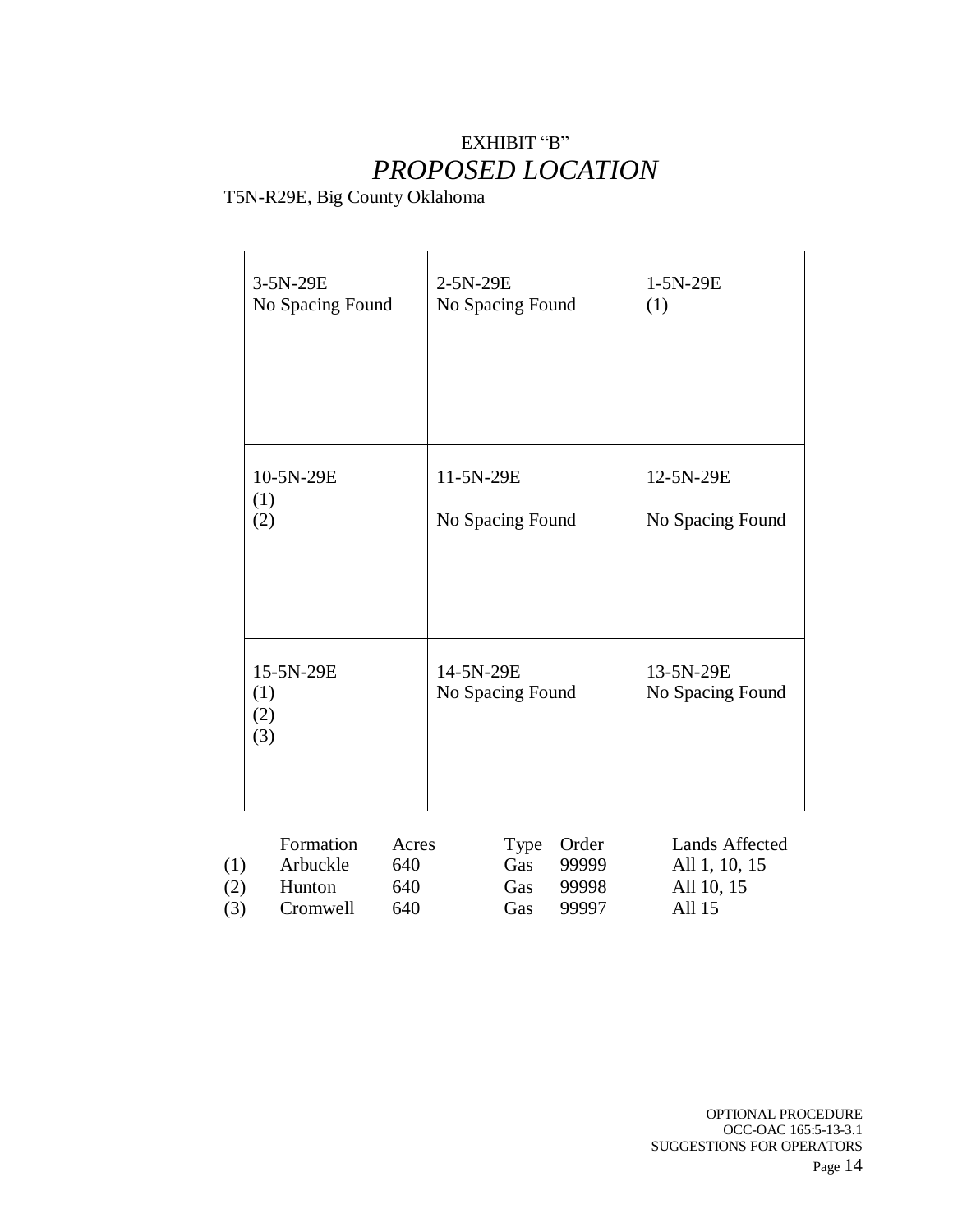EXHIBIT "B"

# *PROPOSED LOCATION*

T5N-R29E, Big County Oklahoma

| | | |
|---|---|---|
| 3-5N-29E<br>No Spacing Found | 2-5N-29E<br>No Spacing Found | 1-5N-29E<br>(1) |
| 10-5N-29E<br>(1)<br>(2) | 11-5N-29E<br>No Spacing Found | 12-5N-29E<br>No Spacing Found |
| 15-5N-29E<br>(1)<br>(2)<br>(3) | 14-5N-29E<br>No Spacing Found | 13-5N-29E<br>No Spacing Found |

| | Formation | Acres | Type | Order | Lands Affected |
|---|---|---|---|---|---|
| (1) | Arbuckle | 640 | Gas | 99999 | All 1, 10, 15 |
| (2) | Hunton | 640 | Gas | 99998 | All 10, 15 |
| (3) | Cromwell | 640 | Gas | 99997 | All 15 |

OPTIONAL PROCEDURE
OCC-OAC 165:5-13-3.1
SUGGESTIONS FOR OPERATORS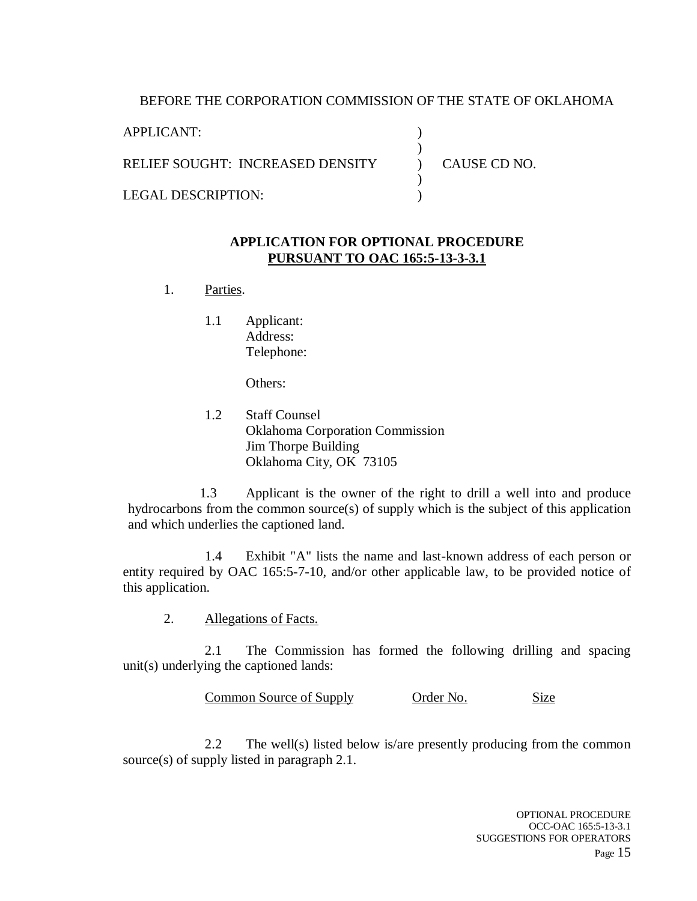BEFORE THE CORPORATION COMMISSION OF THE STATE OF OKLAHOMA

| | | |
|---|---|---|
| APPLICANT: | ) | |
| | ) | |
| RELIEF SOUGHT: INCREASED DENSITY | ) | CAUSE CD NO. |
| | ) | |
| LEGAL DESCRIPTION: | ) | |

**APPLICATION FOR OPTIONAL PROCEDURE**
**PURSUANT TO OAC 165:5-13-3-3.1**

1. Parties.

   1.1 Applicant:
   Address:
   Telephone:

   Others:

   1.2 Staff Counsel
   Oklahoma Corporation Commission
   Jim Thorpe Building
   Oklahoma City, OK 73105

   1.3 Applicant is the owner of the right to drill a well into and produce hydrocarbons from the common source(s) of supply which is the subject of this application and which underlies the captioned land.

   1.4 Exhibit "A" lists the name and last-known address of each person or entity required by OAC 165:5-7-10, and/or other applicable law, to be provided notice of this application.

2. Allegations of Facts.

   2.1 The Commission has formed the following drilling and spacing unit(s) underlying the captioned lands:

| Common Source of Supply | Order No. | Size |
|---|---|---|

   2.2 The well(s) listed below is/are presently producing from the common source(s) of supply listed in paragraph 2.1.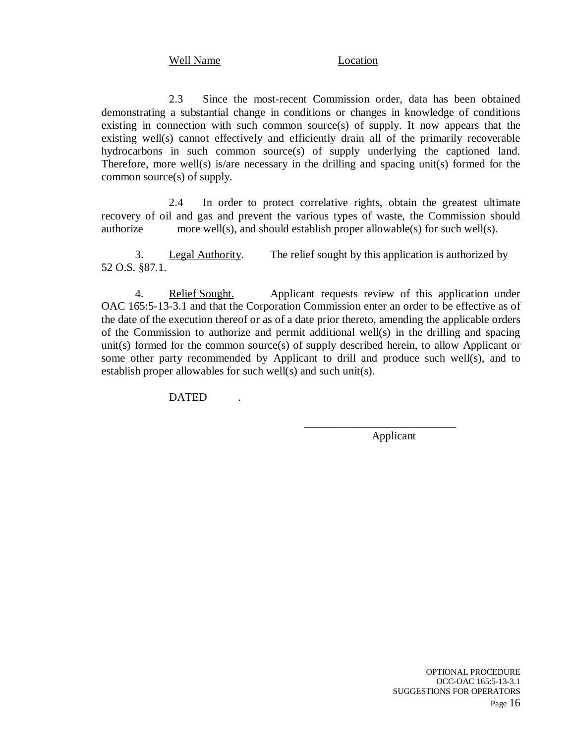Well Name Location

2.3 Since the most-recent Commission order, data has been obtained demonstrating a substantial change in conditions or changes in knowledge of conditions existing in connection with such common source(s) of supply. It now appears that the existing well(s) cannot effectively and efficiently drain all of the primarily recoverable hydrocarbons in such common source(s) of supply underlying the captioned land. Therefore, more well(s) is/are necessary in the drilling and spacing unit(s) formed for the common source(s) of supply.

2.4 In order to protect correlative rights, obtain the greatest ultimate recovery of oil and gas and prevent the various types of waste, the Commission should authorize more well(s), and should establish proper allowable(s) for such well(s).

3. Legal Authority. The relief sought by this application is authorized by 52 O.S. §87.1.

4. Relief Sought. Applicant requests review of this application under OAC 165:5-13-3.1 and that the Corporation Commission enter an order to be effective as of the date of the execution thereof or as of a date prior thereto, amending the applicable orders of the Commission to authorize and permit additional well(s) in the drilling and spacing unit(s) formed for the common source(s) of supply described herein, to allow Applicant or some other party recommended by Applicant to drill and produce such well(s), and to establish proper allowables for such well(s) and such unit(s).

DATED .

___________________________

Applicant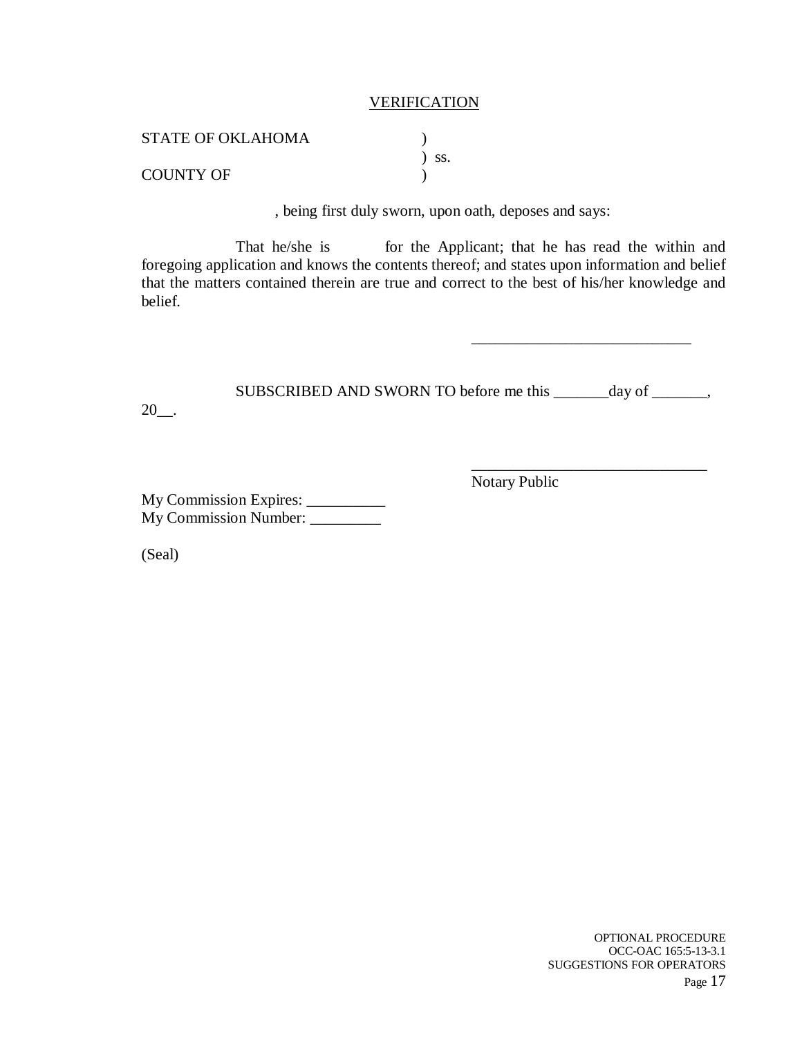<u>VERIFICATION</u>

STATE OF OKLAHOMA )
) ss.
COUNTY OF )

, being first duly sworn, upon oath, deposes and says:

That he/she is for the Applicant; that he has read the within and foregoing application and knows the contents thereof; and states upon information and belief that the matters contained therein are true and correct to the best of his/her knowledge and belief.

____________________________

SUBSCRIBED AND SWORN TO before me this _______day of _______, 20__.

______________________________
Notary Public

My Commission Expires: __________
My Commission Number: _________

(Seal)

OPTIONAL PROCEDURE
OCC-OAC 165:5-13-3.1
SUGGESTIONS FOR OPERATORS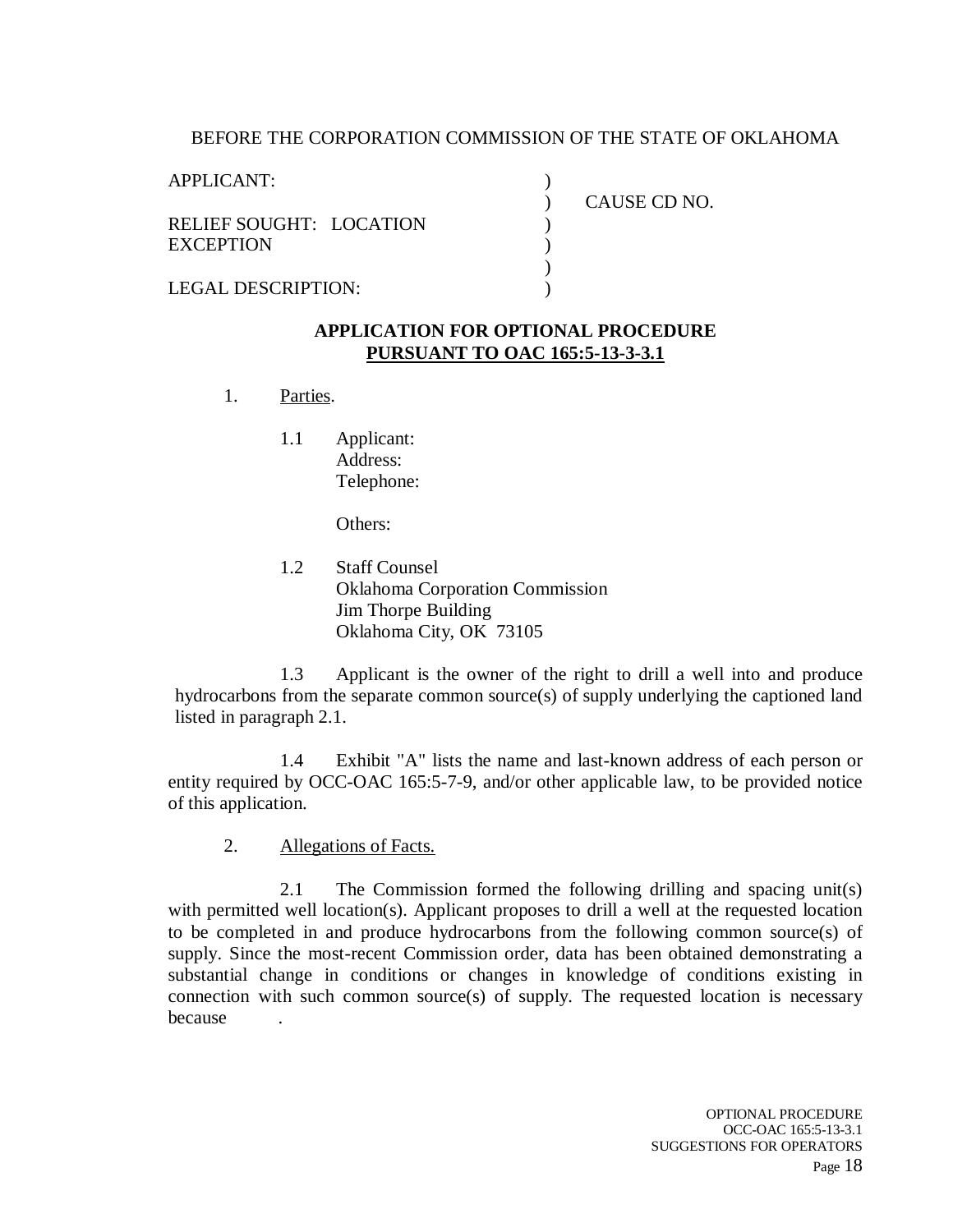BEFORE THE CORPORATION COMMISSION OF THE STATE OF OKLAHOMA

| | | |
|---|---|---|
| APPLICANT: | ) | |
| | ) | CAUSE CD NO. |
| RELIEF SOUGHT: LOCATION EXCEPTION | ) | |
| | ) | |
| LEGAL DESCRIPTION: | ) | |

**APPLICATION FOR OPTIONAL PROCEDURE**
**PURSUANT TO OAC 165:5-13-3-3.1**

1. Parties.

   1.1 Applicant:
   Address:
   Telephone:

   Others:

   1.2 Staff Counsel
   Oklahoma Corporation Commission
   Jim Thorpe Building
   Oklahoma City, OK 73105

   1.3 Applicant is the owner of the right to drill a well into and produce hydrocarbons from the separate common source(s) of supply underlying the captioned land listed in paragraph 2.1.

   1.4 Exhibit "A" lists the name and last-known address of each person or entity required by OCC-OAC 165:5-7-9, and/or other applicable law, to be provided notice of this application.

2. Allegations of Facts.

   2.1 The Commission formed the following drilling and spacing unit(s) with permitted well location(s). Applicant proposes to drill a well at the requested location to be completed in and produce hydrocarbons from the following common source(s) of supply. Since the most-recent Commission order, data has been obtained demonstrating a substantial change in conditions or changes in knowledge of conditions existing in connection with such common source(s) of supply. The requested location is necessary because .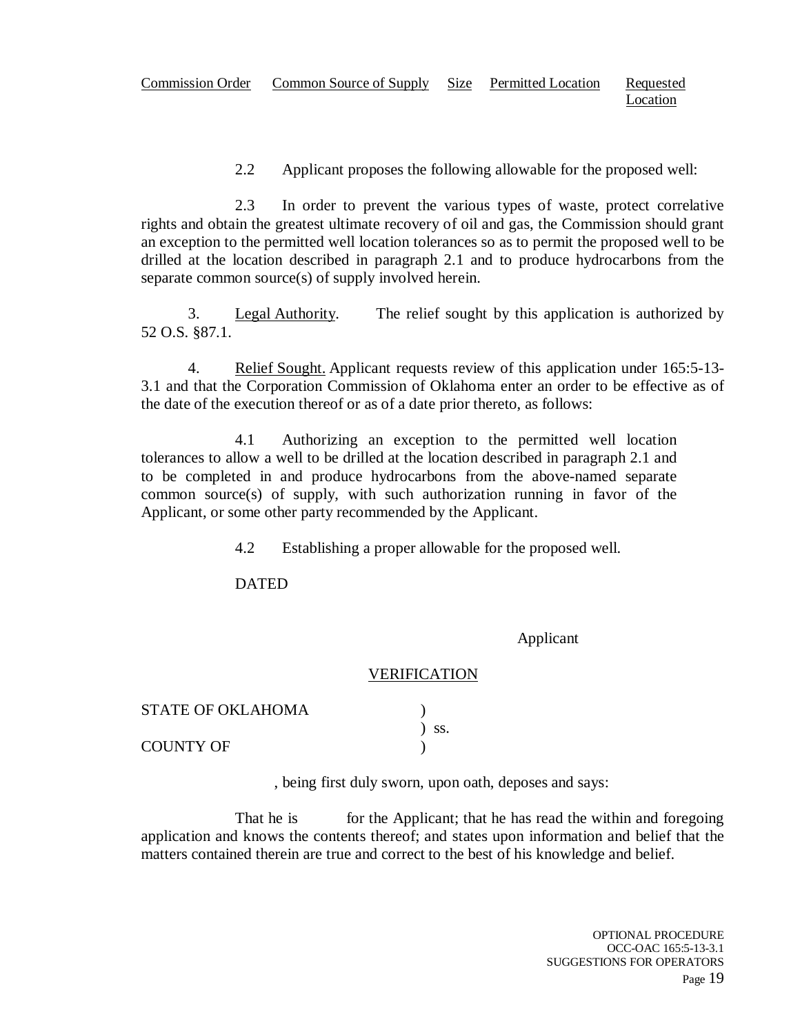| Commission Order | Common Source of Supply | Size | Permitted Location | Requested Location |
|---|---|---|---|---|

2.2 Applicant proposes the following allowable for the proposed well:

2.3 In order to prevent the various types of waste, protect correlative rights and obtain the greatest ultimate recovery of oil and gas, the Commission should grant an exception to the permitted well location tolerances so as to permit the proposed well to be drilled at the location described in paragraph 2.1 and to produce hydrocarbons from the separate common source(s) of supply involved herein.

3. Legal Authority. The relief sought by this application is authorized by 52 O.S. §87.1.

4. Relief Sought. Applicant requests review of this application under 165:5-13-3.1 and that the Corporation Commission of Oklahoma enter an order to be effective as of the date of the execution thereof or as of a date prior thereto, as follows:

4.1 Authorizing an exception to the permitted well location tolerances to allow a well to be drilled at the location described in paragraph 2.1 and to be completed in and produce hydrocarbons from the above-named separate common source(s) of supply, with such authorization running in favor of the Applicant, or some other party recommended by the Applicant.

4.2 Establishing a proper allowable for the proposed well.

DATED

Applicant

VERIFICATION

STATE OF OKLAHOMA )
) ss.
COUNTY OF )

, being first duly sworn, upon oath, deposes and says:

That he is for the Applicant; that he has read the within and foregoing application and knows the contents thereof; and states upon information and belief that the matters contained therein are true and correct to the best of his knowledge and belief.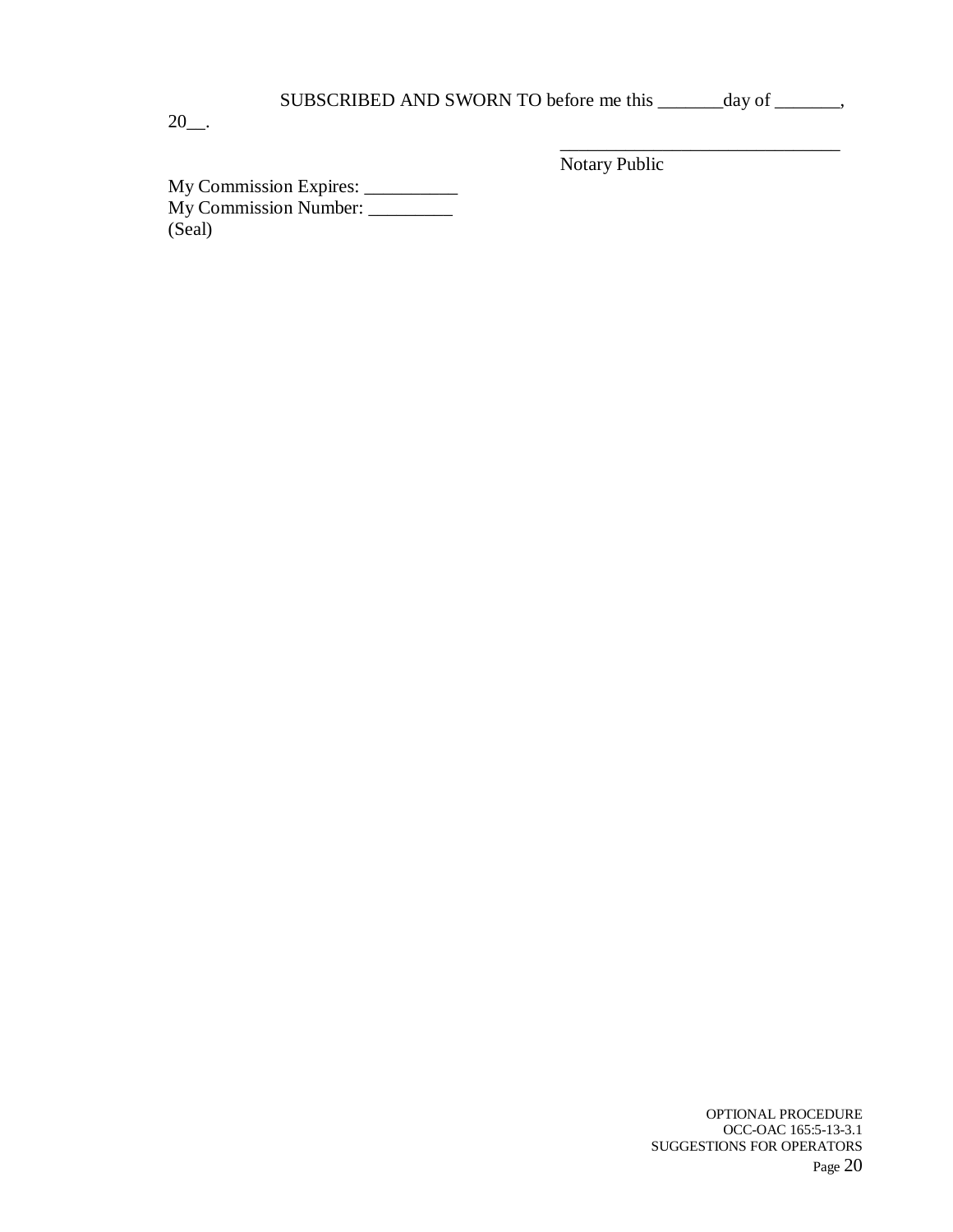SUBSCRIBED AND SWORN TO before me this _______day of _______, 20__.

_______________________________
Notary Public

My Commission Expires: __________
My Commission Number: _________
(Seal)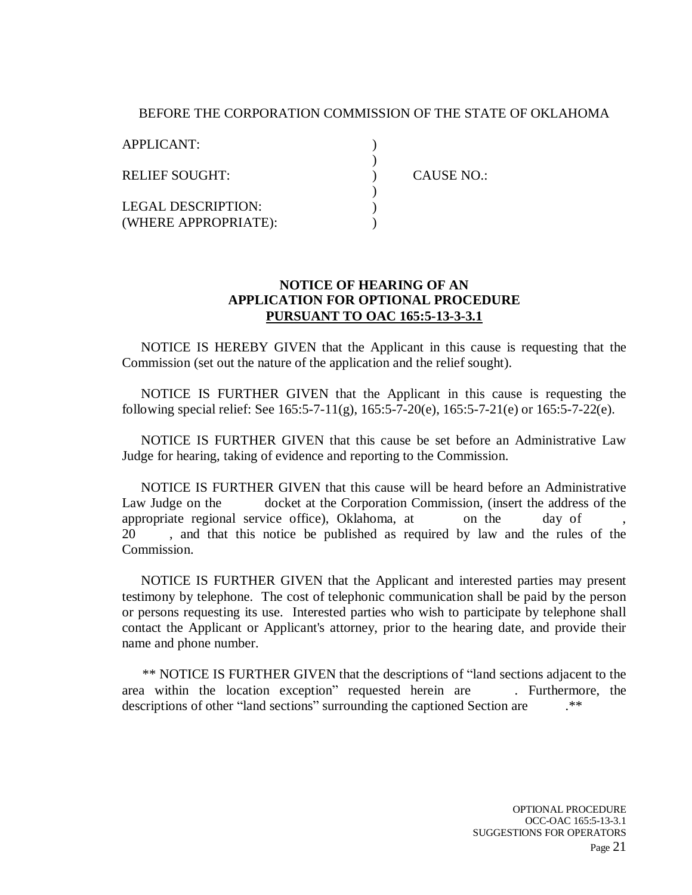BEFORE THE CORPORATION COMMISSION OF THE STATE OF OKLAHOMA

APPLICANT: )
)
RELIEF SOUGHT: ) CAUSE NO.:
)
LEGAL DESCRIPTION: )
(WHERE APPROPRIATE): )

**NOTICE OF HEARING OF AN**
**APPLICATION FOR OPTIONAL PROCEDURE**
**PURSUANT TO OAC 165:5-13-3-3.1**

NOTICE IS HEREBY GIVEN that the Applicant in this cause is requesting that the Commission (set out the nature of the application and the relief sought).

NOTICE IS FURTHER GIVEN that the Applicant in this cause is requesting the following special relief: See 165:5-7-11(g), 165:5-7-20(e), 165:5-7-21(e) or 165:5-7-22(e).

NOTICE IS FURTHER GIVEN that this cause be set before an Administrative Law Judge for hearing, taking of evidence and reporting to the Commission.

NOTICE IS FURTHER GIVEN that this cause will be heard before an Administrative Law Judge on the docket at the Corporation Commission, (insert the address of the appropriate regional service office), Oklahoma, at on the day of , 20 , and that this notice be published as required by law and the rules of the Commission.

NOTICE IS FURTHER GIVEN that the Applicant and interested parties may present testimony by telephone. The cost of telephonic communication shall be paid by the person or persons requesting its use. Interested parties who wish to participate by telephone shall contact the Applicant or Applicant's attorney, prior to the hearing date, and provide their name and phone number.

** NOTICE IS FURTHER GIVEN that the descriptions of "land sections adjacent to the area within the location exception" requested herein are . Furthermore, the descriptions of other "land sections" surrounding the captioned Section are .**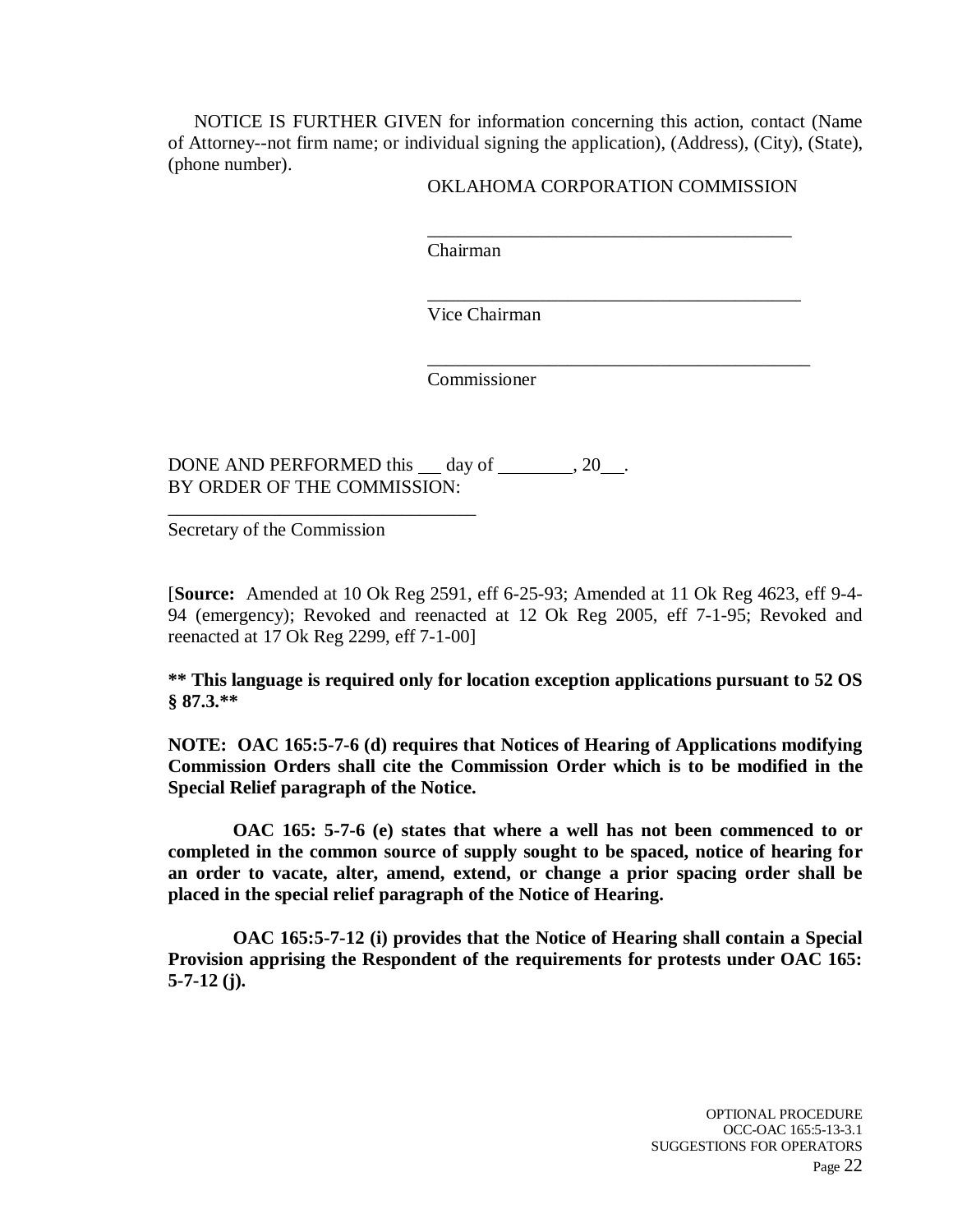NOTICE IS FURTHER GIVEN for information concerning this action, contact (Name of Attorney--not firm name; or individual signing the application), (Address), (City), (State), (phone number).

OKLAHOMA CORPORATION COMMISSION

\_\_\_\_\_\_\_\_\_\_\_\_\_\_\_\_\_\_\_\_\_\_\_\_\_\_\_\_\_\_\_\_\_\_\_\_\_\_\_\_
Chairman

\_\_\_\_\_\_\_\_\_\_\_\_\_\_\_\_\_\_\_\_\_\_\_\_\_\_\_\_\_\_\_\_\_\_\_\_\_\_\_\_
Vice Chairman

\_\_\_\_\_\_\_\_\_\_\_\_\_\_\_\_\_\_\_\_\_\_\_\_\_\_\_\_\_\_\_\_\_\_\_\_\_\_\_\_
Commissioner

DONE AND PERFORMED this \_\_\_ day of \_\_\_\_\_\_\_\_, 20\_\_\_.
BY ORDER OF THE COMMISSION:

\_\_\_\_\_\_\_\_\_\_\_\_\_\_\_\_\_\_\_\_\_\_\_\_\_\_\_\_\_\_\_\_\_\_
Secretary of the Commission

[**Source:** Amended at 10 Ok Reg 2591, eff 6-25-93; Amended at 11 Ok Reg 4623, eff 9-4-94 (emergency); Revoked and reenacted at 12 Ok Reg 2005, eff 7-1-95; Revoked and reenacted at 17 Ok Reg 2299, eff 7-1-00]

**\*\* This language is required only for location exception applications pursuant to 52 OS § 87.3.\*\***

**NOTE: OAC 165:5-7-6 (d) requires that Notices of Hearing of Applications modifying Commission Orders shall cite the Commission Order which is to be modified in the Special Relief paragraph of the Notice.**

**OAC 165: 5-7-6 (e) states that where a well has not been commenced to or completed in the common source of supply sought to be spaced, notice of hearing for an order to vacate, alter, amend, extend, or change a prior spacing order shall be placed in the special relief paragraph of the Notice of Hearing.**

**OAC 165:5-7-12 (i) provides that the Notice of Hearing shall contain a Special Provision apprising the Respondent of the requirements for protests under OAC 165: 5-7-12 (j).**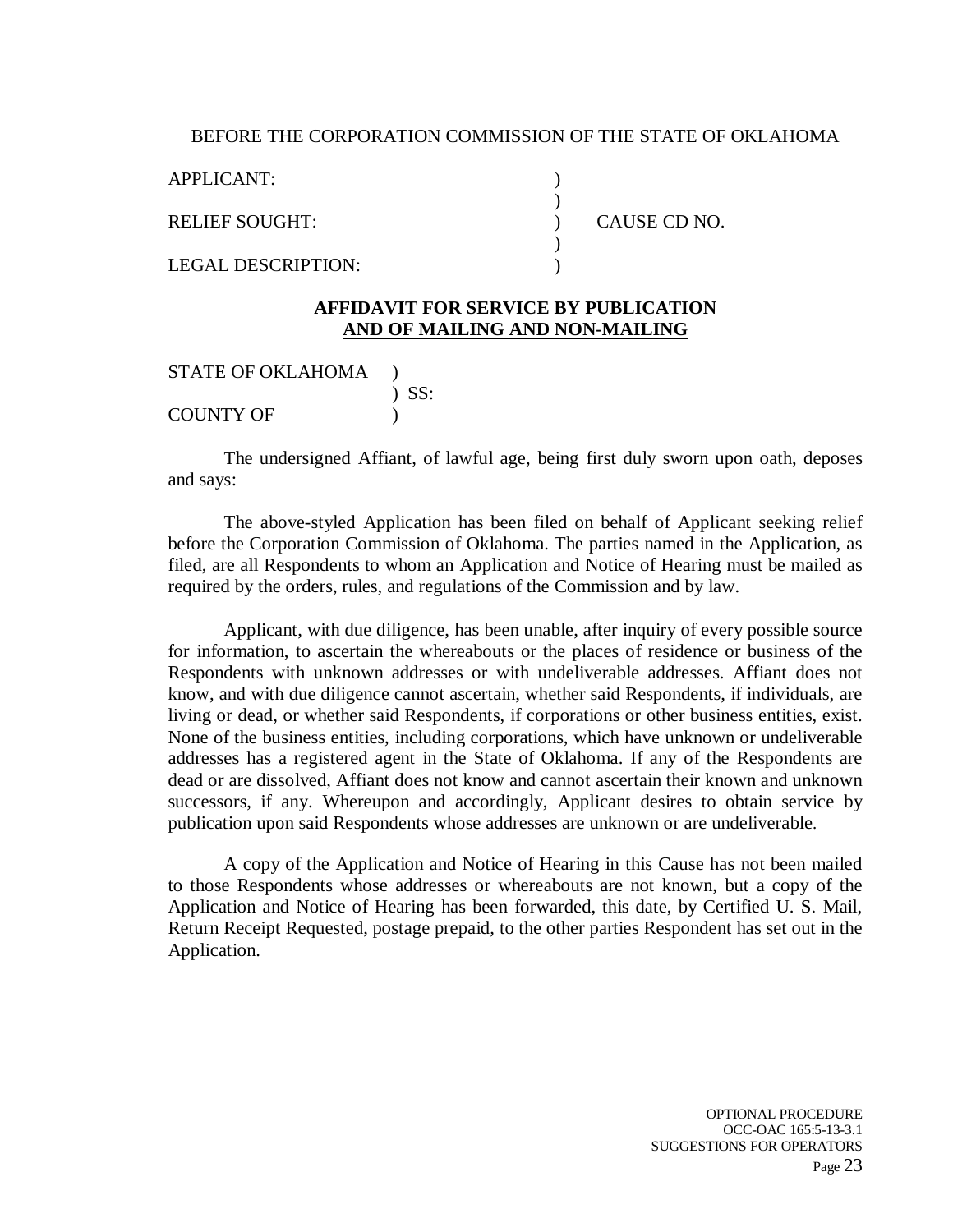BEFORE THE CORPORATION COMMISSION OF THE STATE OF OKLAHOMA

| | | |
|---|---|---|
| APPLICANT: | ) | |
| | ) | |
| RELIEF SOUGHT: | ) | CAUSE CD NO. |
| | ) | |
| LEGAL DESCRIPTION: | ) | |

**AFFIDAVIT FOR SERVICE BY PUBLICATION**
**AND OF MAILING AND NON-MAILING**

| | |
|---|---|
| STATE OF OKLAHOMA | ) |
| | ) SS: |
| COUNTY OF | ) |

The undersigned Affiant, of lawful age, being first duly sworn upon oath, deposes and says:

The above-styled Application has been filed on behalf of Applicant seeking relief before the Corporation Commission of Oklahoma. The parties named in the Application, as filed, are all Respondents to whom an Application and Notice of Hearing must be mailed as required by the orders, rules, and regulations of the Commission and by law.

Applicant, with due diligence, has been unable, after inquiry of every possible source for information, to ascertain the whereabouts or the places of residence or business of the Respondents with unknown addresses or with undeliverable addresses. Affiant does not know, and with due diligence cannot ascertain, whether said Respondents, if individuals, are living or dead, or whether said Respondents, if corporations or other business entities, exist. None of the business entities, including corporations, which have unknown or undeliverable addresses has a registered agent in the State of Oklahoma. If any of the Respondents are dead or are dissolved, Affiant does not know and cannot ascertain their known and unknown successors, if any. Whereupon and accordingly, Applicant desires to obtain service by publication upon said Respondents whose addresses are unknown or are undeliverable.

A copy of the Application and Notice of Hearing in this Cause has not been mailed to those Respondents whose addresses or whereabouts are not known, but a copy of the Application and Notice of Hearing has been forwarded, this date, by Certified U. S. Mail, Return Receipt Requested, postage prepaid, to the other parties Respondent has set out in the Application.

OPTIONAL PROCEDURE
OCC-OAC 165:5-13-3.1
SUGGESTIONS FOR OPERATORS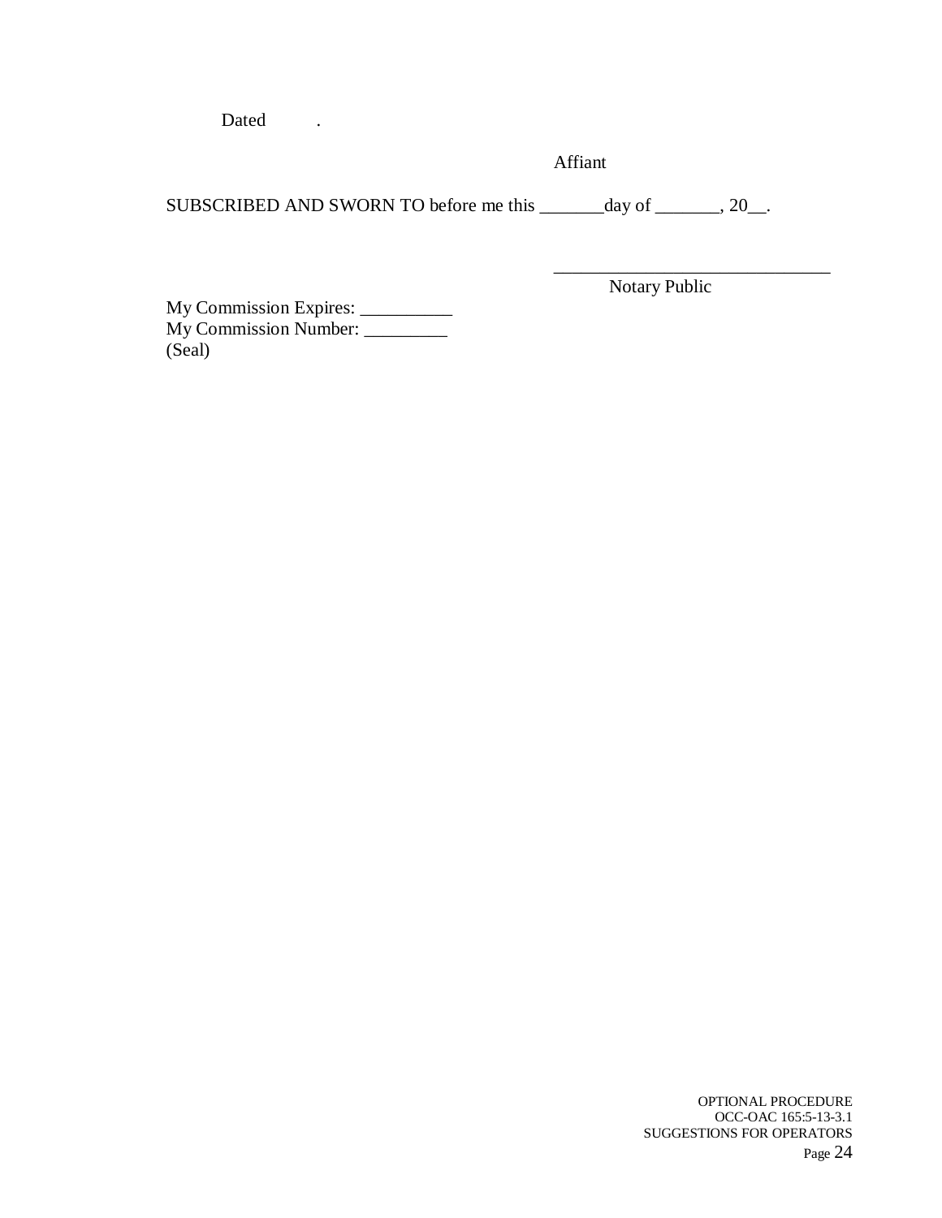Dated .

Affiant

SUBSCRIBED AND SWORN TO before me this _______day of _______, 20__.

______________________________
Notary Public

My Commission Expires: __________
My Commission Number: _________
(Seal)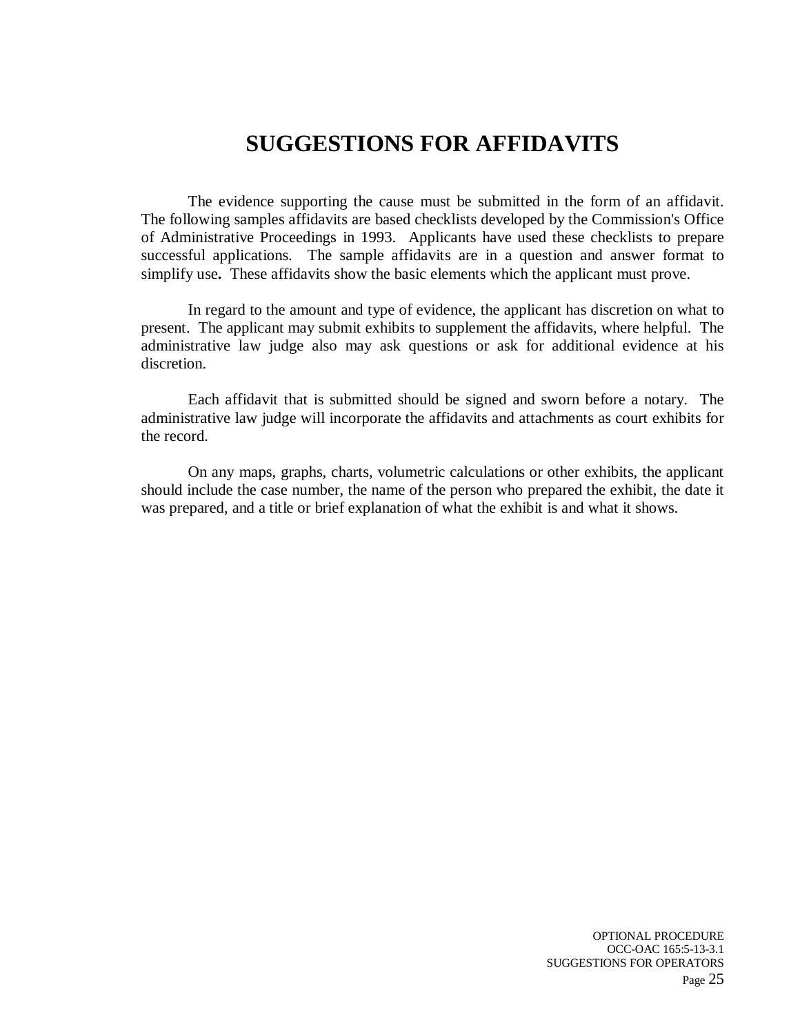# SUGGESTIONS FOR AFFIDAVITS

The evidence supporting the cause must be submitted in the form of an affidavit. The following samples affidavits are based checklists developed by the Commission's Office of Administrative Proceedings in 1993. Applicants have used these checklists to prepare successful applications. The sample affidavits are in a question and answer format to simplify use**.** These affidavits show the basic elements which the applicant must prove.

In regard to the amount and type of evidence, the applicant has discretion on what to present. The applicant may submit exhibits to supplement the affidavits, where helpful. The administrative law judge also may ask questions or ask for additional evidence at his discretion.

Each affidavit that is submitted should be signed and sworn before a notary. The administrative law judge will incorporate the affidavits and attachments as court exhibits for the record.

On any maps, graphs, charts, volumetric calculations or other exhibits, the applicant should include the case number, the name of the person who prepared the exhibit, the date it was prepared, and a title or brief explanation of what the exhibit is and what it shows.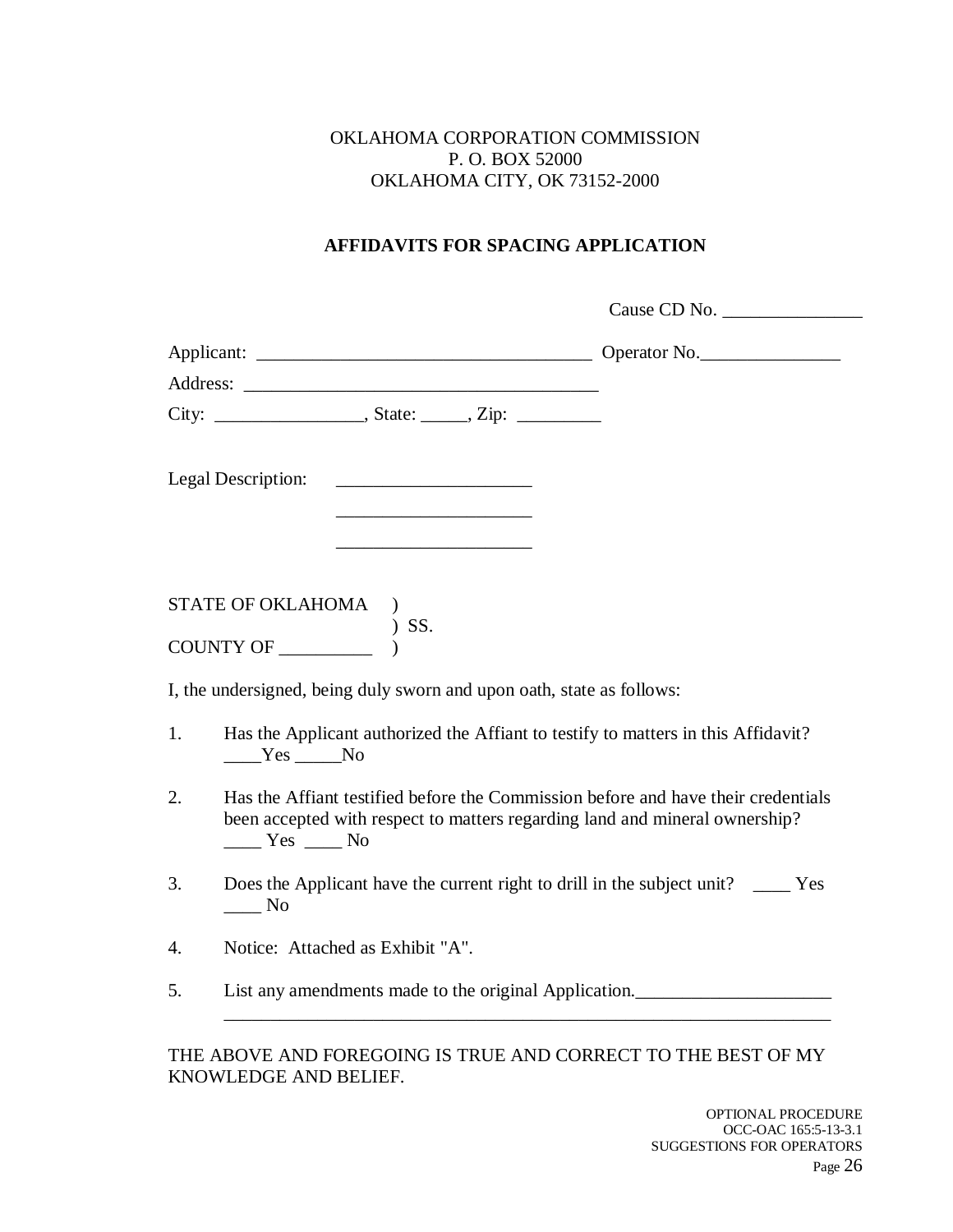OKLAHOMA CORPORATION COMMISSION
P. O. BOX 52000
OKLAHOMA CITY, OK 73152-2000

**AFFIDAVITS FOR SPACING APPLICATION**

Cause CD No. _______________

Applicant: ____________________________________ Operator No._______________

Address: ______________________________________

City: ________________, State: _____, Zip: _________

Legal Description: _____________________
_____________________
_____________________

STATE OF OKLAHOMA )
) SS.
COUNTY OF __________ )

I, the undersigned, being duly sworn and upon oath, state as follows:

1. Has the Applicant authorized the Affiant to testify to matters in this Affidavit? ____Yes _____No

2. Has the Affiant testified before the Commission before and have their credentials been accepted with respect to matters regarding land and mineral ownership? ____ Yes ____ No

3. Does the Applicant have the current right to drill in the subject unit? ____ Yes ____ No

4. Notice: Attached as Exhibit "A".

5. List any amendments made to the original Application._____________________
____________________________________________________________________

THE ABOVE AND FOREGOING IS TRUE AND CORRECT TO THE BEST OF MY KNOWLEDGE AND BELIEF.

OPTIONAL PROCEDURE
OCC-OAC 165:5-13-3.1
SUGGESTIONS FOR OPERATORS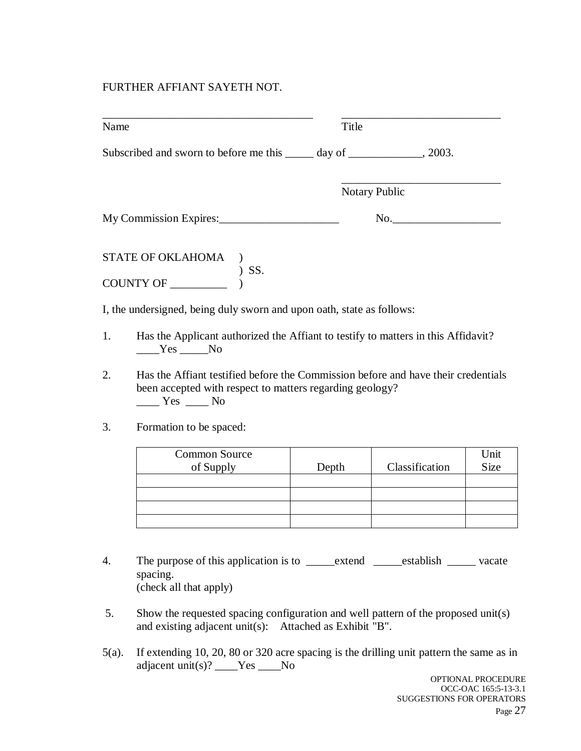FURTHER AFFIANT SAYETH NOT.

_____________________________________ _____________________________

Name Title

Subscribed and sworn to before me this _____ day of _____________, 2003.

_____________________________

Notary Public

My Commission Expires:_____________________ No.___________________

STATE OF OKLAHOMA )
) SS.
COUNTY OF __________ )

I, the undersigned, being duly sworn and upon oath, state as follows:

1. Has the Applicant authorized the Affiant to testify to matters in this Affidavit?
____Yes _____No

2. Has the Affiant testified before the Commission before and have their credentials been accepted with respect to matters regarding geology?
____ Yes ____ No

3. Formation to be spaced:

| Common Source of Supply | Depth | Classification | Unit Size |
|---|---|---|---|
| | | | |
| | | | |
| | | | |
| | | | |

4. The purpose of this application is to _____extend _____establish _____ vacate spacing.
(check all that apply)

5. Show the requested spacing configuration and well pattern of the proposed unit(s) and existing adjacent unit(s): Attached as Exhibit "B".

5(a). If extending 10, 20, 80 or 320 acre spacing is the drilling unit pattern the same as in adjacent unit(s)? ____Yes ____No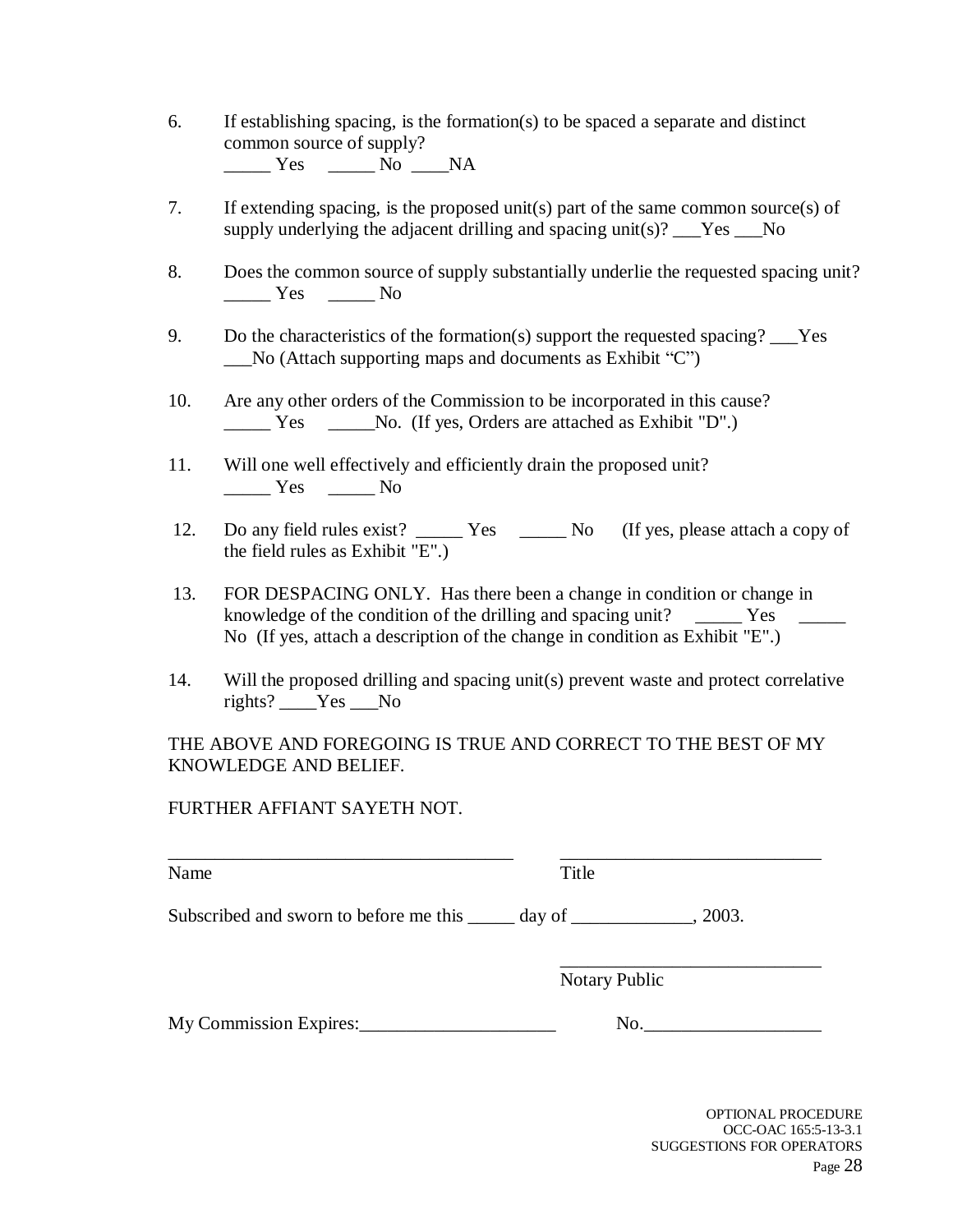6. If establishing spacing, is the formation(s) to be spaced a separate and distinct common source of supply?
_____ Yes _____ No ____NA

7. If extending spacing, is the proposed unit(s) part of the same common source(s) of supply underlying the adjacent drilling and spacing unit(s)? ___Yes ___No

8. Does the common source of supply substantially underlie the requested spacing unit?
_____ Yes _____ No

9. Do the characteristics of the formation(s) support the requested spacing? ___Yes ___No (Attach supporting maps and documents as Exhibit "C")

10. Are any other orders of the Commission to be incorporated in this cause?
_____ Yes _____No. (If yes, Orders are attached as Exhibit "D".)

11. Will one well effectively and efficiently drain the proposed unit?
_____ Yes _____ No

12. Do any field rules exist? _____ Yes _____ No (If yes, please attach a copy of the field rules as Exhibit "E".)

13. FOR DESPACING ONLY. Has there been a change in condition or change in knowledge of the condition of the drilling and spacing unit? _____ Yes _____ No (If yes, attach a description of the change in condition as Exhibit "E".)

14. Will the proposed drilling and spacing unit(s) prevent waste and protect correlative rights? ____Yes ___No

THE ABOVE AND FOREGOING IS TRUE AND CORRECT TO THE BEST OF MY KNOWLEDGE AND BELIEF.

FURTHER AFFIANT SAYETH NOT.

_____________________________________ ____________________________
Name Title

Subscribed and sworn to before me this _____ day of _____________, 2003.

____________________________
Notary Public

My Commission Expires:_____________________ No.___________________

OPTIONAL PROCEDURE
OCC-OAC 165:5-13-3.1
SUGGESTIONS FOR OPERATORS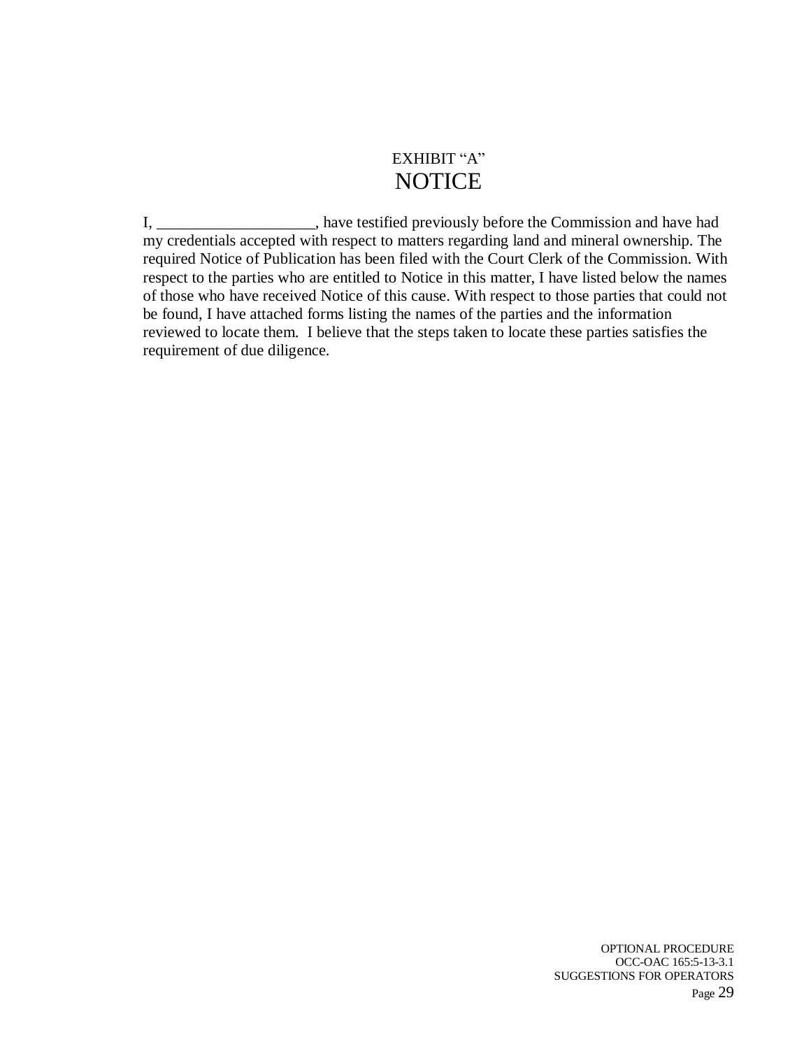# EXHIBIT "A"
# NOTICE

I, ____________________, have testified previously before the Commission and have had my credentials accepted with respect to matters regarding land and mineral ownership. The required Notice of Publication has been filed with the Court Clerk of the Commission. With respect to the parties who are entitled to Notice in this matter, I have listed below the names of those who have received Notice of this cause. With respect to those parties that could not be found, I have attached forms listing the names of the parties and the information reviewed to locate them. I believe that the steps taken to locate these parties satisfies the requirement of due diligence.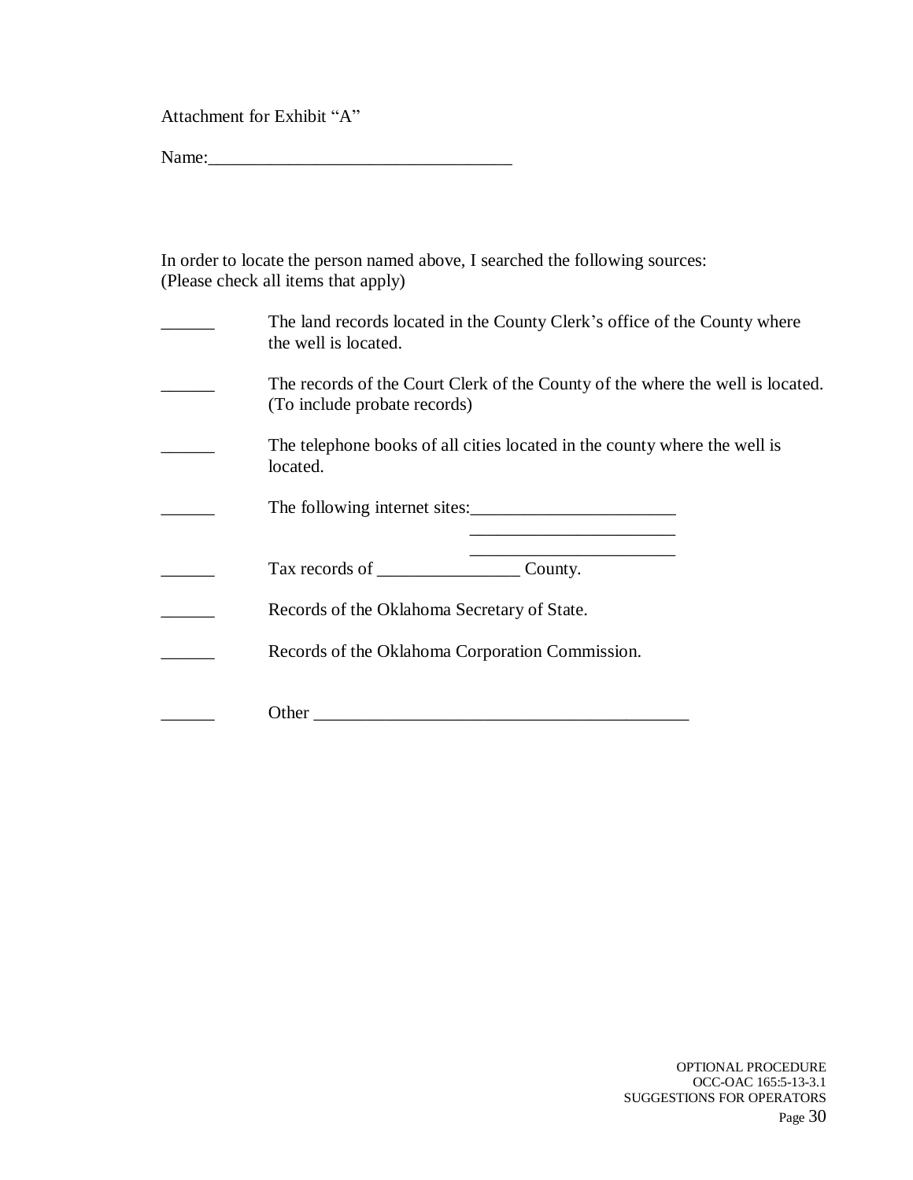Attachment for Exhibit "A"

Name:__________________________________

In order to locate the person named above, I searched the following sources:
(Please check all items that apply)

______ The land records located in the County Clerk's office of the County where the well is located.

______ The records of the Court Clerk of the County of the where the well is located. (To include probate records)

______ The telephone books of all cities located in the county where the well is located.

______ The following internet sites:_______________________
_______________________
_______________________

______ Tax records of ________________ County.

______ Records of the Oklahoma Secretary of State.

______ Records of the Oklahoma Corporation Commission.

______ Other ___________________________________________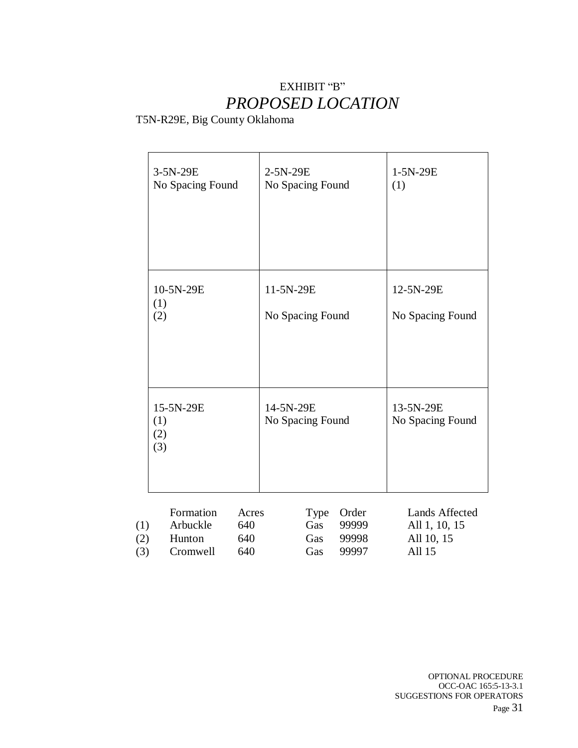EXHIBIT "B"

# *PROPOSED LOCATION*

T5N-R29E, Big County Oklahoma

| | | |
|---|---|---|
| 3-5N-29E<br>No Spacing Found | 2-5N-29E<br>No Spacing Found | 1-5N-29E<br>(1) |
| 10-5N-29E<br>(1)<br>(2) | 11-5N-29E<br><br>No Spacing Found | 12-5N-29E<br><br>No Spacing Found |
| 15-5N-29E<br>(1)<br>(2)<br>(3) | 14-5N-29E<br>No Spacing Found | 13-5N-29E<br>No Spacing Found |

| | Formation | Acres | Type | Order | Lands Affected |
|---|---|---|---|---|---|
| (1) | Arbuckle | 640 | Gas | 99999 | All 1, 10, 15 |
| (2) | Hunton | 640 | Gas | 99998 | All 10, 15 |
| (3) | Cromwell | 640 | Gas | 99997 | All 15 |

OPTIONAL PROCEDURE
OCC-OAC 165:5-13-3.1
SUGGESTIONS FOR OPERATORS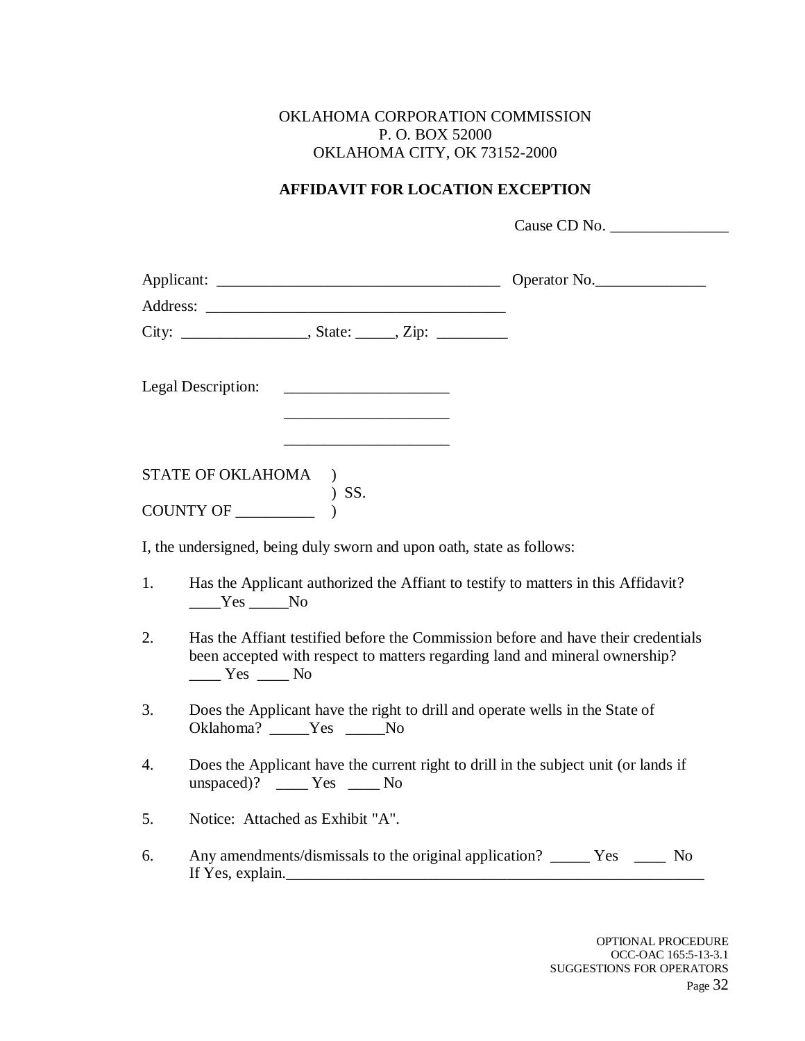OKLAHOMA CORPORATION COMMISSION
P. O. BOX 52000
OKLAHOMA CITY, OK 73152-2000

**AFFIDAVIT FOR LOCATION EXCEPTION**

Cause CD No. _______________

Applicant: ___________________________________ Operator No.______________

Address: ______________________________________

City: ________________, State: _____, Zip: _________

Legal Description: _____________________

_____________________

_____________________

STATE OF OKLAHOMA )
) SS.
COUNTY OF __________ )

I, the undersigned, being duly sworn and upon oath, state as follows:

1. Has the Applicant authorized the Affiant to testify to matters in this Affidavit? ____Yes _____No

2. Has the Affiant testified before the Commission before and have their credentials been accepted with respect to matters regarding land and mineral ownership? ____ Yes ____ No

3. Does the Applicant have the right to drill and operate wells in the State of Oklahoma? _____Yes _____No

4. Does the Applicant have the current right to drill in the subject unit (or lands if unspaced)? ____ Yes ____ No

5. Notice: Attached as Exhibit "A".

6. Any amendments/dismissals to the original application? _____ Yes ____ No
If Yes, explain._______________________________________________________

OPTIONAL PROCEDURE
OCC-OAC 165:5-13-3.1
SUGGESTIONS FOR OPERATORS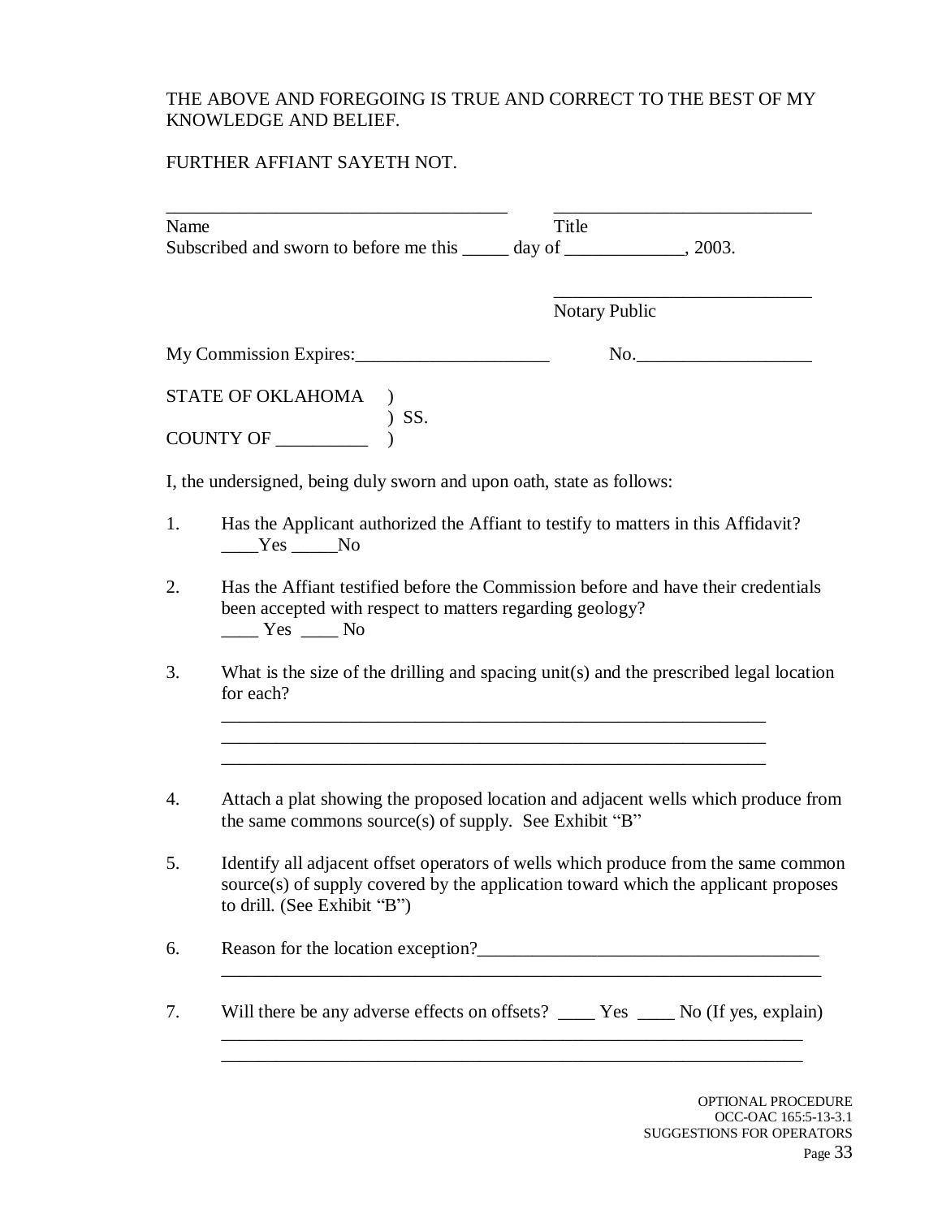THE ABOVE AND FOREGOING IS TRUE AND CORRECT TO THE BEST OF MY KNOWLEDGE AND BELIEF.

FURTHER AFFIANT SAYETH NOT.

_____________________________________ ____________________________

Name Title

Subscribed and sworn to before me this _____ day of _____________, 2003.

____________________________

Notary Public

My Commission Expires:_____________________ No.___________________

STATE OF OKLAHOMA )
) SS.
COUNTY OF __________ )

I, the undersigned, being duly sworn and upon oath, state as follows:

1. Has the Applicant authorized the Affiant to testify to matters in this Affidavit?
____Yes _____No

2. Has the Affiant testified before the Commission before and have their credentials been accepted with respect to matters regarding geology?
____ Yes ____ No

3. What is the size of the drilling and spacing unit(s) and the prescribed legal location for each?
_____________________________________________________________
_____________________________________________________________
_____________________________________________________________

4. Attach a plat showing the proposed location and adjacent wells which produce from the same commons source(s) of supply. See Exhibit "B"

5. Identify all adjacent offset operators of wells which produce from the same common source(s) of supply covered by the application toward which the applicant proposes to drill. (See Exhibit "B")

6. Reason for the location exception?_____________________________________
_____________________________________________________________

7. Will there be any adverse effects on offsets? ____ Yes ____ No (If yes, explain)
_____________________________________________________________
_____________________________________________________________

OPTIONAL PROCEDURE
OCC-OAC 165:5-13-3.1
SUGGESTIONS FOR OPERATORS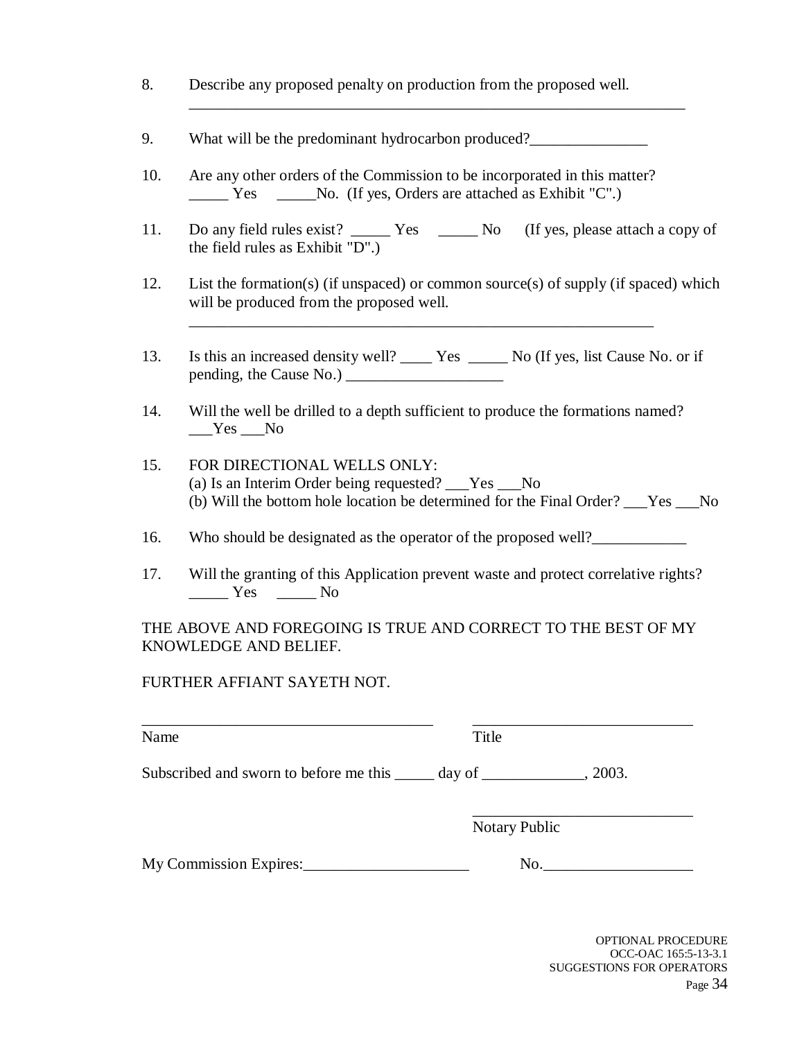8. Describe any proposed penalty on production from the proposed well.
 _________________________________________________________________

9. What will be the predominant hydrocarbon produced?_______________

10. Are any other orders of the Commission to be incorporated in this matter?
 _____ Yes _____No. (If yes, Orders are attached as Exhibit "C".)

11. Do any field rules exist? _____ Yes _____ No (If yes, please attach a copy of the field rules as Exhibit "D".)

12. List the formation(s) (if unspaced) or common source(s) of supply (if spaced) which will be produced from the proposed well.
 _____________________________________________________________

13. Is this an increased density well? ____ Yes _____ No (If yes, list Cause No. or if pending, the Cause No.) ____________________

14. Will the well be drilled to a depth sufficient to produce the formations named?
 ___Yes ___No

15. FOR DIRECTIONAL WELLS ONLY:
 (a) Is an Interim Order being requested? ___Yes ___No
 (b) Will the bottom hole location be determined for the Final Order? ___Yes ___No

16. Who should be designated as the operator of the proposed well?____________

17. Will the granting of this Application prevent waste and protect correlative rights?
 _____ Yes _____ No

THE ABOVE AND FOREGOING IS TRUE AND CORRECT TO THE BEST OF MY KNOWLEDGE AND BELIEF.

FURTHER AFFIANT SAYETH NOT.

_____________________________________ ____________________________
Name Title

Subscribed and sworn to before me this _____ day of _____________, 2003.

____________________________
Notary Public

My Commission Expires:_____________________ No.___________________

OPTIONAL PROCEDURE
OCC-OAC 165:5-13-3.1
SUGGESTIONS FOR OPERATORS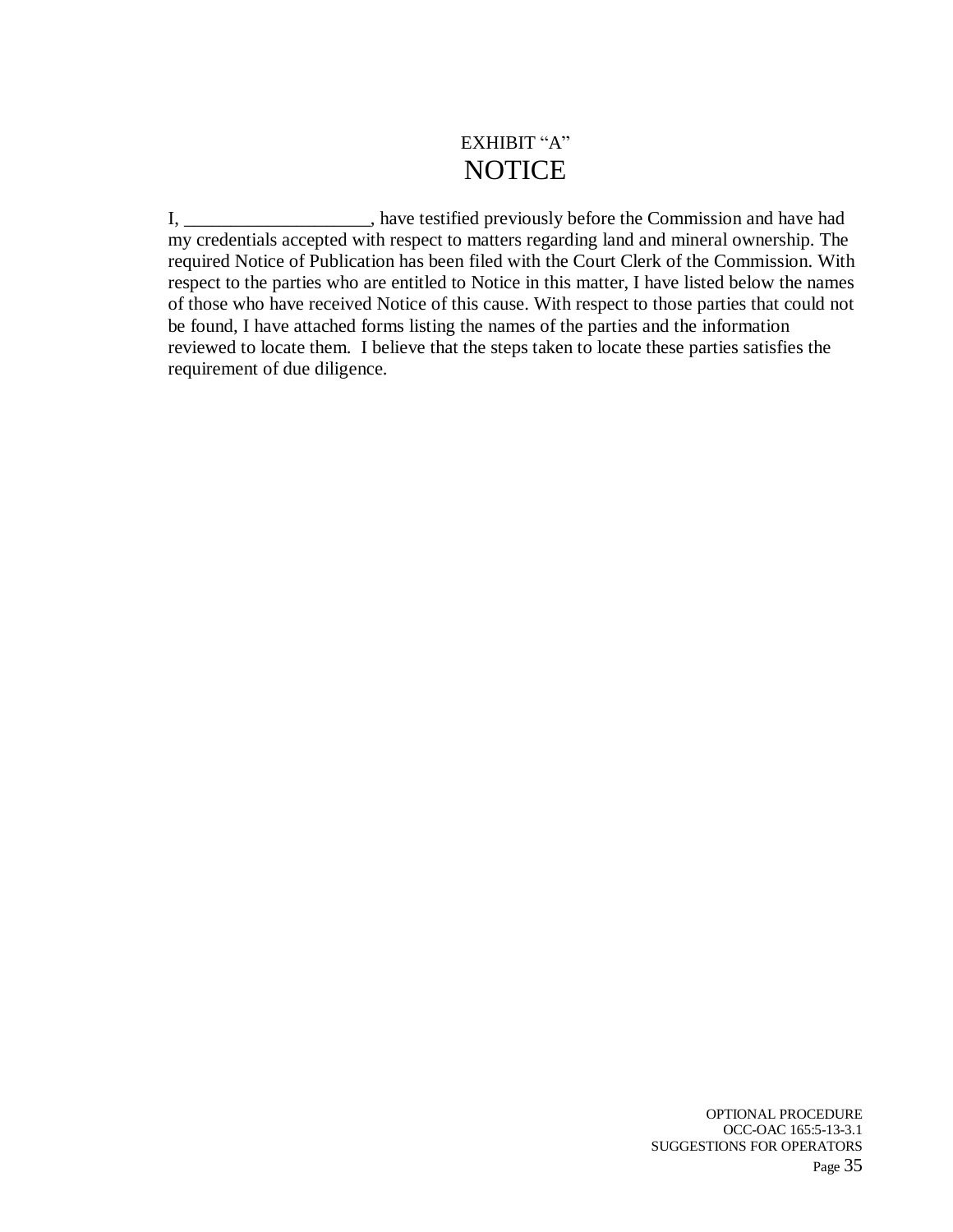EXHIBIT “A”

# NOTICE

I, ____________________, have testified previously before the Commission and have had my credentials accepted with respect to matters regarding land and mineral ownership. The required Notice of Publication has been filed with the Court Clerk of the Commission. With respect to the parties who are entitled to Notice in this matter, I have listed below the names of those who have received Notice of this cause. With respect to those parties that could not be found, I have attached forms listing the names of the parties and the information reviewed to locate them. I believe that the steps taken to locate these parties satisfies the requirement of due diligence.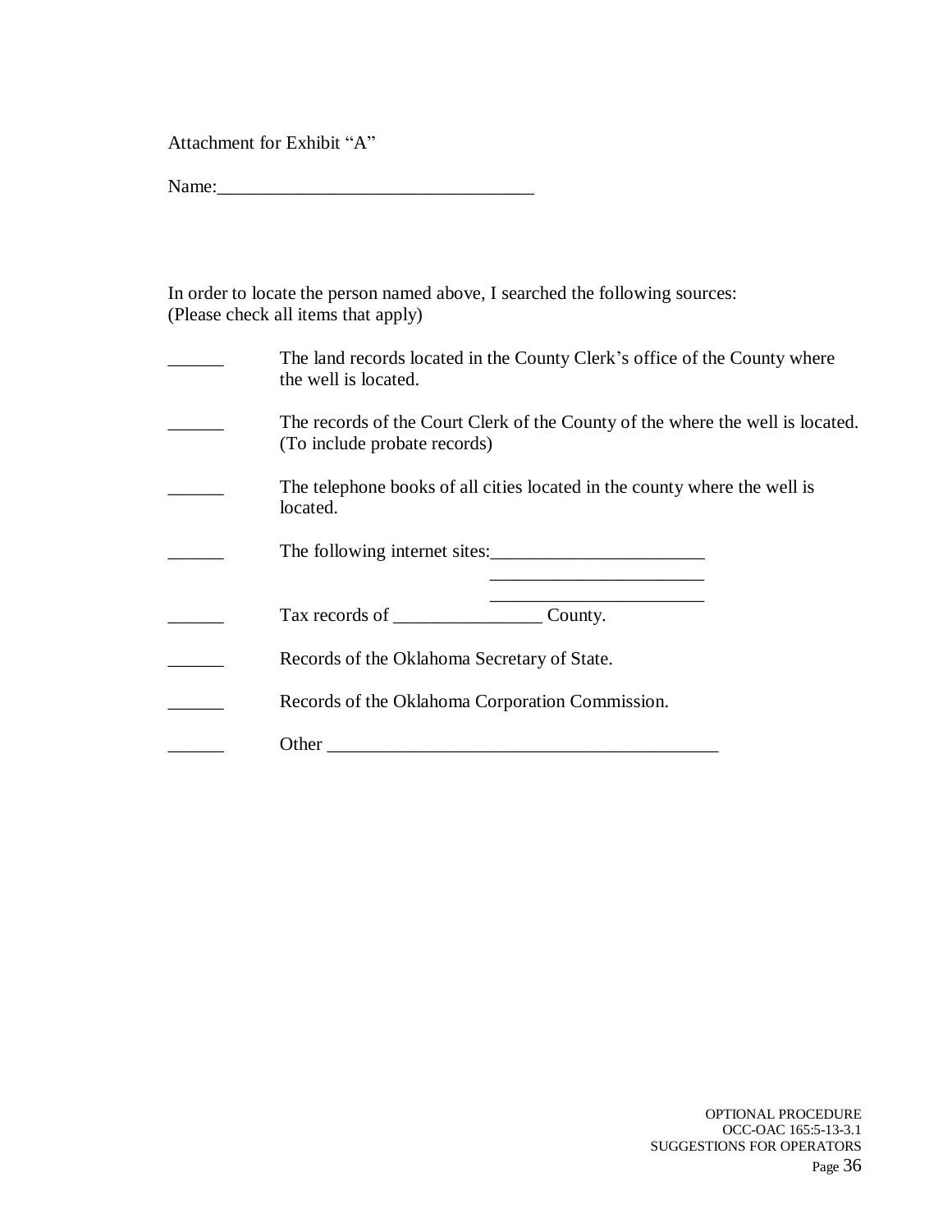Attachment for Exhibit "A"

Name:_________________________________

In order to locate the person named above, I searched the following sources:
(Please check all items that apply)

______ The land records located in the County Clerk's office of the County where the well is located.

______ The records of the Court Clerk of the County of the where the well is located. (To include probate records)

______ The telephone books of all cities located in the county where the well is located.

______ The following internet sites:_______________________
_______________________
_______________________

______ Tax records of ________________ County.

______ Records of the Oklahoma Secretary of State.

______ Records of the Oklahoma Corporation Commission.

______ Other __________________________________________

OPTIONAL PROCEDURE
OCC-OAC 165:5-13-3.1
SUGGESTIONS FOR OPERATORS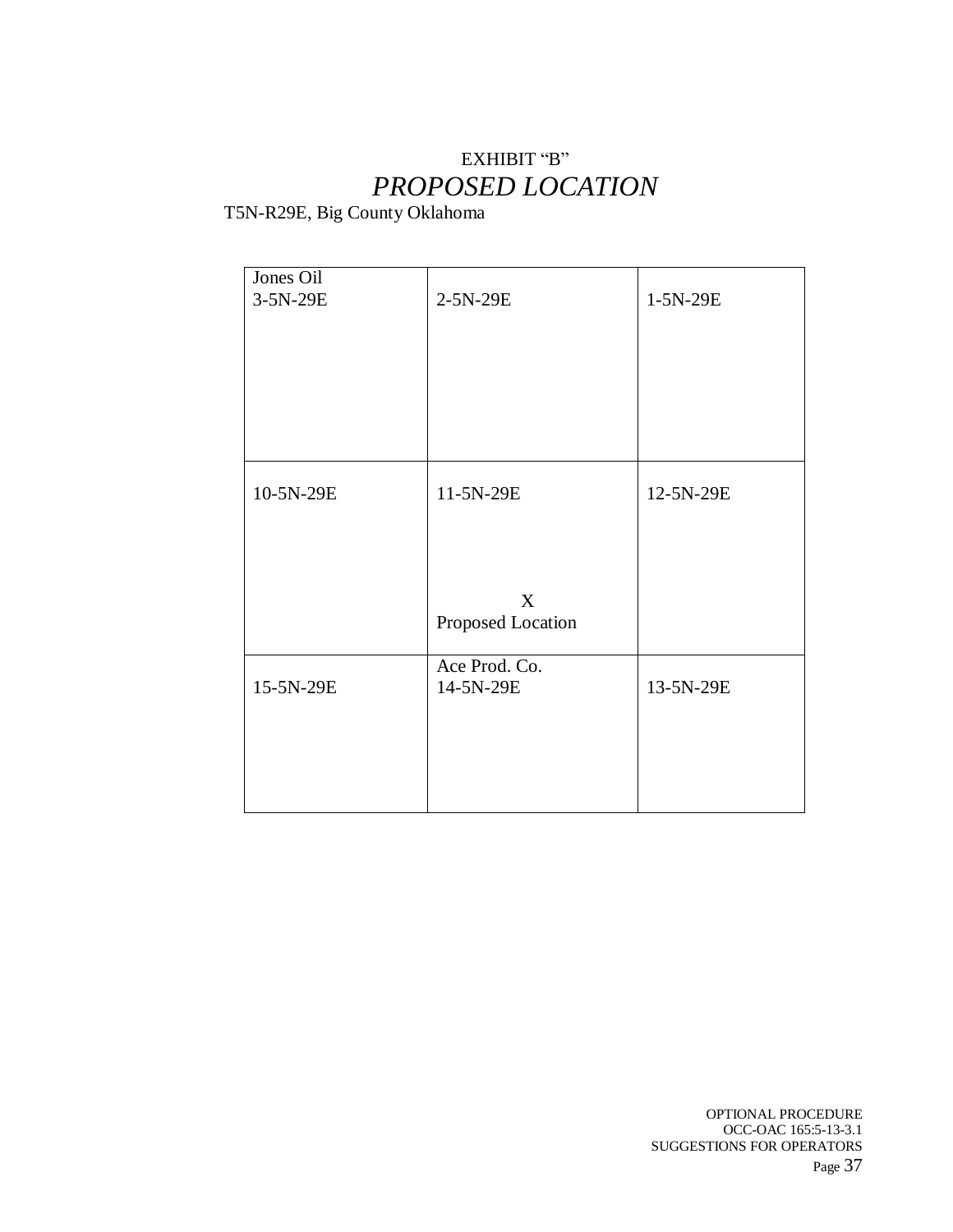EXHIBIT "B"

# *PROPOSED LOCATION*

T5N-R29E, Big County Oklahoma

| | | |
|---|---|---|
| Jones Oil<br>3-5N-29E | 2-5N-29E | 1-5N-29E |
| 10-5N-29E | 11-5N-29E<br><br>X<br>Proposed Location | 12-5N-29E |
| 15-5N-29E | Ace Prod. Co.<br>14-5N-29E | 13-5N-29E |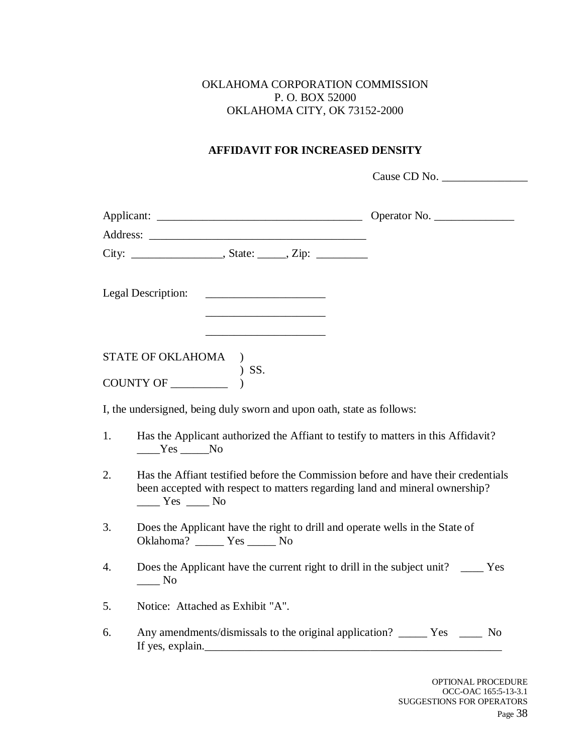OKLAHOMA CORPORATION COMMISSION
P. O. BOX 52000
OKLAHOMA CITY, OK 73152-2000

**AFFIDAVIT FOR INCREASED DENSITY**

Cause CD No. _______________

Applicant: ____________________________________ Operator No. ______________

Address: ______________________________________

City: ________________, State: _____, Zip: _________

Legal Description: _____________________

_____________________

_____________________

STATE OF OKLAHOMA )
) SS.
COUNTY OF __________ )

I, the undersigned, being duly sworn and upon oath, state as follows:

1. Has the Applicant authorized the Affiant to testify to matters in this Affidavit? ____Yes _____No

2. Has the Affiant testified before the Commission before and have their credentials been accepted with respect to matters regarding land and mineral ownership? ____ Yes ____ No

3. Does the Applicant have the right to drill and operate wells in the State of Oklahoma? _____ Yes _____ No

4. Does the Applicant have the current right to drill in the subject unit? ____ Yes ____ No

5. Notice: Attached as Exhibit "A".

6. Any amendments/dismissals to the original application? _____ Yes ____ No If yes, explain.______________________________________________________

OPTIONAL PROCEDURE
OCC-OAC 165:5-13-3.1
SUGGESTIONS FOR OPERATORS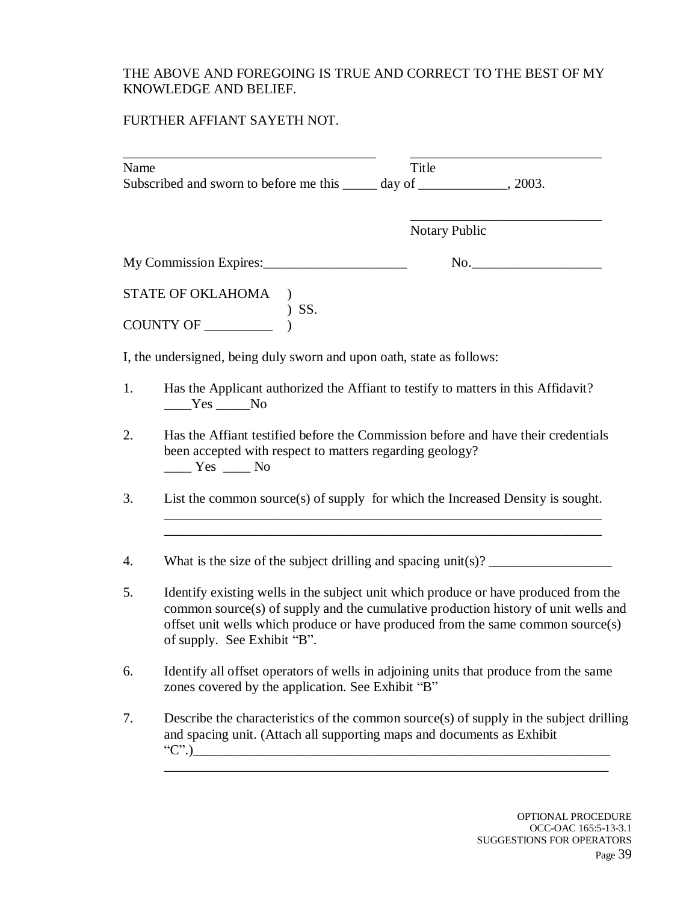THE ABOVE AND FOREGOING IS TRUE AND CORRECT TO THE BEST OF MY KNOWLEDGE AND BELIEF.

FURTHER AFFIANT SAYETH NOT.

_____________________________________ ____________________________

Name Title

Subscribed and sworn to before me this _____ day of _____________, 2003.

____________________________

Notary Public

My Commission Expires:_____________________ No.___________________

STATE OF OKLAHOMA )
) SS.
COUNTY OF __________ )

I, the undersigned, being duly sworn and upon oath, state as follows:

1. Has the Applicant authorized the Affiant to testify to matters in this Affidavit?
____Yes _____No

2. Has the Affiant testified before the Commission before and have their credentials been accepted with respect to matters regarding geology?
____ Yes ____ No

3. List the common source(s) of supply for which the Increased Density is sought.
_________________________________________________________________
_________________________________________________________________

4. What is the size of the subject drilling and spacing unit(s)? __________________

5. Identify existing wells in the subject unit which produce or have produced from the common source(s) of supply and the cumulative production history of unit wells and offset unit wells which produce or have produced from the same common source(s) of supply. See Exhibit "B".

6. Identify all offset operators of wells in adjoining units that produce from the same zones covered by the application. See Exhibit "B"

7. Describe the characteristics of the common source(s) of supply in the subject drilling and spacing unit. (Attach all supporting maps and documents as Exhibit "C".)_________________________________________________________________
_________________________________________________________________

OPTIONAL PROCEDURE
OCC-OAC 165:5-13-3.1
SUGGESTIONS FOR OPERATORS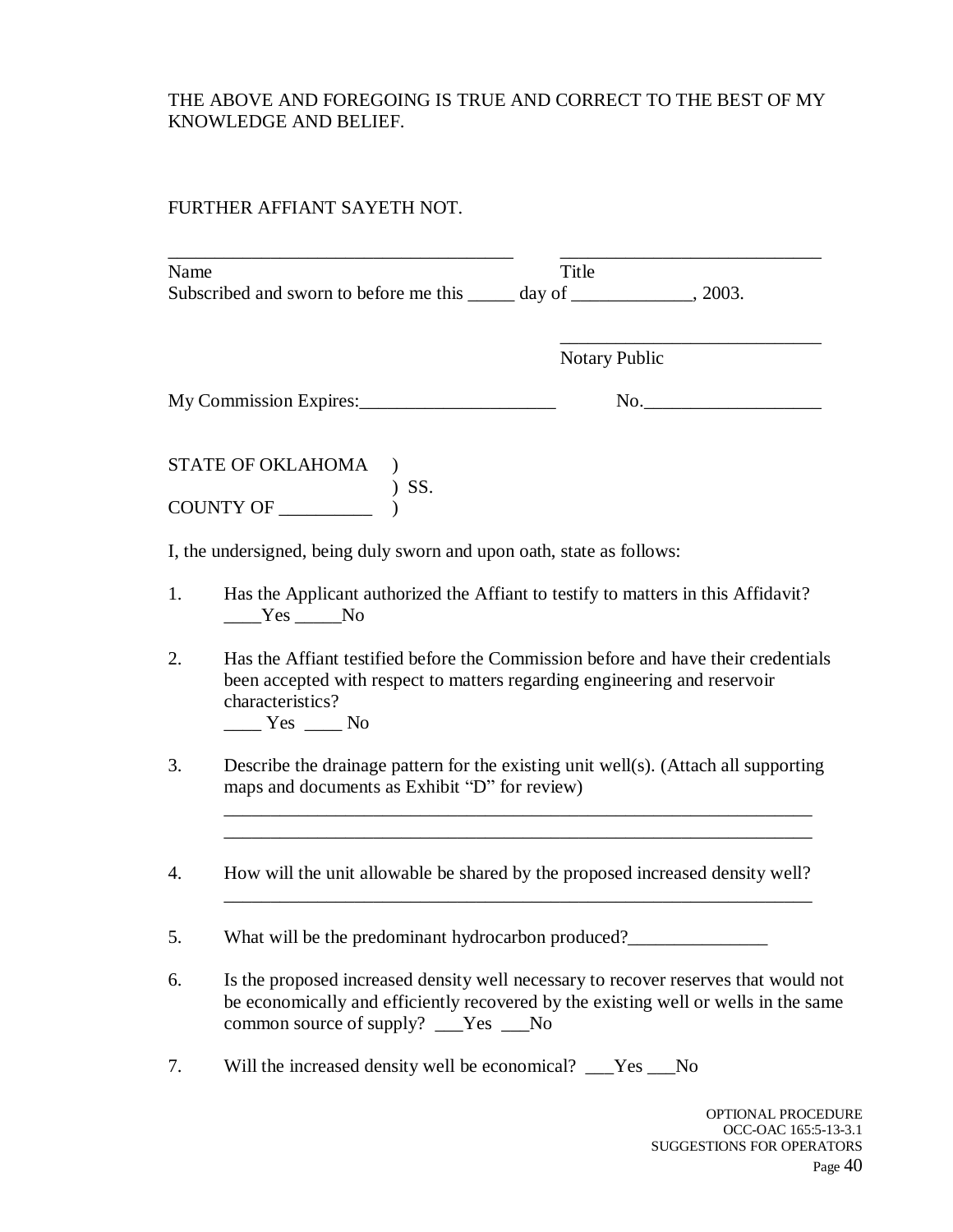THE ABOVE AND FOREGOING IS TRUE AND CORRECT TO THE BEST OF MY KNOWLEDGE AND BELIEF.

FURTHER AFFIANT SAYETH NOT.

_____________________________________ &nbsp;&nbsp;&nbsp;&nbsp; ____________________________

Name &nbsp;&nbsp;&nbsp;&nbsp;&nbsp;&nbsp;&nbsp;&nbsp;&nbsp;&nbsp;&nbsp;&nbsp;&nbsp;&nbsp;&nbsp;&nbsp;&nbsp;&nbsp;&nbsp;&nbsp;&nbsp;&nbsp;&nbsp;&nbsp;&nbsp;&nbsp;&nbsp;&nbsp;&nbsp;&nbsp;&nbsp;&nbsp;&nbsp;&nbsp;&nbsp;&nbsp;&nbsp;&nbsp;&nbsp;&nbsp; Title

Subscribed and sworn to before me this _____ day of _____________, 2003.

____________________________

Notary Public

My Commission Expires:_____________________ &nbsp;&nbsp;&nbsp;&nbsp; No.___________________

STATE OF OKLAHOMA &nbsp;&nbsp;&nbsp; )
&nbsp;&nbsp;&nbsp;&nbsp;&nbsp;&nbsp;&nbsp;&nbsp;&nbsp;&nbsp;&nbsp;&nbsp;&nbsp;&nbsp;&nbsp;&nbsp;&nbsp;&nbsp;&nbsp;&nbsp;&nbsp;&nbsp;&nbsp;&nbsp;&nbsp;&nbsp;&nbsp;&nbsp;&nbsp;&nbsp;&nbsp;&nbsp;&nbsp;&nbsp;&nbsp;&nbsp;&nbsp;&nbsp;&nbsp; ) SS.
COUNTY OF __________ &nbsp;&nbsp;&nbsp; )

I, the undersigned, being duly sworn and upon oath, state as follows:

1. Has the Applicant authorized the Affiant to testify to matters in this Affidavit?
____Yes _____No

2. Has the Affiant testified before the Commission before and have their credentials been accepted with respect to matters regarding engineering and reservoir characteristics?
____ Yes ____ No

3. Describe the drainage pattern for the existing unit well(s). (Attach all supporting maps and documents as Exhibit "D" for review)
_________________________________________________________________
_________________________________________________________________

4. How will the unit allowable be shared by the proposed increased density well?
_________________________________________________________________

5. What will be the predominant hydrocarbon produced?_______________

6. Is the proposed increased density well necessary to recover reserves that would not be economically and efficiently recovered by the existing well or wells in the same common source of supply? ___Yes ___No

7. Will the increased density well be economical? ___Yes ___No

OPTIONAL PROCEDURE
OCC-OAC 165:5-13-3.1
SUGGESTIONS FOR OPERATORS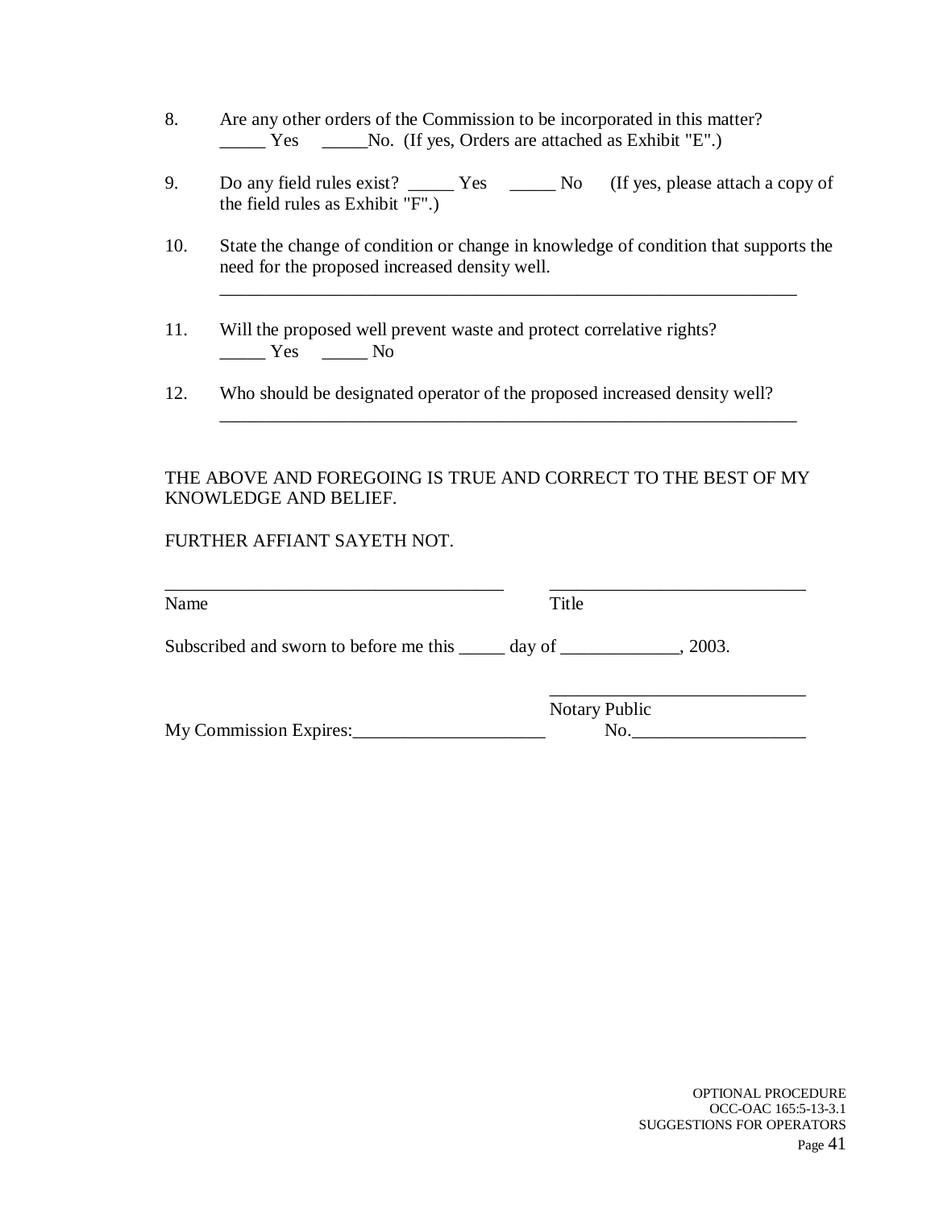8. Are any other orders of the Commission to be incorporated in this matter?
   _____ Yes _____No. (If yes, Orders are attached as Exhibit "E".)

9. Do any field rules exist? _____ Yes _____ No (If yes, please attach a copy of the field rules as Exhibit "F".)

10. State the change of condition or change in knowledge of condition that supports the need for the proposed increased density well.
    _________________________________________________________________

11. Will the proposed well prevent waste and protect correlative rights?
    _____ Yes _____ No

12. Who should be designated operator of the proposed increased density well?
    _________________________________________________________________

THE ABOVE AND FOREGOING IS TRUE AND CORRECT TO THE BEST OF MY KNOWLEDGE AND BELIEF.

FURTHER AFFIANT SAYETH NOT.

______________________________________ ____________________________
Name Title

Subscribed and sworn to before me this _____ day of _____________, 2003.

____________________________
Notary Public

My Commission Expires:_____________________ No.___________________

OPTIONAL PROCEDURE
OCC-OAC 165:5-13-3.1
SUGGESTIONS FOR OPERATORS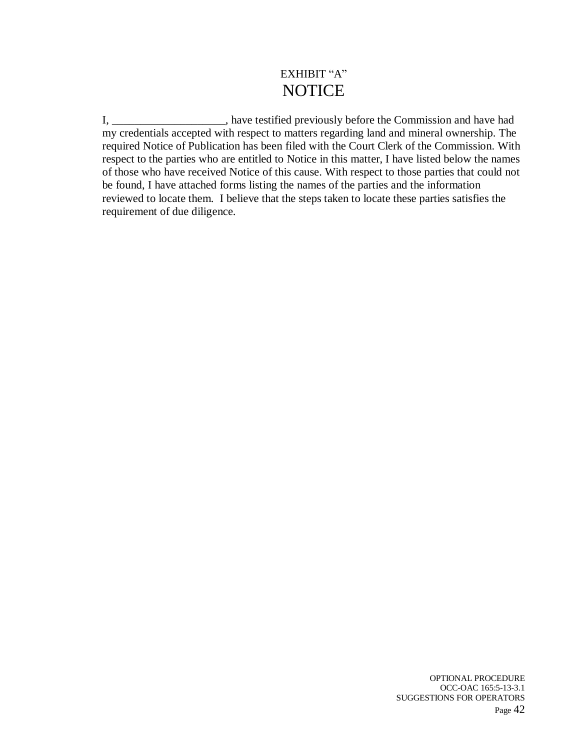EXHIBIT "A"

# NOTICE

I, ____________________, have testified previously before the Commission and have had my credentials accepted with respect to matters regarding land and mineral ownership. The required Notice of Publication has been filed with the Court Clerk of the Commission. With respect to the parties who are entitled to Notice in this matter, I have listed below the names of those who have received Notice of this cause. With respect to those parties that could not be found, I have attached forms listing the names of the parties and the information reviewed to locate them. I believe that the steps taken to locate these parties satisfies the requirement of due diligence.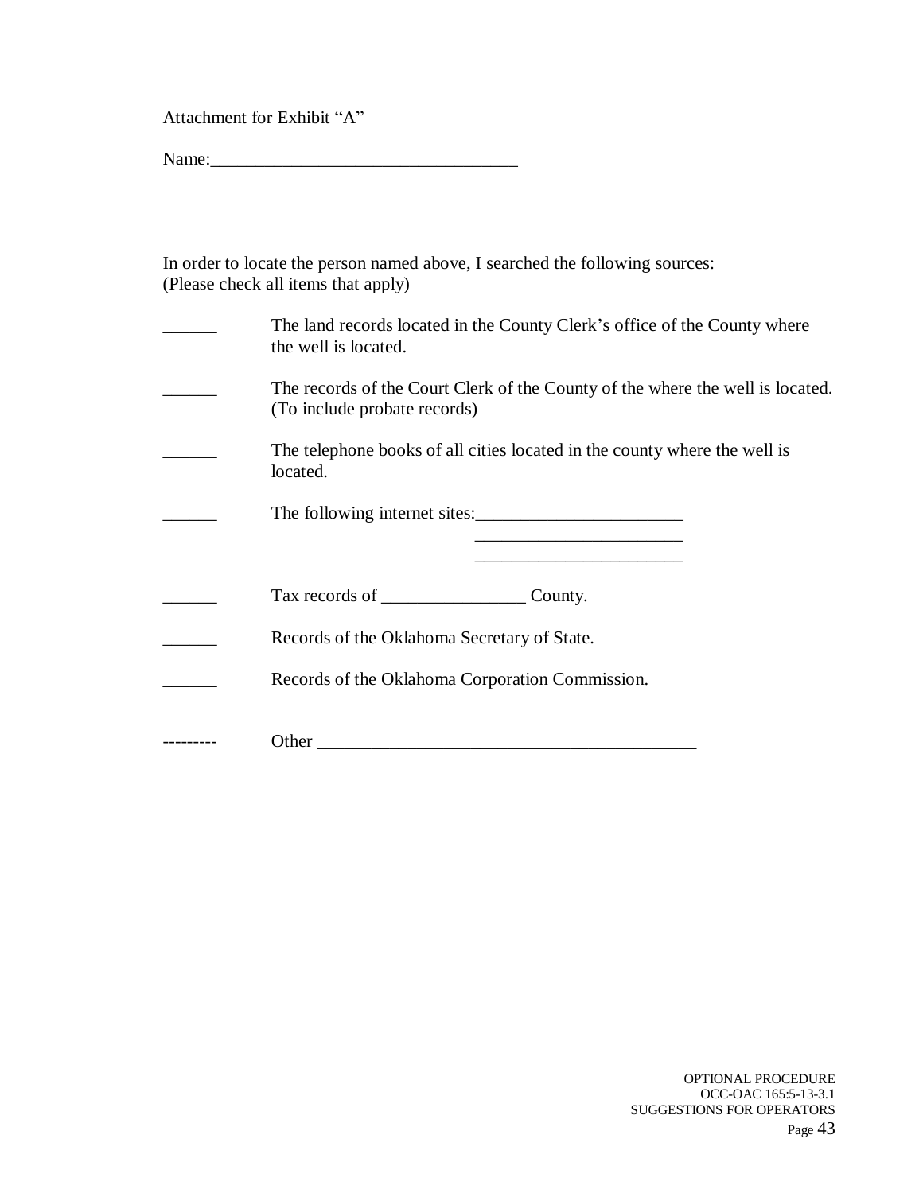Attachment for Exhibit "A"

Name:_________________________________

In order to locate the person named above, I searched the following sources:
(Please check all items that apply)

______ The land records located in the County Clerk's office of the County where the well is located.

______ The records of the Court Clerk of the County of the where the well is located. (To include probate records)

______ The telephone books of all cities located in the county where the well is located.

______ The following internet sites:_______________________
_______________________
_______________________

______ Tax records of ________________ County.

______ Records of the Oklahoma Secretary of State.

______ Records of the Oklahoma Corporation Commission.

--------- Other ___________________________________________

OPTIONAL PROCEDURE
OCC-OAC 165:5-13-3.1
SUGGESTIONS FOR OPERATORS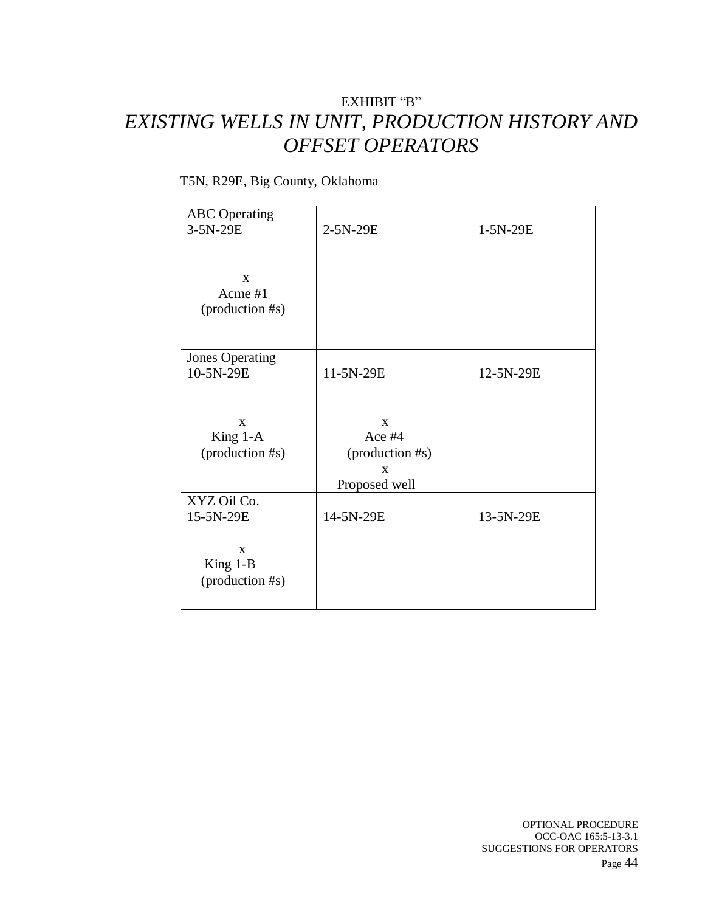EXHIBIT "B"

# *EXISTING WELLS IN UNIT, PRODUCTION HISTORY AND OFFSET OPERATORS*

T5N, R29E, Big County, Oklahoma

| | | |
|---|---|---|
| ABC Operating<br>3-5N-29E<br><br>x<br>Acme #1<br>(production #s) | 2-5N-29E | 1-5N-29E |
| Jones Operating<br>10-5N-29E<br><br>x<br>King 1-A<br>(production #s) | 11-5N-29E<br><br>x<br>Ace #4<br>(production #s)<br>x<br>Proposed well | 12-5N-29E |
| XYZ Oil Co.<br>15-5N-29E<br><br>x<br>King 1-B<br>(production #s) | 14-5N-29E | 13-5N-29E |

OPTIONAL PROCEDURE
OCC-OAC 165:5-13-3.1
SUGGESTIONS FOR OPERATORS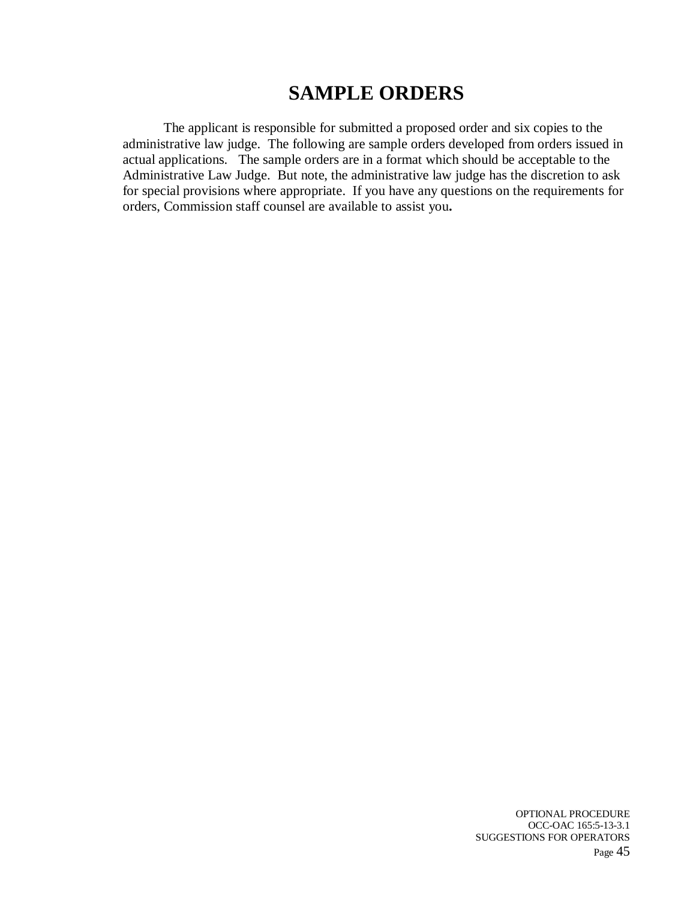# SAMPLE ORDERS

The applicant is responsible for submitted a proposed order and six copies to the administrative law judge. The following are sample orders developed from orders issued in actual applications. The sample orders are in a format which should be acceptable to the Administrative Law Judge. But note, the administrative law judge has the discretion to ask for special provisions where appropriate. If you have any questions on the requirements for orders, Commission staff counsel are available to assist you**.**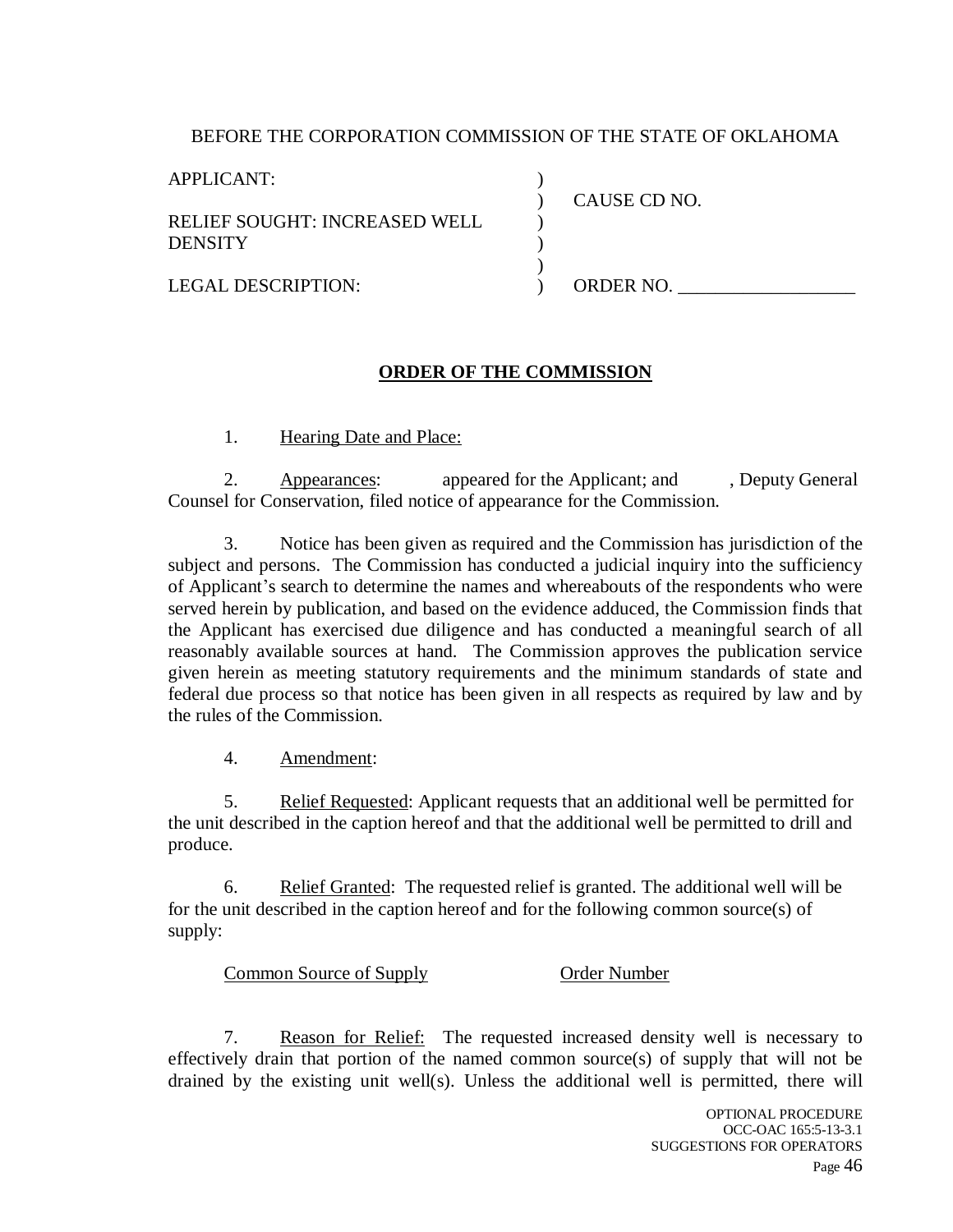BEFORE THE CORPORATION COMMISSION OF THE STATE OF OKLAHOMA

| | | |
|---|---|---|
| APPLICANT: | ) | |
| | ) | CAUSE CD NO. |
| RELIEF SOUGHT: INCREASED WELL DENSITY | ) | |
| | ) | |
| LEGAL DESCRIPTION: | ) | ORDER NO. ___________________ |

**ORDER OF THE COMMISSION**

1. Hearing Date and Place:

2. Appearances: appeared for the Applicant; and , Deputy General Counsel for Conservation, filed notice of appearance for the Commission.

3. Notice has been given as required and the Commission has jurisdiction of the subject and persons. The Commission has conducted a judicial inquiry into the sufficiency of Applicant's search to determine the names and whereabouts of the respondents who were served herein by publication, and based on the evidence adduced, the Commission finds that the Applicant has exercised due diligence and has conducted a meaningful search of all reasonably available sources at hand. The Commission approves the publication service given herein as meeting statutory requirements and the minimum standards of state and federal due process so that notice has been given in all respects as required by law and by the rules of the Commission.

4. Amendment:

5. Relief Requested: Applicant requests that an additional well be permitted for the unit described in the caption hereof and that the additional well be permitted to drill and produce.

6. Relief Granted: The requested relief is granted. The additional well will be for the unit described in the caption hereof and for the following common source(s) of supply:

| Common Source of Supply | Order Number |
|---|---|
| | |

7. Reason for Relief: The requested increased density well is necessary to effectively drain that portion of the named common source(s) of supply that will not be drained by the existing unit well(s). Unless the additional well is permitted, there will

OPTIONAL PROCEDURE
OCC-OAC 165:5-13-3.1
SUGGESTIONS FOR OPERATORS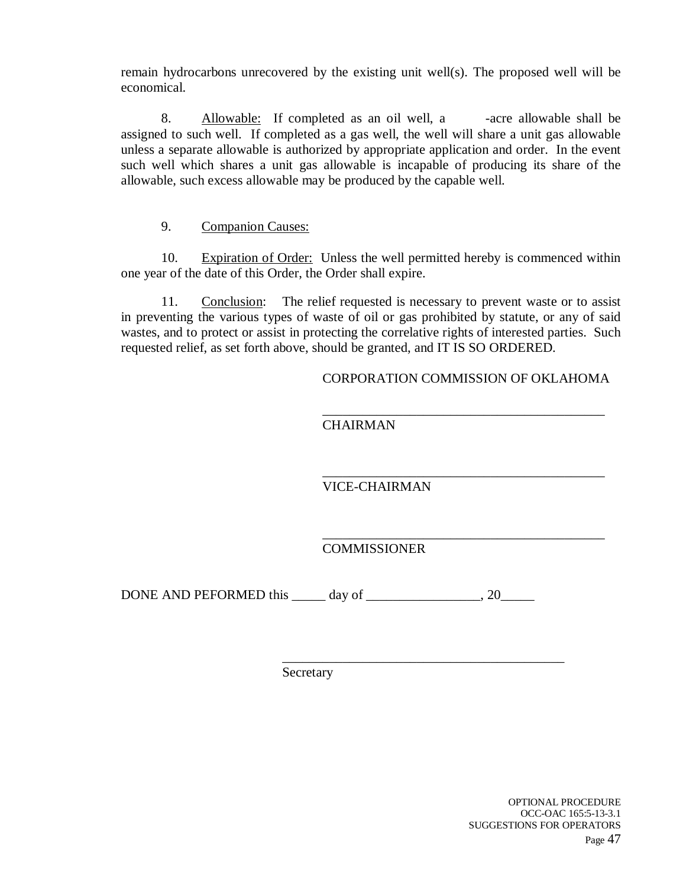remain hydrocarbons unrecovered by the existing unit well(s). The proposed well will be economical.

8. Allowable: If completed as an oil well, a -acre allowable shall be assigned to such well. If completed as a gas well, the well will share a unit gas allowable unless a separate allowable is authorized by appropriate application and order. In the event such well which shares a unit gas allowable is incapable of producing its share of the allowable, such excess allowable may be produced by the capable well.

9. Companion Causes:

10. Expiration of Order: Unless the well permitted hereby is commenced within one year of the date of this Order, the Order shall expire.

11. Conclusion: The relief requested is necessary to prevent waste or to assist in preventing the various types of waste of oil or gas prohibited by statute, or any of said wastes, and to protect or assist in protecting the correlative rights of interested parties. Such requested relief, as set forth above, should be granted, and IT IS SO ORDERED.

CORPORATION COMMISSION OF OKLAHOMA

\_\_\_\_\_\_\_\_\_\_\_\_\_\_\_\_\_\_\_\_\_\_\_\_\_\_\_\_\_\_\_\_\_\_\_\_\_\_\_\_\_\_\_\_
CHAIRMAN

\_\_\_\_\_\_\_\_\_\_\_\_\_\_\_\_\_\_\_\_\_\_\_\_\_\_\_\_\_\_\_\_\_\_\_\_\_\_\_\_\_\_\_\_
VICE-CHAIRMAN

\_\_\_\_\_\_\_\_\_\_\_\_\_\_\_\_\_\_\_\_\_\_\_\_\_\_\_\_\_\_\_\_\_\_\_\_\_\_\_\_\_\_\_\_
COMMISSIONER

DONE AND PEFORMED this \_\_\_\_\_ day of \_\_\_\_\_\_\_\_\_\_\_\_\_\_\_\_\_, 20\_\_\_\_\_

\_\_\_\_\_\_\_\_\_\_\_\_\_\_\_\_\_\_\_\_\_\_\_\_\_\_\_\_\_\_\_\_\_\_\_\_\_\_\_\_\_\_\_\_
Secretary

OPTIONAL PROCEDURE
OCC-OAC 165:5-13-3.1
SUGGESTIONS FOR OPERATORS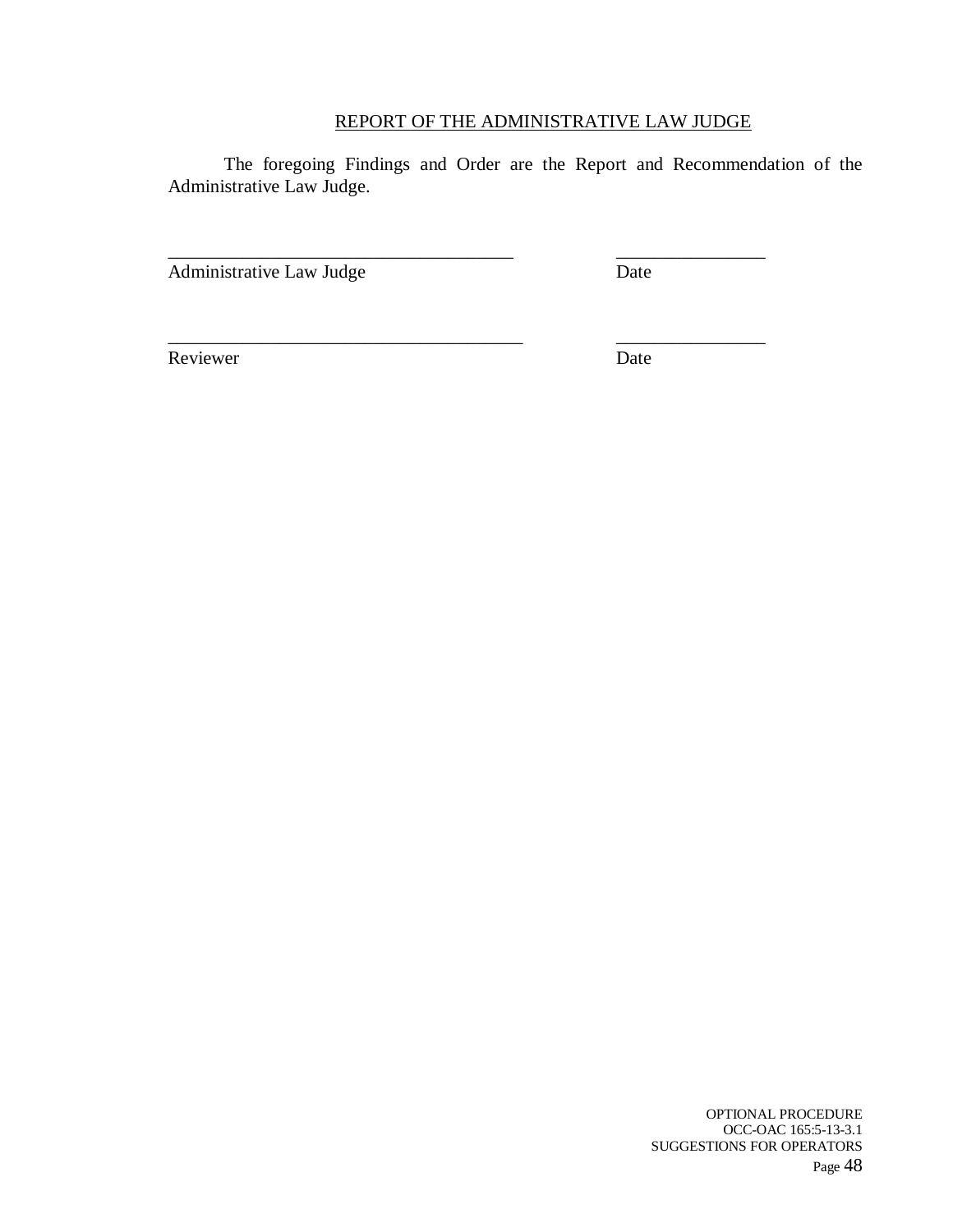REPORT OF THE ADMINISTRATIVE LAW JUDGE

The foregoing Findings and Order are the Report and Recommendation of the Administrative Law Judge.

\_\_\_\_\_\_\_\_\_\_\_\_\_\_\_\_\_\_\_\_\_\_\_\_\_\_\_\_\_\_\_\_\_\_\_\_\_\_ \_\_\_\_\_\_\_\_\_\_\_\_\_\_\_\_

Administrative Law Judge Date

\_\_\_\_\_\_\_\_\_\_\_\_\_\_\_\_\_\_\_\_\_\_\_\_\_\_\_\_\_\_\_\_\_\_\_\_\_\_ \_\_\_\_\_\_\_\_\_\_\_\_\_\_\_\_

Reviewer Date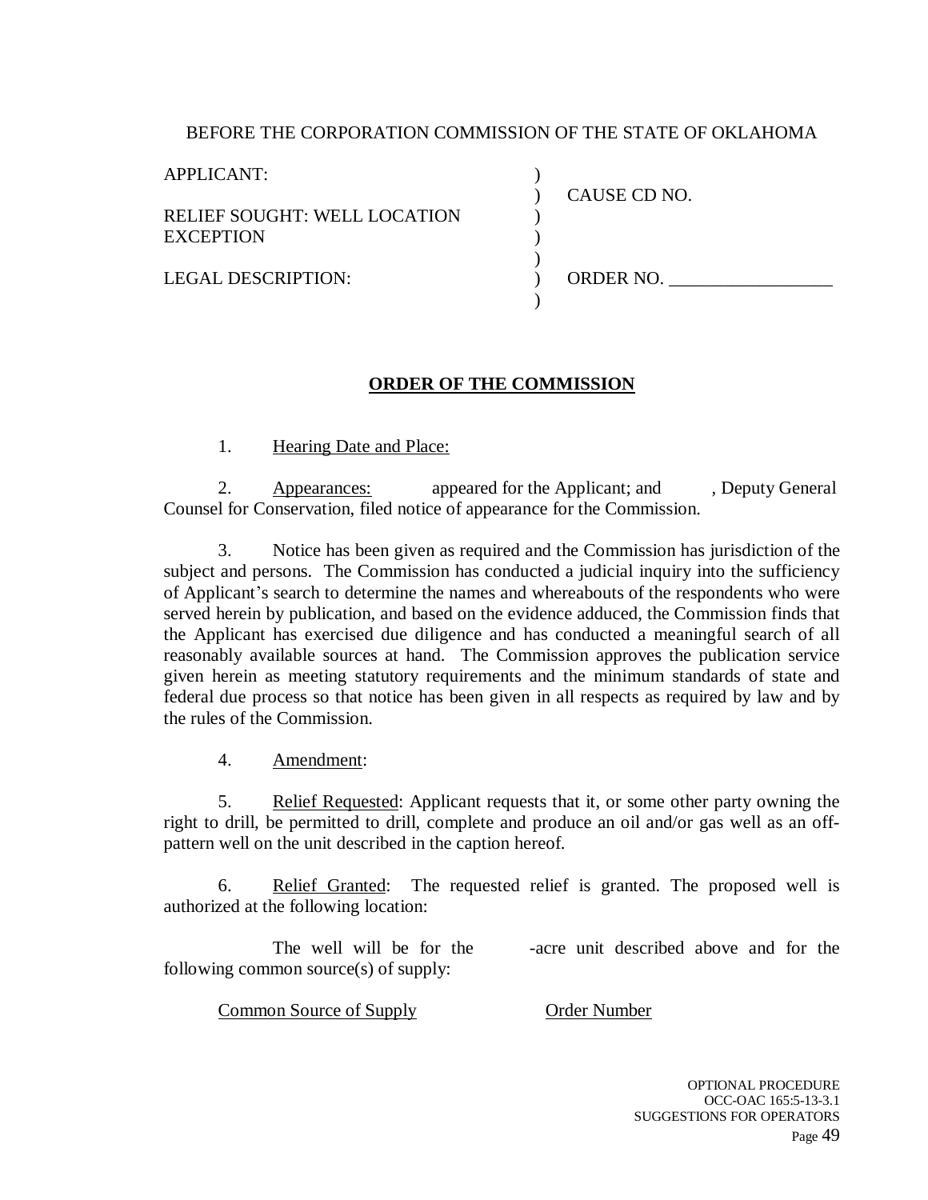BEFORE THE CORPORATION COMMISSION OF THE STATE OF OKLAHOMA

| | | |
|---|---|---|
| APPLICANT: | ) | |
| | ) | CAUSE CD NO. |
| RELIEF SOUGHT: WELL LOCATION EXCEPTION | ) | |
| | ) | |
| | ) | |
| LEGAL DESCRIPTION: | ) | ORDER NO. __________________ |
| | ) | |

**ORDER OF THE COMMISSION**

1. Hearing Date and Place:

2. Appearances: appeared for the Applicant; and , Deputy General Counsel for Conservation, filed notice of appearance for the Commission.

3. Notice has been given as required and the Commission has jurisdiction of the subject and persons. The Commission has conducted a judicial inquiry into the sufficiency of Applicant's search to determine the names and whereabouts of the respondents who were served herein by publication, and based on the evidence adduced, the Commission finds that the Applicant has exercised due diligence and has conducted a meaningful search of all reasonably available sources at hand. The Commission approves the publication service given herein as meeting statutory requirements and the minimum standards of state and federal due process so that notice has been given in all respects as required by law and by the rules of the Commission.

4. Amendment:

5. Relief Requested: Applicant requests that it, or some other party owning the right to drill, be permitted to drill, complete and produce an oil and/or gas well as an off-pattern well on the unit described in the caption hereof.

6. Relief Granted: The requested relief is granted. The proposed well is authorized at the following location:

The well will be for the -acre unit described above and for the following common source(s) of supply:

| Common Source of Supply | Order Number |
|---|---|

OPTIONAL PROCEDURE
OCC-OAC 165:5-13-3.1
SUGGESTIONS FOR OPERATORS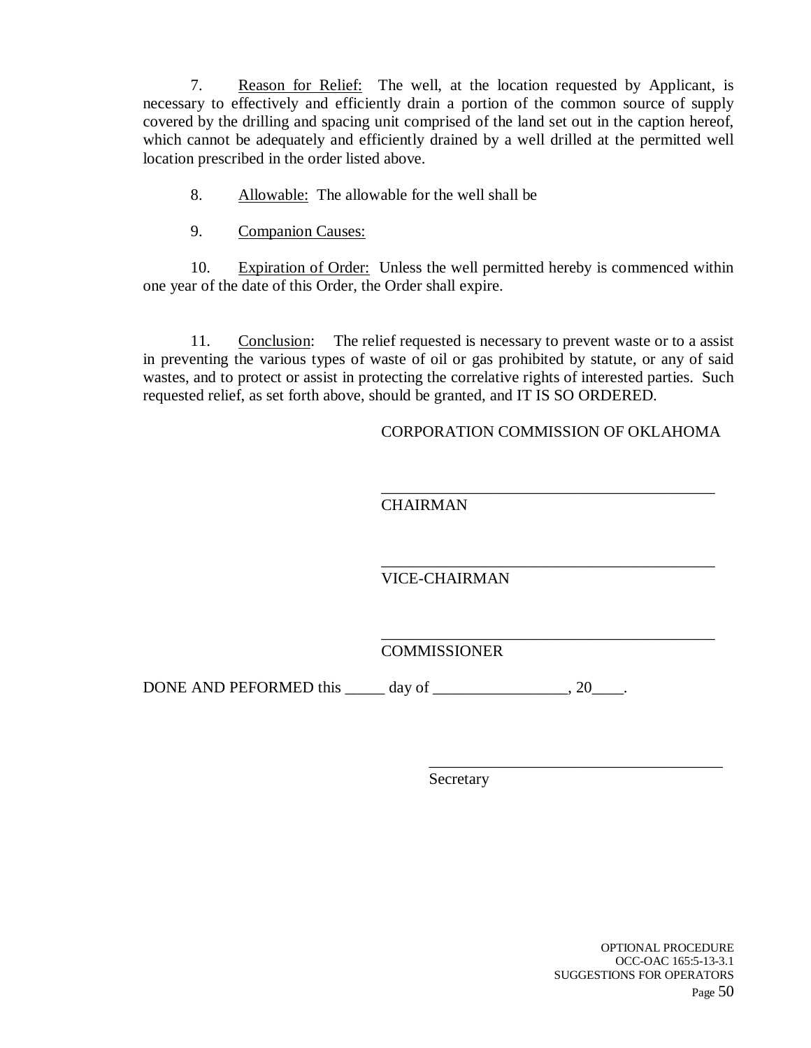7. Reason for Relief: The well, at the location requested by Applicant, is necessary to effectively and efficiently drain a portion of the common source of supply covered by the drilling and spacing unit comprised of the land set out in the caption hereof, which cannot be adequately and efficiently drained by a well drilled at the permitted well location prescribed in the order listed above.

8. Allowable: The allowable for the well shall be

9. Companion Causes:

10. Expiration of Order: Unless the well permitted hereby is commenced within one year of the date of this Order, the Order shall expire.

11. Conclusion: The relief requested is necessary to prevent waste or to a assist in preventing the various types of waste of oil or gas prohibited by statute, or any of said wastes, and to protect or assist in protecting the correlative rights of interested parties. Such requested relief, as set forth above, should be granted, and IT IS SO ORDERED.

CORPORATION COMMISSION OF OKLAHOMA

\_\_\_\_\_\_\_\_\_\_\_\_\_\_\_\_\_\_\_\_\_\_\_\_\_\_\_\_\_\_\_\_\_\_\_\_\_\_\_\_\_\_
CHAIRMAN

\_\_\_\_\_\_\_\_\_\_\_\_\_\_\_\_\_\_\_\_\_\_\_\_\_\_\_\_\_\_\_\_\_\_\_\_\_\_\_\_\_\_
VICE-CHAIRMAN

\_\_\_\_\_\_\_\_\_\_\_\_\_\_\_\_\_\_\_\_\_\_\_\_\_\_\_\_\_\_\_\_\_\_\_\_\_\_\_\_\_\_
COMMISSIONER

DONE AND PEFORMED this \_\_\_\_\_ day of \_\_\_\_\_\_\_\_\_\_\_\_\_\_\_\_\_, 20\_\_\_\_.

\_\_\_\_\_\_\_\_\_\_\_\_\_\_\_\_\_\_\_\_\_\_\_\_\_\_\_\_\_\_\_\_\_\_\_\_\_\_
Secretary

OPTIONAL PROCEDURE
OCC-OAC 165:5-13-3.1
SUGGESTIONS FOR OPERATORS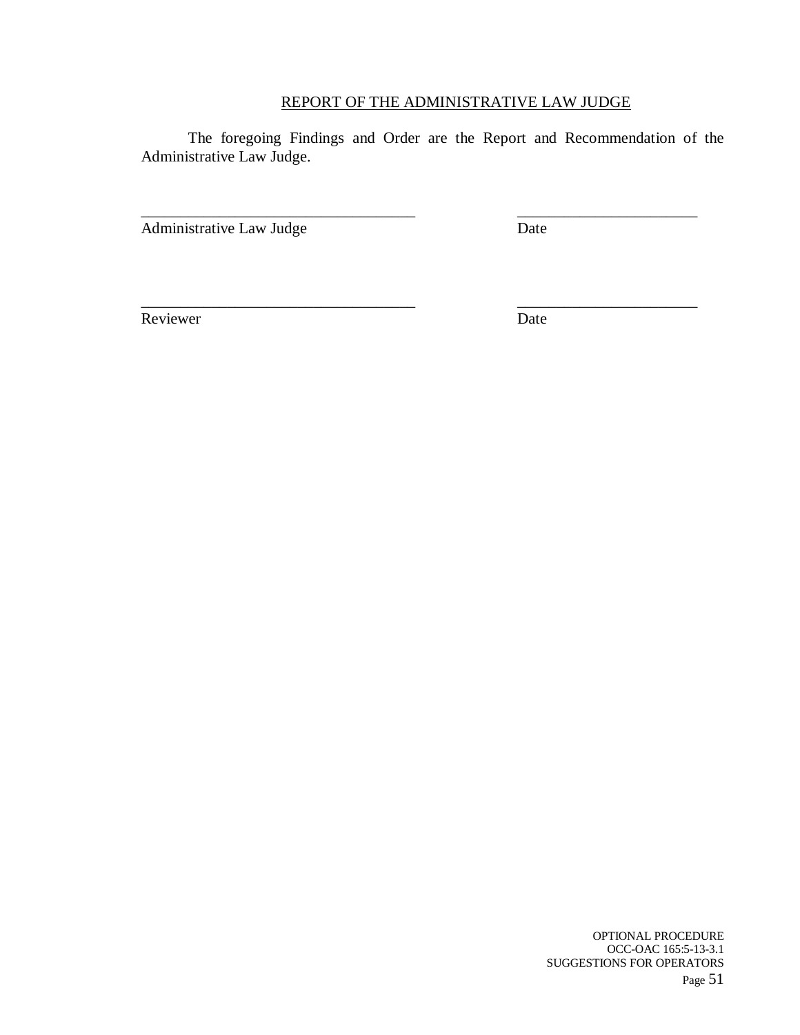## REPORT OF THE ADMINISTRATIVE LAW JUDGE

The foregoing Findings and Order are the Report and Recommendation of the Administrative Law Judge.

| | |
|---|---|
| ___________________________________ | ______________________ |
| Administrative Law Judge | Date |
| ___________________________________ | ______________________ |
| Reviewer | Date |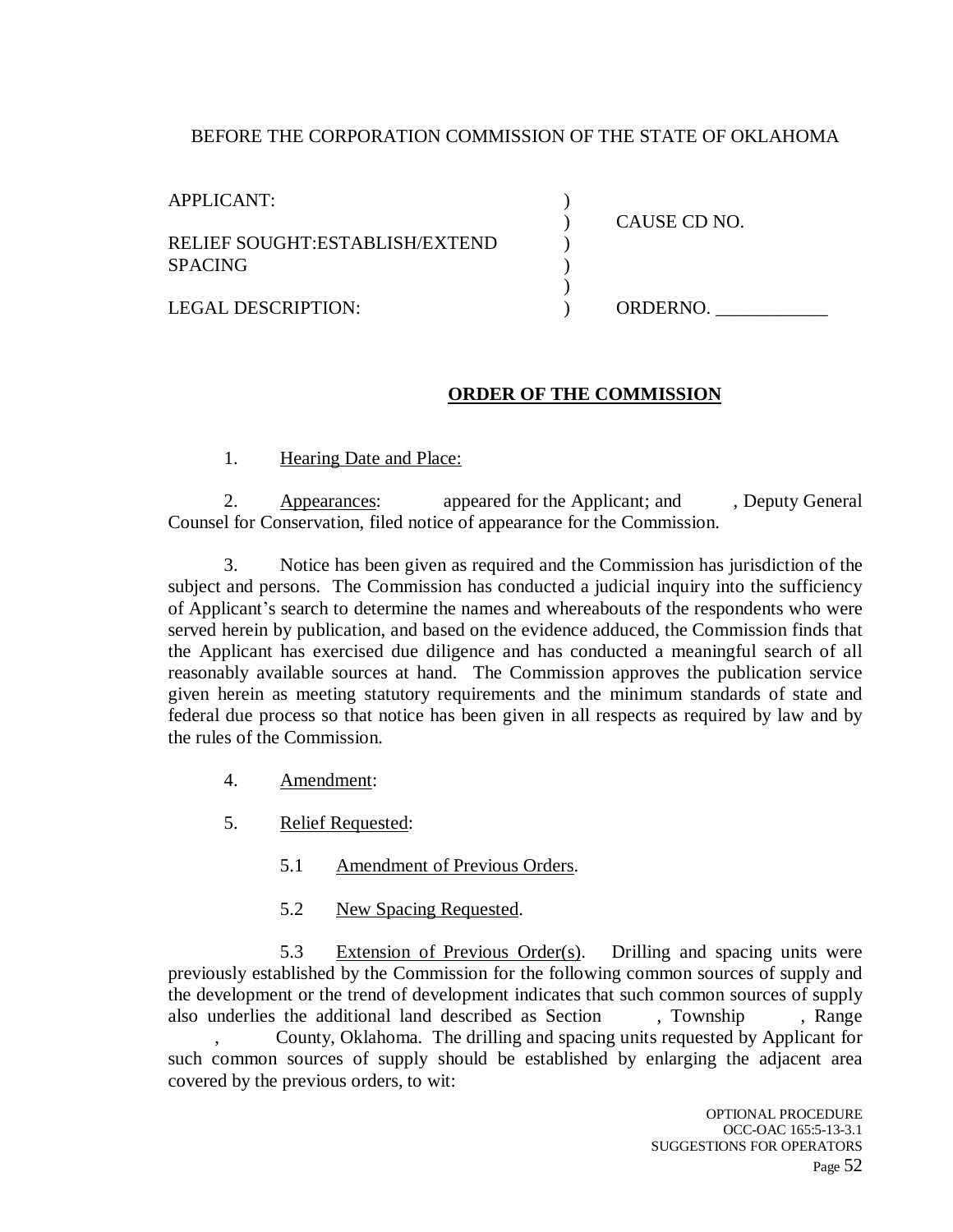BEFORE THE CORPORATION COMMISSION OF THE STATE OF OKLAHOMA

| | | |
|---|---|---|
| APPLICANT: | ) | |
| | ) | CAUSE CD NO. |
| RELIEF SOUGHT:ESTABLISH/EXTEND | ) | |
| SPACING | ) | |
| | ) | |
| LEGAL DESCRIPTION: | ) | ORDERNO. ____________ |

**ORDER OF THE COMMISSION**

1. Hearing Date and Place:

2. Appearances: appeared for the Applicant; and , Deputy General Counsel for Conservation, filed notice of appearance for the Commission.

3. Notice has been given as required and the Commission has jurisdiction of the subject and persons. The Commission has conducted a judicial inquiry into the sufficiency of Applicant's search to determine the names and whereabouts of the respondents who were served herein by publication, and based on the evidence adduced, the Commission finds that the Applicant has exercised due diligence and has conducted a meaningful search of all reasonably available sources at hand. The Commission approves the publication service given herein as meeting statutory requirements and the minimum standards of state and federal due process so that notice has been given in all respects as required by law and by the rules of the Commission.

4. Amendment:

5. Relief Requested:

   5.1 Amendment of Previous Orders.

   5.2 New Spacing Requested.

   5.3 Extension of Previous Order(s). Drilling and spacing units were previously established by the Commission for the following common sources of supply and the development or the trend of development indicates that such common sources of supply also underlies the additional land described as Section , Township , Range , County, Oklahoma. The drilling and spacing units requested by Applicant for such common sources of supply should be established by enlarging the adjacent area covered by the previous orders, to wit:

OPTIONAL PROCEDURE
OCC-OAC 165:5-13-3.1
SUGGESTIONS FOR OPERATORS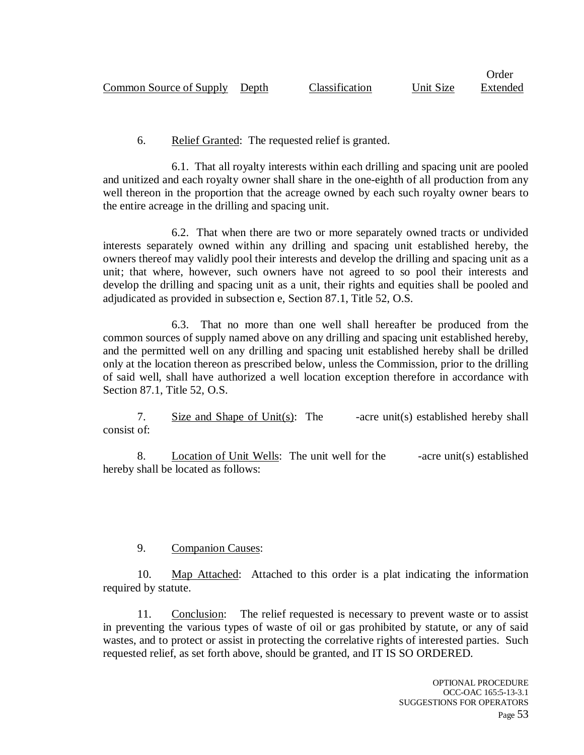| Common Source of Supply | Depth | Classification | Unit Size | Order Extended |
|---|---|---|---|---|

6. Relief Granted: The requested relief is granted.

6.1. That all royalty interests within each drilling and spacing unit are pooled and unitized and each royalty owner shall share in the one-eighth of all production from any well thereon in the proportion that the acreage owned by each such royalty owner bears to the entire acreage in the drilling and spacing unit.

6.2. That when there are two or more separately owned tracts or undivided interests separately owned within any drilling and spacing unit established hereby, the owners thereof may validly pool their interests and develop the drilling and spacing unit as a unit; that where, however, such owners have not agreed to so pool their interests and develop the drilling and spacing unit as a unit, their rights and equities shall be pooled and adjudicated as provided in subsection e, Section 87.1, Title 52, O.S.

6.3. That no more than one well shall hereafter be produced from the common sources of supply named above on any drilling and spacing unit established hereby, and the permitted well on any drilling and spacing unit established hereby shall be drilled only at the location thereon as prescribed below, unless the Commission, prior to the drilling of said well, shall have authorized a well location exception therefore in accordance with Section 87.1, Title 52, O.S.

7. Size and Shape of Unit(s): The -acre unit(s) established hereby shall consist of:

8. Location of Unit Wells: The unit well for the -acre unit(s) established hereby shall be located as follows:

9. Companion Causes:

10. Map Attached: Attached to this order is a plat indicating the information required by statute.

11. Conclusion: The relief requested is necessary to prevent waste or to assist in preventing the various types of waste of oil or gas prohibited by statute, or any of said wastes, and to protect or assist in protecting the correlative rights of interested parties. Such requested relief, as set forth above, should be granted, and IT IS SO ORDERED.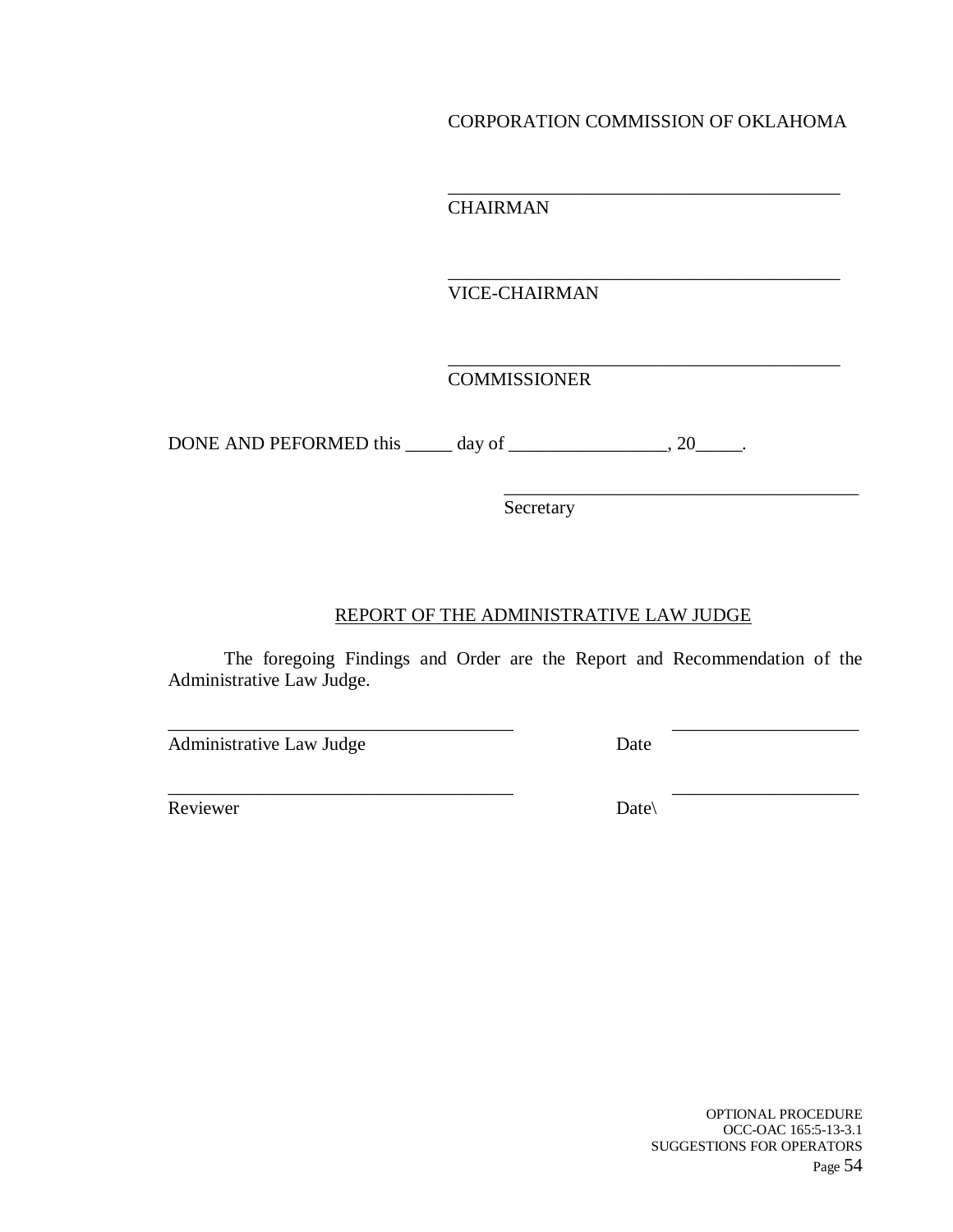CORPORATION COMMISSION OF OKLAHOMA

\_\_\_\_\_\_\_\_\_\_\_\_\_\_\_\_\_\_\_\_\_\_\_\_\_\_\_\_\_\_\_\_\_\_\_\_\_\_\_\_\_\_

CHAIRMAN

\_\_\_\_\_\_\_\_\_\_\_\_\_\_\_\_\_\_\_\_\_\_\_\_\_\_\_\_\_\_\_\_\_\_\_\_\_\_\_\_\_\_

VICE-CHAIRMAN

\_\_\_\_\_\_\_\_\_\_\_\_\_\_\_\_\_\_\_\_\_\_\_\_\_\_\_\_\_\_\_\_\_\_\_\_\_\_\_\_\_\_

COMMISSIONER

DONE AND PEFORMED this \_\_\_\_\_ day of \_\_\_\_\_\_\_\_\_\_\_\_\_\_\_\_\_, 20\_\_\_\_\_.

\_\_\_\_\_\_\_\_\_\_\_\_\_\_\_\_\_\_\_\_\_\_\_\_\_\_\_\_\_\_\_\_\_\_\_\_\_\_\_

Secretary

REPORT OF THE ADMINISTRATIVE LAW JUDGE

The foregoing Findings and Order are the Report and Recommendation of the Administrative Law Judge.

\_\_\_\_\_\_\_\_\_\_\_\_\_\_\_\_\_\_\_\_\_\_\_\_\_\_\_\_\_\_\_\_\_\_\_\_\_ \_\_\_\_\_\_\_\_\_\_\_\_\_\_\_\_\_\_\_\_

Administrative Law Judge Date

\_\_\_\_\_\_\_\_\_\_\_\_\_\_\_\_\_\_\_\_\_\_\_\_\_\_\_\_\_\_\_\_\_\_\_\_\_ \_\_\_\_\_\_\_\_\_\_\_\_\_\_\_\_\_\_\_\_

Reviewer Date\

OPTIONAL PROCEDURE
OCC-OAC 165:5-13-3.1
SUGGESTIONS FOR OPERATORS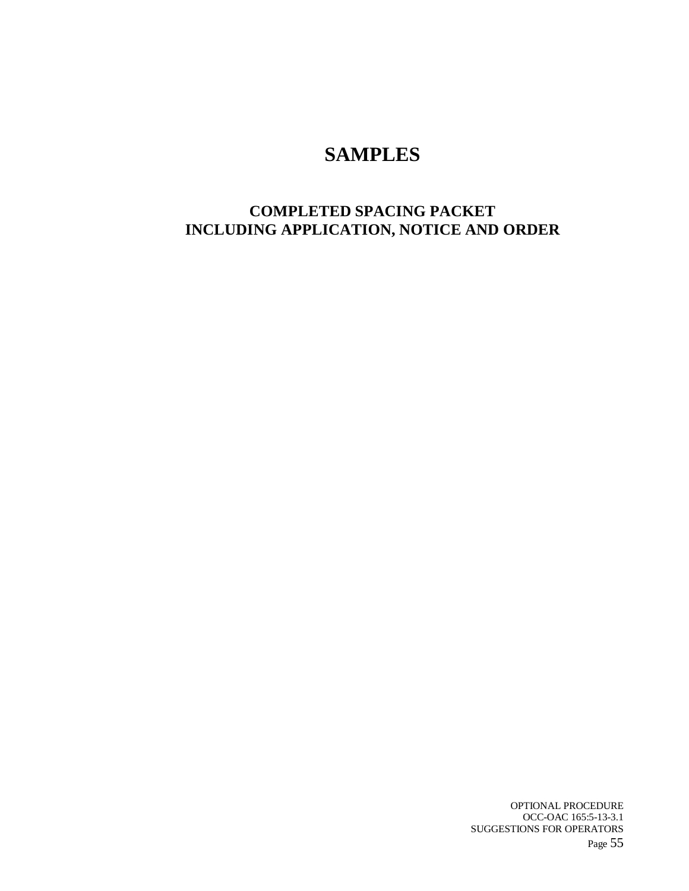# SAMPLES

## COMPLETED SPACING PACKET
## INCLUDING APPLICATION, NOTICE AND ORDER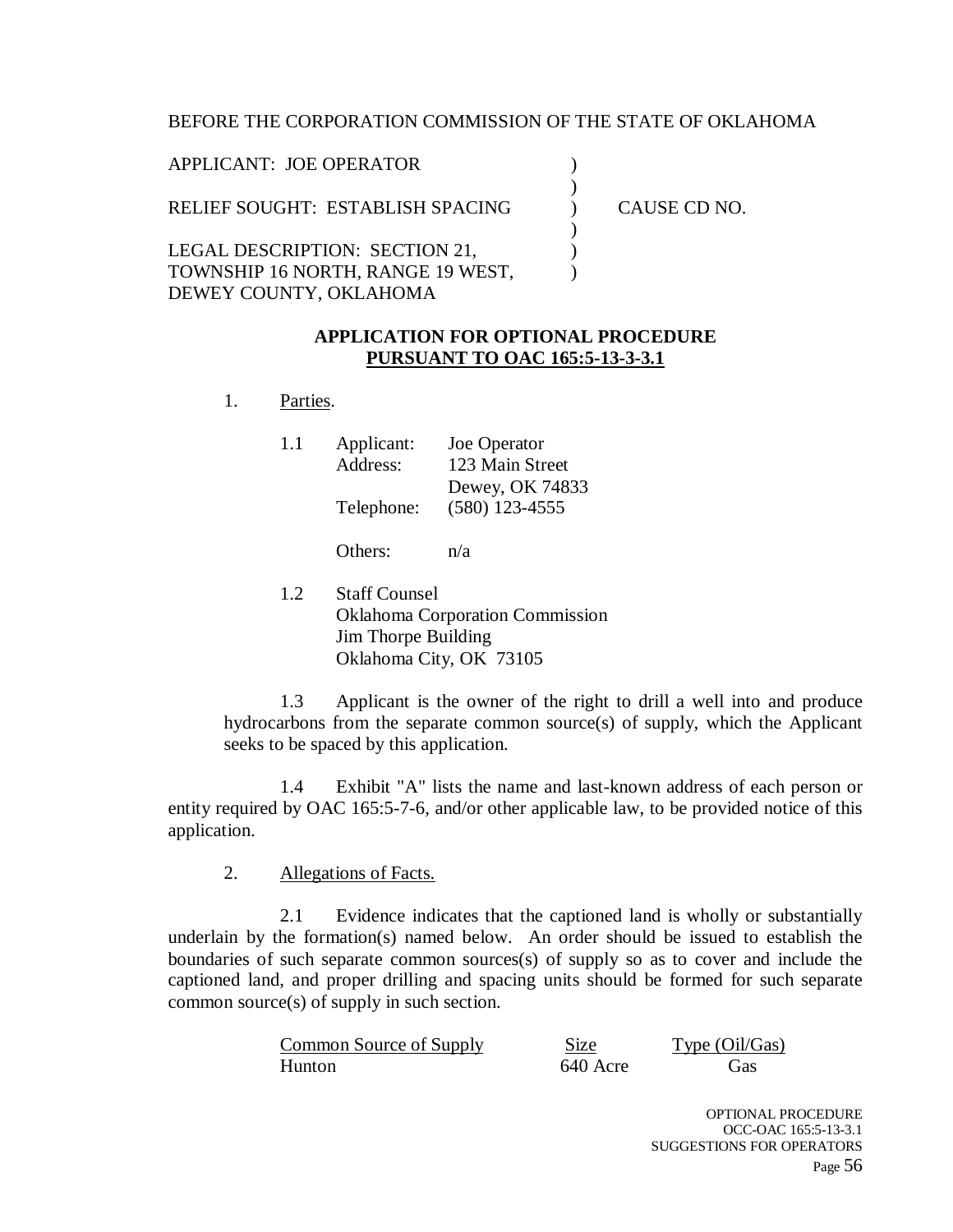BEFORE THE CORPORATION COMMISSION OF THE STATE OF OKLAHOMA

APPLICANT: JOE OPERATOR )
)
RELIEF SOUGHT: ESTABLISH SPACING ) CAUSE CD NO.
)
LEGAL DESCRIPTION: SECTION 21, )
TOWNSHIP 16 NORTH, RANGE 19 WEST, )
DEWEY COUNTY, OKLAHOMA

**APPLICATION FOR OPTIONAL PROCEDURE**
**PURSUANT TO OAC 165:5-13-3-3.1**

1. Parties.

   1.1 Applicant: Joe Operator
   Address: 123 Main Street
   Dewey, OK 74833
   Telephone: (580) 123-4555

   Others: n/a

   1.2 Staff Counsel
   Oklahoma Corporation Commission
   Jim Thorpe Building
   Oklahoma City, OK 73105

   1.3 Applicant is the owner of the right to drill a well into and produce hydrocarbons from the separate common source(s) of supply, which the Applicant seeks to be spaced by this application.

1.4 Exhibit "A" lists the name and last-known address of each person or entity required by OAC 165:5-7-6, and/or other applicable law, to be provided notice of this application.

2. Allegations of Facts.

2.1 Evidence indicates that the captioned land is wholly or substantially underlain by the formation(s) named below. An order should be issued to establish the boundaries of such separate common sources(s) of supply so as to cover and include the captioned land, and proper drilling and spacing units should be formed for such separate common source(s) of supply in such section.

| Common Source of Supply | Size | Type (Oil/Gas) |
|---|---|---|
| Hunton | 640 Acre | Gas |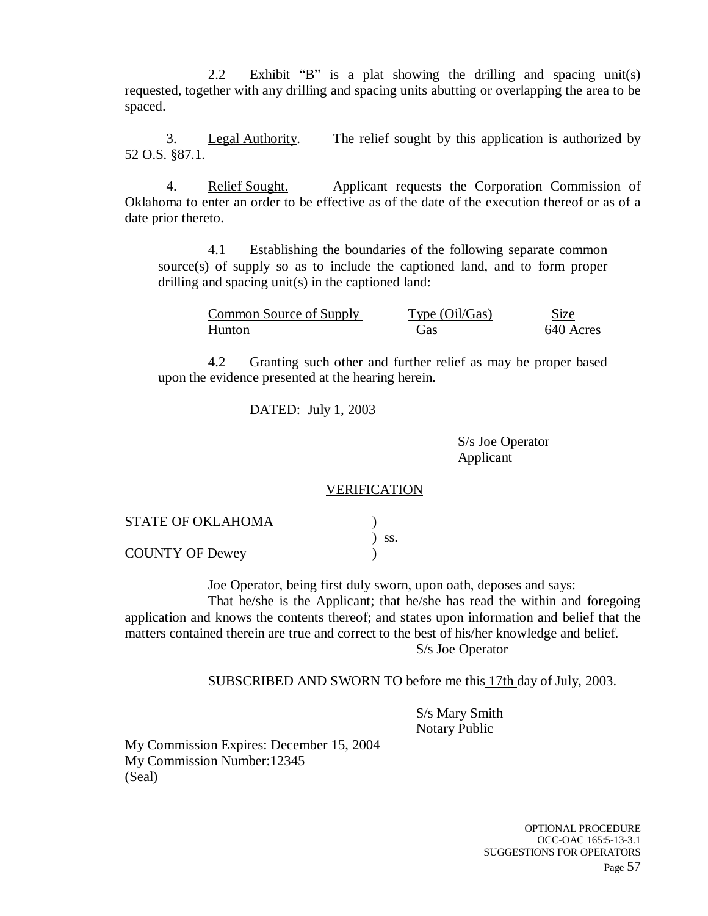2.2 Exhibit "B" is a plat showing the drilling and spacing unit(s) requested, together with any drilling and spacing units abutting or overlapping the area to be spaced.

3. Legal Authority. The relief sought by this application is authorized by 52 O.S. §87.1.

4. Relief Sought. Applicant requests the Corporation Commission of Oklahoma to enter an order to be effective as of the date of the execution thereof or as of a date prior thereto.

4.1 Establishing the boundaries of the following separate common source(s) of supply so as to include the captioned land, and to form proper drilling and spacing unit(s) in the captioned land:

| Common Source of Supply | Type (Oil/Gas) | Size |
|---|---|---|
| Hunton | Gas | 640 Acres |

4.2 Granting such other and further relief as may be proper based upon the evidence presented at the hearing herein.

DATED: July 1, 2003

S/s Joe Operator
Applicant

VERIFICATION

STATE OF OKLAHOMA )
) ss.
COUNTY OF Dewey )

Joe Operator, being first duly sworn, upon oath, deposes and says:

That he/she is the Applicant; that he/she has read the within and foregoing application and knows the contents thereof; and states upon information and belief that the matters contained therein are true and correct to the best of his/her knowledge and belief.

S/s Joe Operator

SUBSCRIBED AND SWORN TO before me this 17th day of July, 2003.

S/s Mary Smith
Notary Public

My Commission Expires: December 15, 2004
My Commission Number:12345
(Seal)

OPTIONAL PROCEDURE
OCC-OAC 165:5-13-3.1
SUGGESTIONS FOR OPERATORS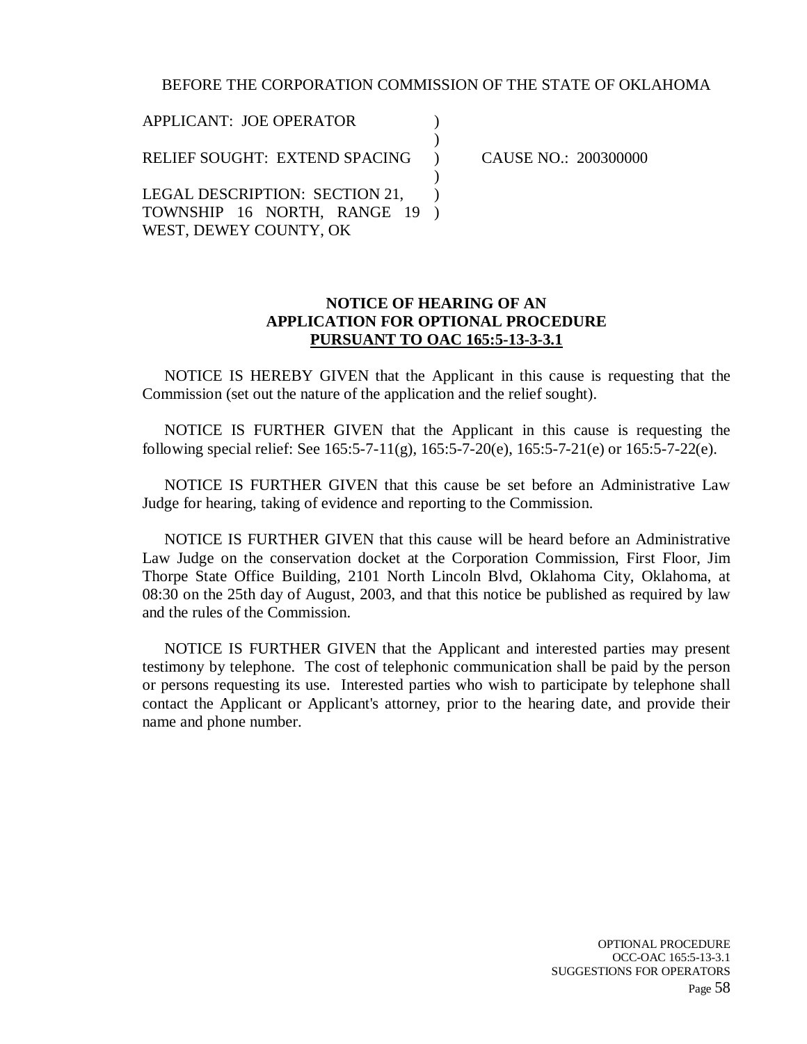BEFORE THE CORPORATION COMMISSION OF THE STATE OF OKLAHOMA

| | | |
|---|---|---|
| APPLICANT: JOE OPERATOR | ) | |
| | ) | |
| RELIEF SOUGHT: EXTEND SPACING | ) | CAUSE NO.: 200300000 |
| | ) | |
| LEGAL DESCRIPTION: SECTION 21, TOWNSHIP 16 NORTH, RANGE 19 WEST, DEWEY COUNTY, OK | ) | |

**NOTICE OF HEARING OF AN**
**APPLICATION FOR OPTIONAL PROCEDURE**
**PURSUANT TO OAC 165:5-13-3-3.1**

NOTICE IS HEREBY GIVEN that the Applicant in this cause is requesting that the Commission (set out the nature of the application and the relief sought).

NOTICE IS FURTHER GIVEN that the Applicant in this cause is requesting the following special relief: See 165:5-7-11(g), 165:5-7-20(e), 165:5-7-21(e) or 165:5-7-22(e).

NOTICE IS FURTHER GIVEN that this cause be set before an Administrative Law Judge for hearing, taking of evidence and reporting to the Commission.

NOTICE IS FURTHER GIVEN that this cause will be heard before an Administrative Law Judge on the conservation docket at the Corporation Commission, First Floor, Jim Thorpe State Office Building, 2101 North Lincoln Blvd, Oklahoma City, Oklahoma, at 08:30 on the 25th day of August, 2003, and that this notice be published as required by law and the rules of the Commission.

NOTICE IS FURTHER GIVEN that the Applicant and interested parties may present testimony by telephone. The cost of telephonic communication shall be paid by the person or persons requesting its use. Interested parties who wish to participate by telephone shall contact the Applicant or Applicant's attorney, prior to the hearing date, and provide their name and phone number.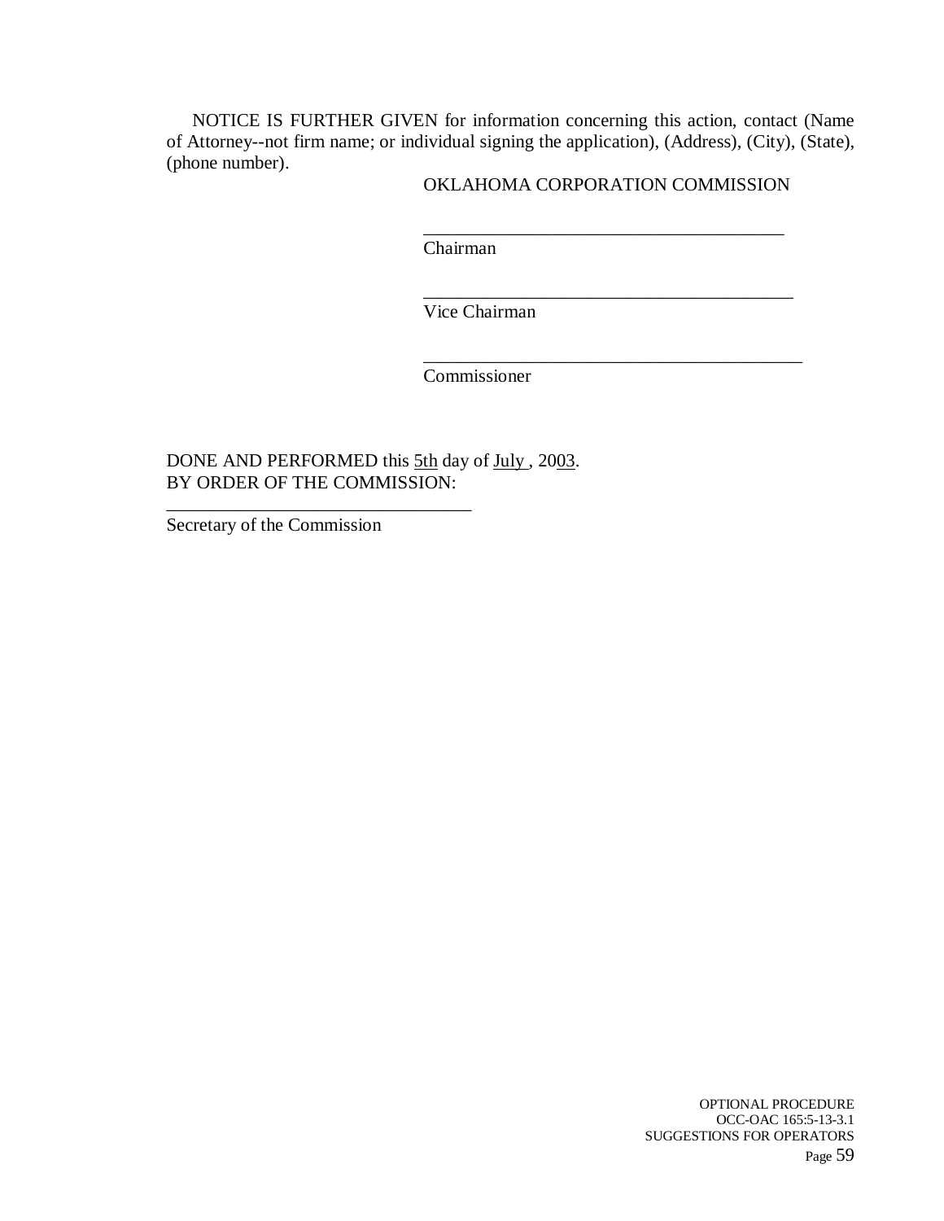NOTICE IS FURTHER GIVEN for information concerning this action, contact (Name of Attorney--not firm name; or individual signing the application), (Address), (City), (State), (phone number).

OKLAHOMA CORPORATION COMMISSION

\_\_\_\_\_\_\_\_\_\_\_\_\_\_\_\_\_\_\_\_\_\_\_\_\_\_\_\_\_\_\_\_\_\_\_\_\_\_\_\_
Chairman

\_\_\_\_\_\_\_\_\_\_\_\_\_\_\_\_\_\_\_\_\_\_\_\_\_\_\_\_\_\_\_\_\_\_\_\_\_\_\_\_
Vice Chairman

\_\_\_\_\_\_\_\_\_\_\_\_\_\_\_\_\_\_\_\_\_\_\_\_\_\_\_\_\_\_\_\_\_\_\_\_\_\_\_\_
Commissioner

DONE AND PERFORMED this 5th day of July , 2003.
BY ORDER OF THE COMMISSION:

\_\_\_\_\_\_\_\_\_\_\_\_\_\_\_\_\_\_\_\_\_\_\_\_\_\_\_\_\_\_\_\_\_\_
Secretary of the Commission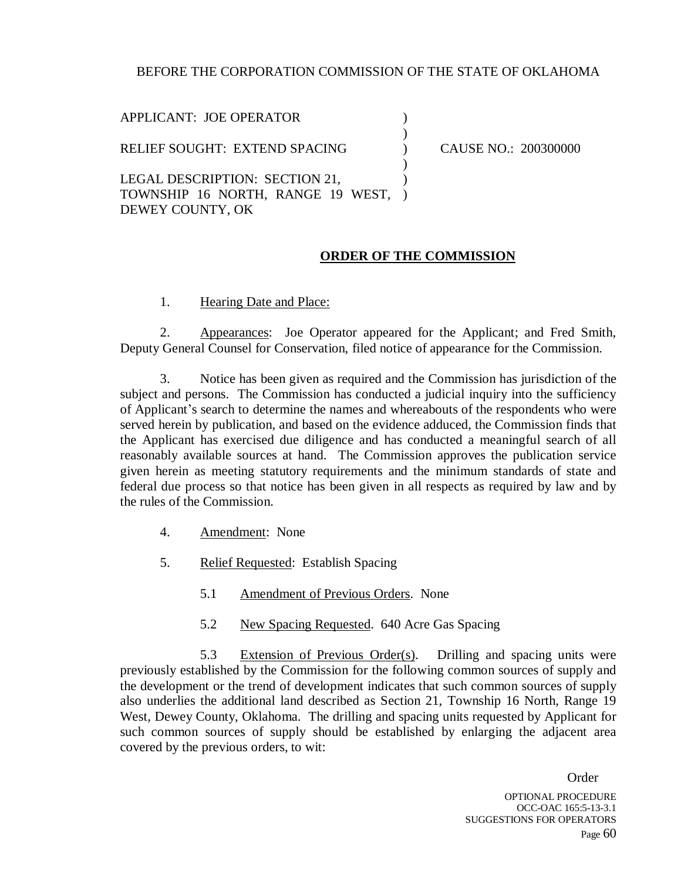BEFORE THE CORPORATION COMMISSION OF THE STATE OF OKLAHOMA

| | | |
|---|---|---|
| APPLICANT: JOE OPERATOR | ) | |
| | ) | |
| RELIEF SOUGHT: EXTEND SPACING | ) | CAUSE NO.: 200300000 |
| | ) | |
| LEGAL DESCRIPTION: SECTION 21, TOWNSHIP 16 NORTH, RANGE 19 WEST, DEWEY COUNTY, OK | ) | |

**ORDER OF THE COMMISSION**

1. Hearing Date and Place:

2. Appearances: Joe Operator appeared for the Applicant; and Fred Smith, Deputy General Counsel for Conservation, filed notice of appearance for the Commission.

3. Notice has been given as required and the Commission has jurisdiction of the subject and persons. The Commission has conducted a judicial inquiry into the sufficiency of Applicant's search to determine the names and whereabouts of the respondents who were served herein by publication, and based on the evidence adduced, the Commission finds that the Applicant has exercised due diligence and has conducted a meaningful search of all reasonably available sources at hand. The Commission approves the publication service given herein as meeting statutory requirements and the minimum standards of state and federal due process so that notice has been given in all respects as required by law and by the rules of the Commission.

4. Amendment: None

5. Relief Requested: Establish Spacing

5.1 Amendment of Previous Orders. None

5.2 New Spacing Requested. 640 Acre Gas Spacing

5.3 Extension of Previous Order(s). Drilling and spacing units were previously established by the Commission for the following common sources of supply and the development or the trend of development indicates that such common sources of supply also underlies the additional land described as Section 21, Township 16 North, Range 19 West, Dewey County, Oklahoma. The drilling and spacing units requested by Applicant for such common sources of supply should be established by enlarging the adjacent area covered by the previous orders, to wit:

Order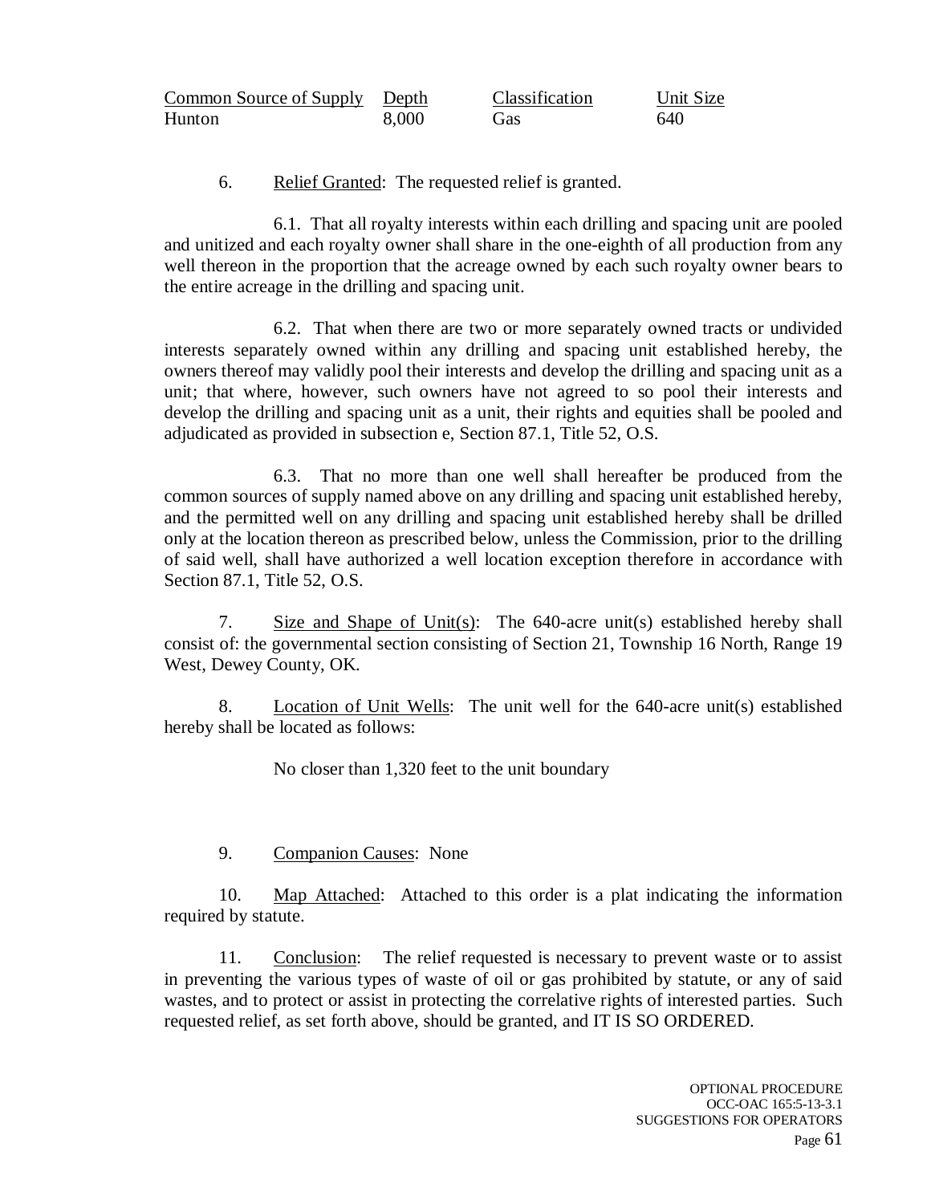| Common Source of Supply | Depth | Classification | Unit Size |
|---|---|---|---|
| Hunton | 8,000 | Gas | 640 |

6. Relief Granted: The requested relief is granted.

6.1. That all royalty interests within each drilling and spacing unit are pooled and unitized and each royalty owner shall share in the one-eighth of all production from any well thereon in the proportion that the acreage owned by each such royalty owner bears to the entire acreage in the drilling and spacing unit.

6.2. That when there are two or more separately owned tracts or undivided interests separately owned within any drilling and spacing unit established hereby, the owners thereof may validly pool their interests and develop the drilling and spacing unit as a unit; that where, however, such owners have not agreed to so pool their interests and develop the drilling and spacing unit as a unit, their rights and equities shall be pooled and adjudicated as provided in subsection e, Section 87.1, Title 52, O.S.

6.3. That no more than one well shall hereafter be produced from the common sources of supply named above on any drilling and spacing unit established hereby, and the permitted well on any drilling and spacing unit established hereby shall be drilled only at the location thereon as prescribed below, unless the Commission, prior to the drilling of said well, shall have authorized a well location exception therefore in accordance with Section 87.1, Title 52, O.S.

7. Size and Shape of Unit(s): The 640-acre unit(s) established hereby shall consist of: the governmental section consisting of Section 21, Township 16 North, Range 19 West, Dewey County, OK.

8. Location of Unit Wells: The unit well for the 640-acre unit(s) established hereby shall be located as follows:

No closer than 1,320 feet to the unit boundary

9. Companion Causes: None

10. Map Attached: Attached to this order is a plat indicating the information required by statute.

11. Conclusion: The relief requested is necessary to prevent waste or to assist in preventing the various types of waste of oil or gas prohibited by statute, or any of said wastes, and to protect or assist in protecting the correlative rights of interested parties. Such requested relief, as set forth above, should be granted, and IT IS SO ORDERED.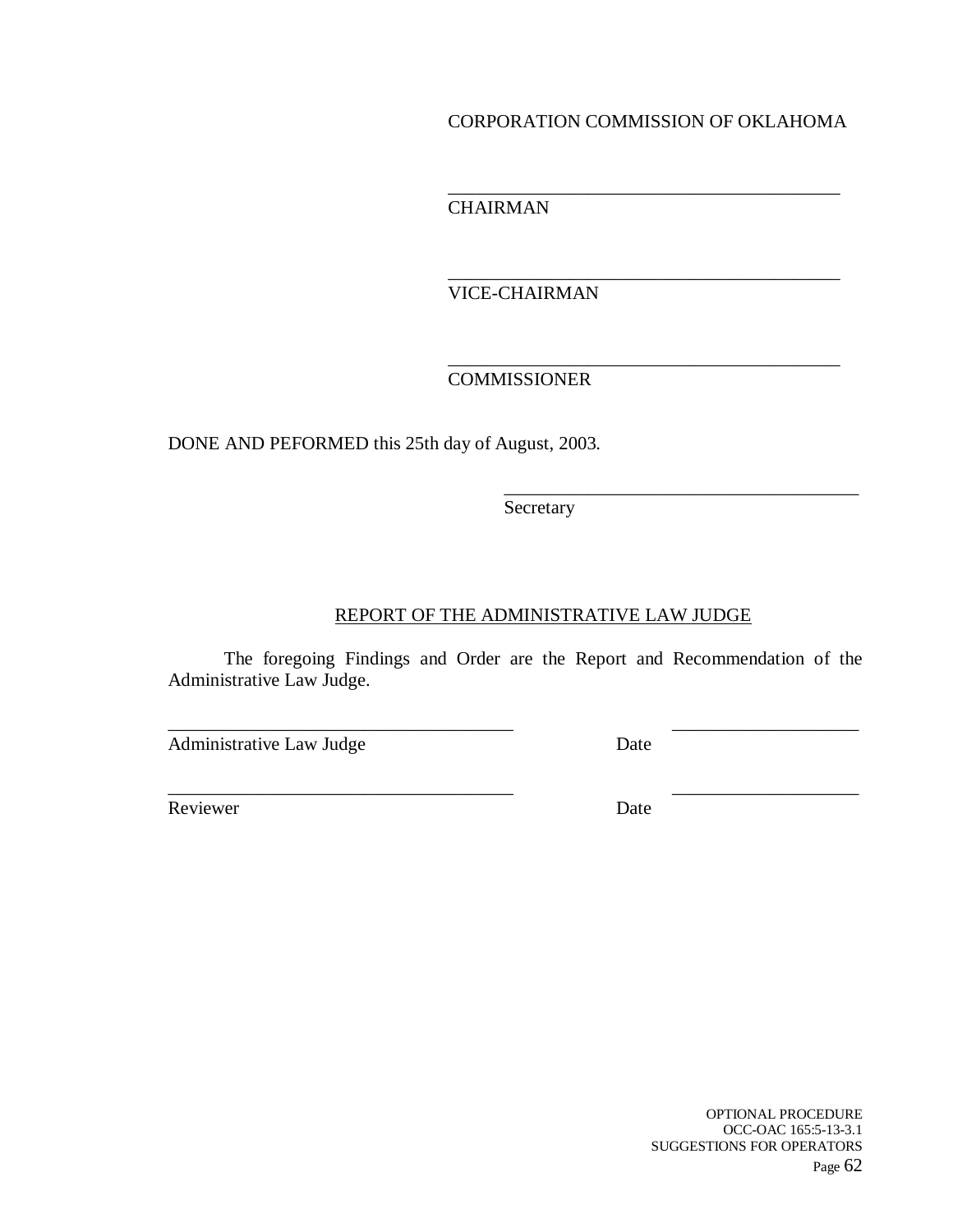CORPORATION COMMISSION OF OKLAHOMA

\_\_\_\_\_\_\_\_\_\_\_\_\_\_\_\_\_\_\_\_\_\_\_\_\_\_\_\_\_\_\_\_\_\_\_\_\_\_\_\_\_\_
CHAIRMAN

\_\_\_\_\_\_\_\_\_\_\_\_\_\_\_\_\_\_\_\_\_\_\_\_\_\_\_\_\_\_\_\_\_\_\_\_\_\_\_\_\_\_
VICE-CHAIRMAN

\_\_\_\_\_\_\_\_\_\_\_\_\_\_\_\_\_\_\_\_\_\_\_\_\_\_\_\_\_\_\_\_\_\_\_\_\_\_\_\_\_\_
COMMISSIONER

DONE AND PEFORMED this 25th day of August, 2003.

\_\_\_\_\_\_\_\_\_\_\_\_\_\_\_\_\_\_\_\_\_\_\_\_\_\_\_\_\_\_\_\_\_\_\_\_\_\_
Secretary

<u>REPORT OF THE ADMINISTRATIVE LAW JUDGE</u>

The foregoing Findings and Order are the Report and Recommendation of the Administrative Law Judge.

\_\_\_\_\_\_\_\_\_\_\_\_\_\_\_\_\_\_\_\_\_\_\_\_\_\_\_\_\_\_\_\_\_\_\_\_\_ \_\_\_\_\_\_\_\_\_\_\_\_\_\_\_\_\_\_\_\_
Administrative Law Judge Date

\_\_\_\_\_\_\_\_\_\_\_\_\_\_\_\_\_\_\_\_\_\_\_\_\_\_\_\_\_\_\_\_\_\_\_\_\_ \_\_\_\_\_\_\_\_\_\_\_\_\_\_\_\_\_\_\_\_
Reviewer Date

OPTIONAL PROCEDURE
OCC-OAC 165:5-13-3.1
SUGGESTIONS FOR OPERATORS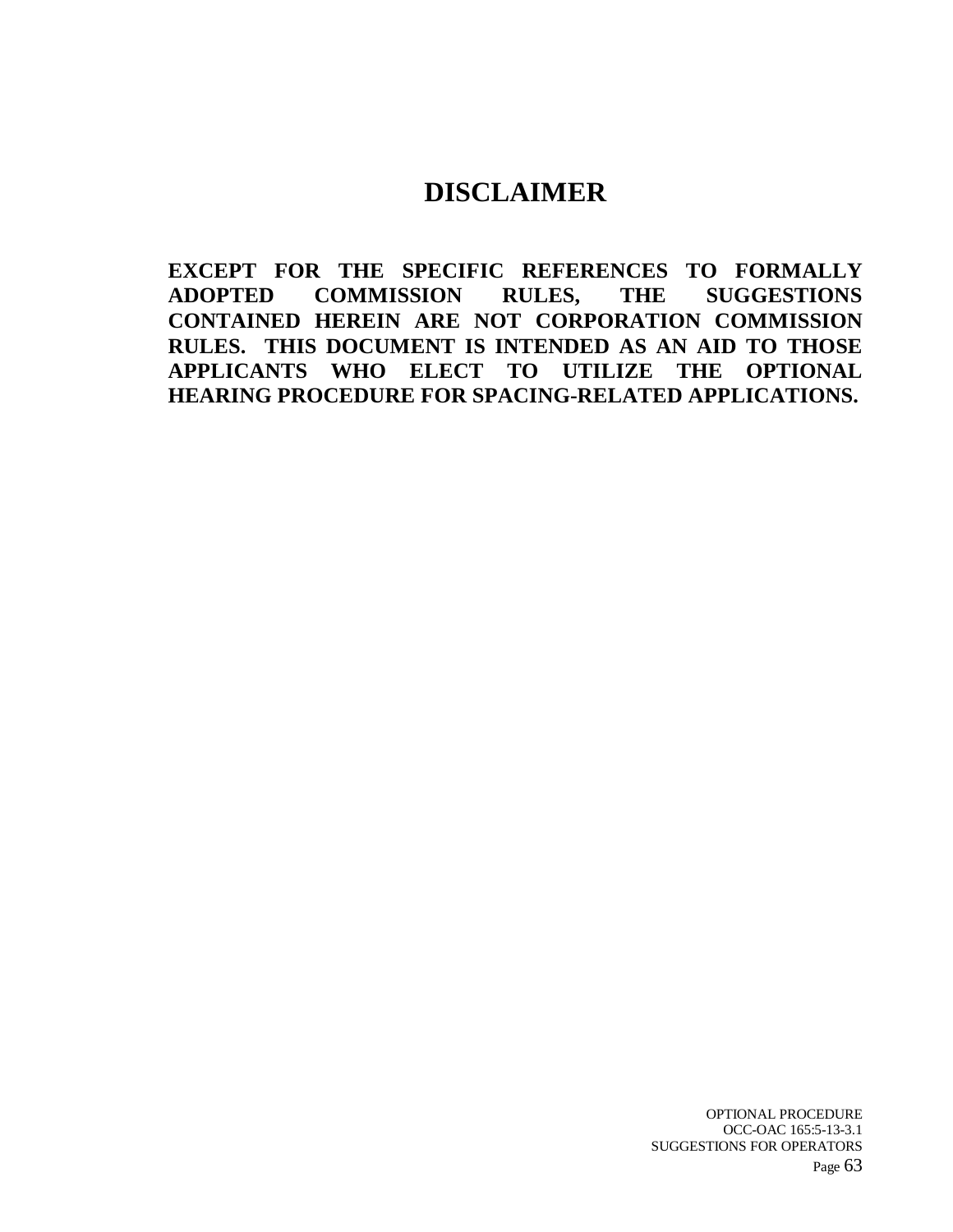# DISCLAIMER

**EXCEPT FOR THE SPECIFIC REFERENCES TO FORMALLY ADOPTED COMMISSION RULES, THE SUGGESTIONS CONTAINED HEREIN ARE NOT CORPORATION COMMISSION RULES. THIS DOCUMENT IS INTENDED AS AN AID TO THOSE APPLICANTS WHO ELECT TO UTILIZE THE OPTIONAL HEARING PROCEDURE FOR SPACING-RELATED APPLICATIONS.**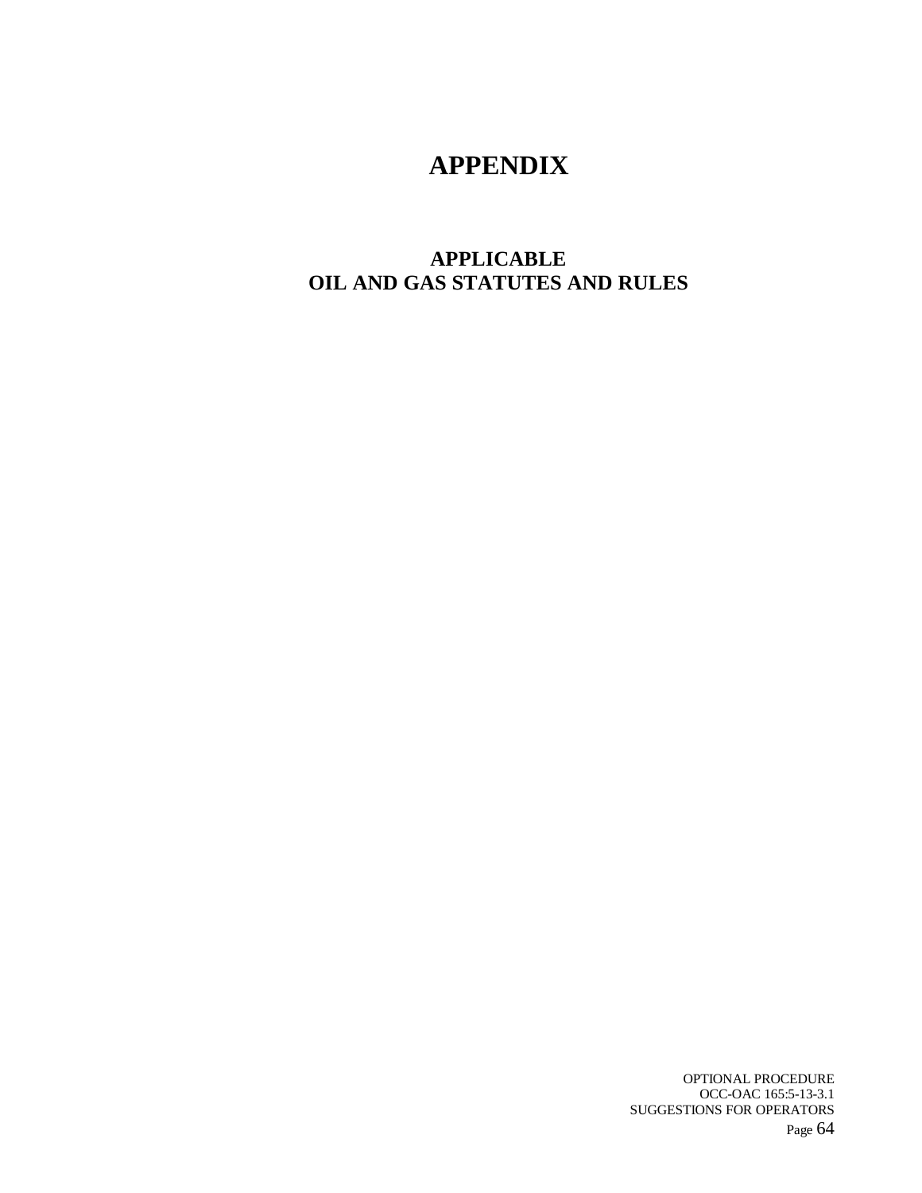# APPENDIX

## APPLICABLE
## OIL AND GAS STATUTES AND RULES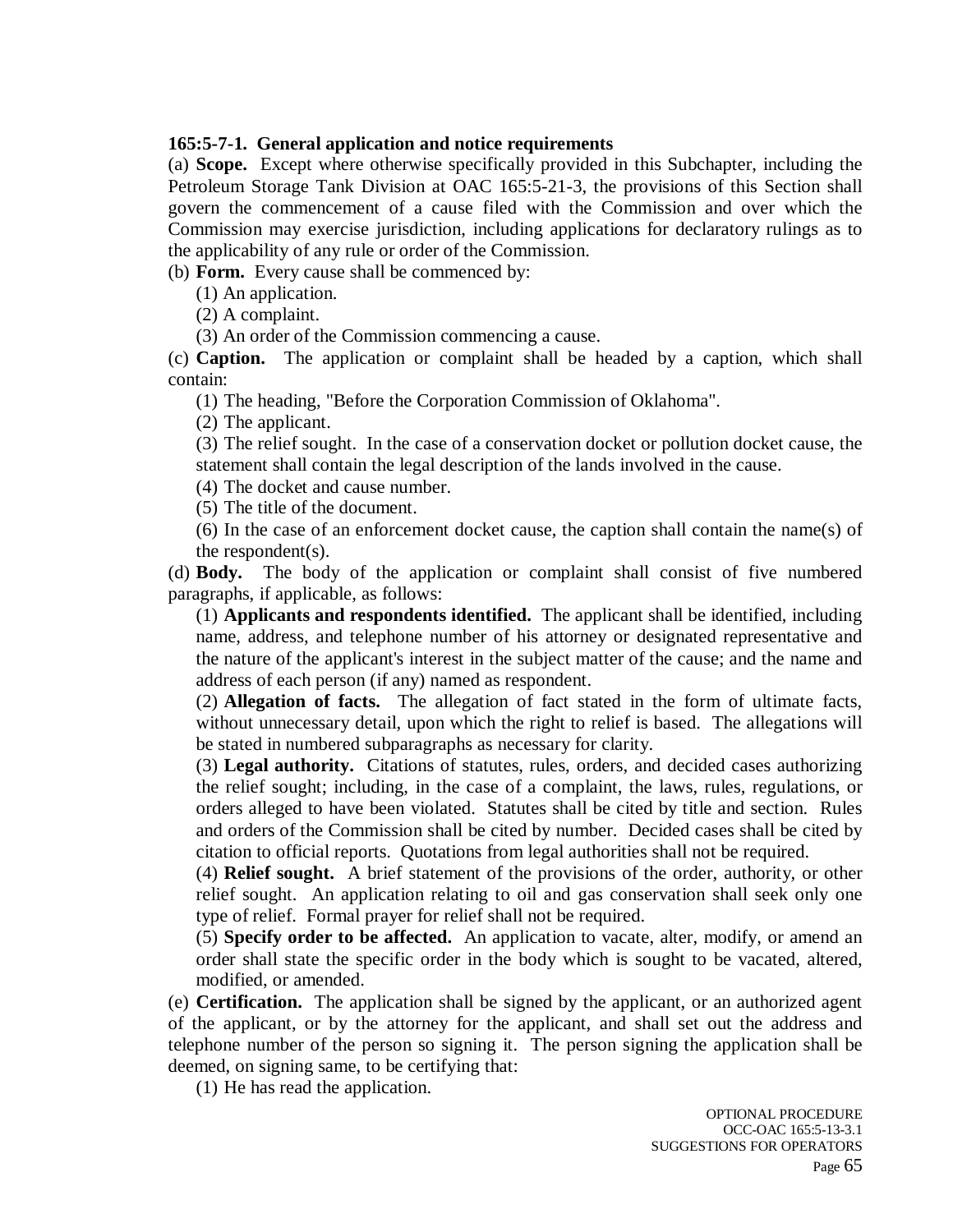**165:5-7-1. General application and notice requirements**

(a) **Scope.** Except where otherwise specifically provided in this Subchapter, including the Petroleum Storage Tank Division at OAC 165:5-21-3, the provisions of this Section shall govern the commencement of a cause filed with the Commission and over which the Commission may exercise jurisdiction, including applications for declaratory rulings as to the applicability of any rule or order of the Commission.

(b) **Form.** Every cause shall be commenced by:

(1) An application.

(2) A complaint.

(3) An order of the Commission commencing a cause.

(c) **Caption.** The application or complaint shall be headed by a caption, which shall contain:

(1) The heading, "Before the Corporation Commission of Oklahoma".

(2) The applicant.

(3) The relief sought. In the case of a conservation docket or pollution docket cause, the statement shall contain the legal description of the lands involved in the cause.

(4) The docket and cause number.

(5) The title of the document.

(6) In the case of an enforcement docket cause, the caption shall contain the name(s) of the respondent(s).

(d) **Body.** The body of the application or complaint shall consist of five numbered paragraphs, if applicable, as follows:

(1) **Applicants and respondents identified.** The applicant shall be identified, including name, address, and telephone number of his attorney or designated representative and the nature of the applicant's interest in the subject matter of the cause; and the name and address of each person (if any) named as respondent.

(2) **Allegation of facts.** The allegation of fact stated in the form of ultimate facts, without unnecessary detail, upon which the right to relief is based. The allegations will be stated in numbered subparagraphs as necessary for clarity.

(3) **Legal authority.** Citations of statutes, rules, orders, and decided cases authorizing the relief sought; including, in the case of a complaint, the laws, rules, regulations, or orders alleged to have been violated. Statutes shall be cited by title and section. Rules and orders of the Commission shall be cited by number. Decided cases shall be cited by citation to official reports. Quotations from legal authorities shall not be required.

(4) **Relief sought.** A brief statement of the provisions of the order, authority, or other relief sought. An application relating to oil and gas conservation shall seek only one type of relief. Formal prayer for relief shall not be required.

(5) **Specify order to be affected.** An application to vacate, alter, modify, or amend an order shall state the specific order in the body which is sought to be vacated, altered, modified, or amended.

(e) **Certification.** The application shall be signed by the applicant, or an authorized agent of the applicant, or by the attorney for the applicant, and shall set out the address and telephone number of the person so signing it. The person signing the application shall be deemed, on signing same, to be certifying that:

(1) He has read the application.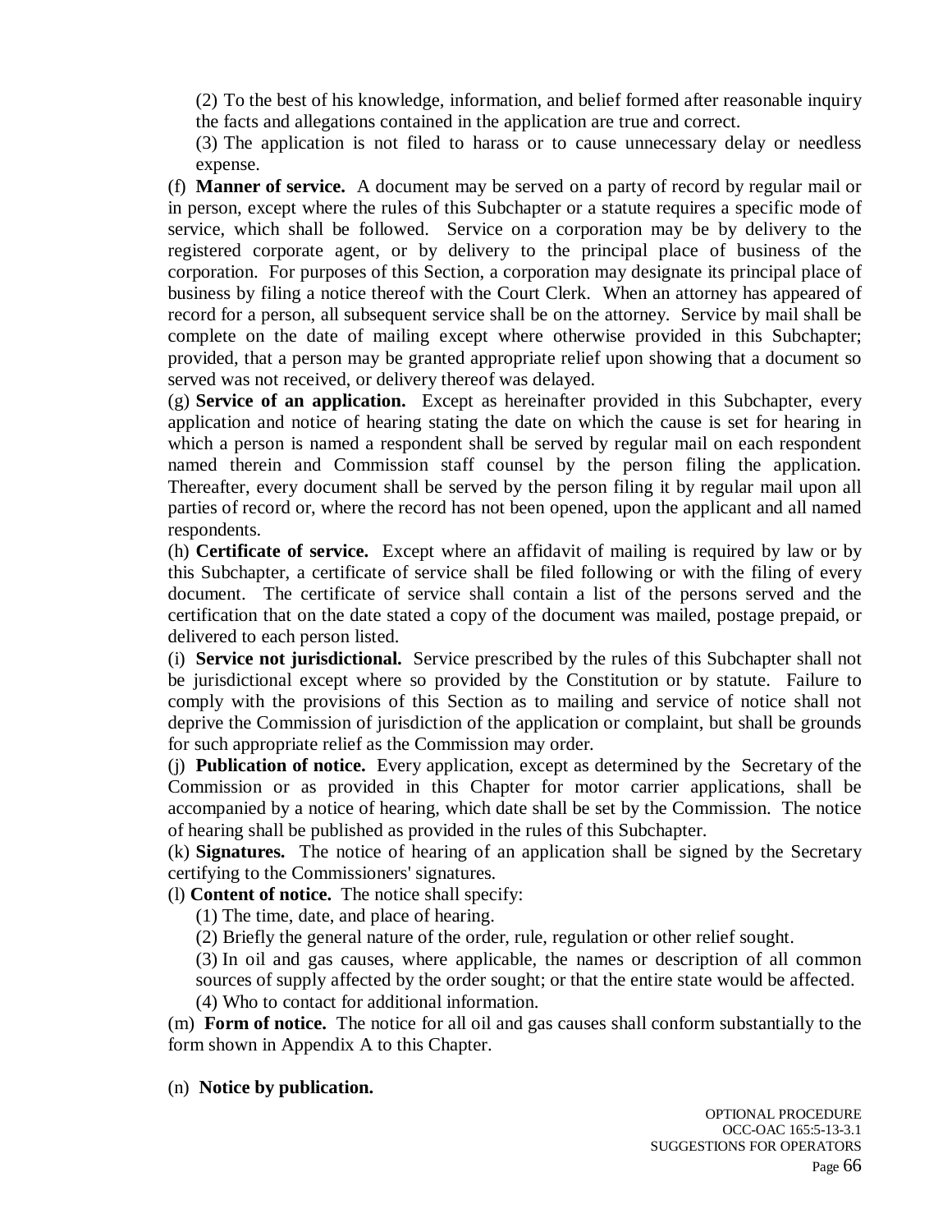(2) To the best of his knowledge, information, and belief formed after reasonable inquiry the facts and allegations contained in the application are true and correct.

(3) The application is not filed to harass or to cause unnecessary delay or needless expense.

(f) **Manner of service.** A document may be served on a party of record by regular mail or in person, except where the rules of this Subchapter or a statute requires a specific mode of service, which shall be followed. Service on a corporation may be by delivery to the registered corporate agent, or by delivery to the principal place of business of the corporation. For purposes of this Section, a corporation may designate its principal place of business by filing a notice thereof with the Court Clerk. When an attorney has appeared of record for a person, all subsequent service shall be on the attorney. Service by mail shall be complete on the date of mailing except where otherwise provided in this Subchapter; provided, that a person may be granted appropriate relief upon showing that a document so served was not received, or delivery thereof was delayed.

(g) **Service of an application.** Except as hereinafter provided in this Subchapter, every application and notice of hearing stating the date on which the cause is set for hearing in which a person is named a respondent shall be served by regular mail on each respondent named therein and Commission staff counsel by the person filing the application. Thereafter, every document shall be served by the person filing it by regular mail upon all parties of record or, where the record has not been opened, upon the applicant and all named respondents.

(h) **Certificate of service.** Except where an affidavit of mailing is required by law or by this Subchapter, a certificate of service shall be filed following or with the filing of every document. The certificate of service shall contain a list of the persons served and the certification that on the date stated a copy of the document was mailed, postage prepaid, or delivered to each person listed.

(i) **Service not jurisdictional.** Service prescribed by the rules of this Subchapter shall not be jurisdictional except where so provided by the Constitution or by statute. Failure to comply with the provisions of this Section as to mailing and service of notice shall not deprive the Commission of jurisdiction of the application or complaint, but shall be grounds for such appropriate relief as the Commission may order.

(j) **Publication of notice.** Every application, except as determined by the Secretary of the Commission or as provided in this Chapter for motor carrier applications, shall be accompanied by a notice of hearing, which date shall be set by the Commission. The notice of hearing shall be published as provided in the rules of this Subchapter.

(k) **Signatures.** The notice of hearing of an application shall be signed by the Secretary certifying to the Commissioners' signatures.

(l) **Content of notice.** The notice shall specify:

(1) The time, date, and place of hearing.

(2) Briefly the general nature of the order, rule, regulation or other relief sought.

(3) In oil and gas causes, where applicable, the names or description of all common sources of supply affected by the order sought; or that the entire state would be affected.

(4) Who to contact for additional information.

(m) **Form of notice.** The notice for all oil and gas causes shall conform substantially to the form shown in Appendix A to this Chapter.

(n) **Notice by publication.**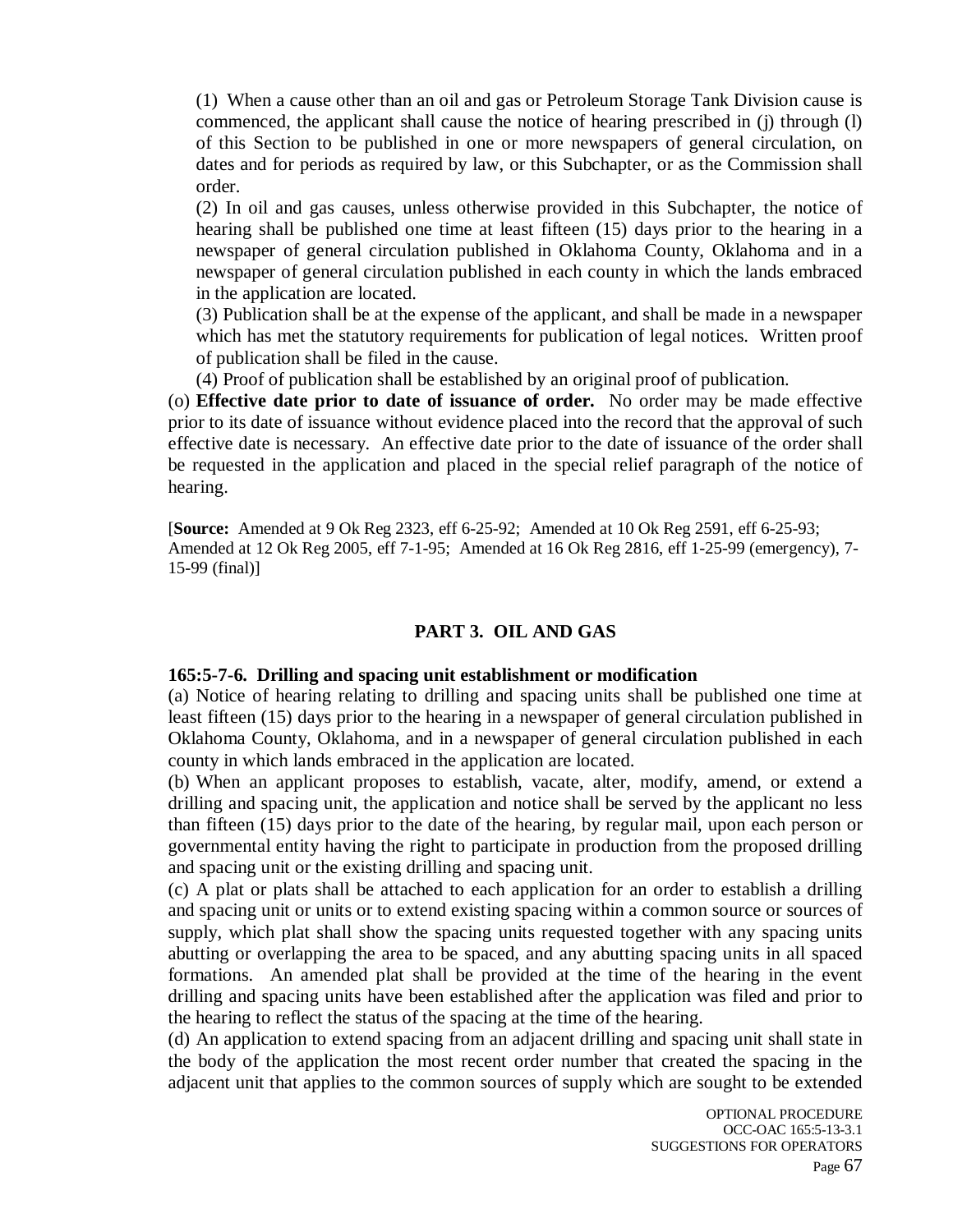(1) When a cause other than an oil and gas or Petroleum Storage Tank Division cause is commenced, the applicant shall cause the notice of hearing prescribed in (j) through (l) of this Section to be published in one or more newspapers of general circulation, on dates and for periods as required by law, or this Subchapter, or as the Commission shall order.

(2) In oil and gas causes, unless otherwise provided in this Subchapter, the notice of hearing shall be published one time at least fifteen (15) days prior to the hearing in a newspaper of general circulation published in Oklahoma County, Oklahoma and in a newspaper of general circulation published in each county in which the lands embraced in the application are located.

(3) Publication shall be at the expense of the applicant, and shall be made in a newspaper which has met the statutory requirements for publication of legal notices. Written proof of publication shall be filed in the cause.

(4) Proof of publication shall be established by an original proof of publication.

(o) **Effective date prior to date of issuance of order.** No order may be made effective prior to its date of issuance without evidence placed into the record that the approval of such effective date is necessary. An effective date prior to the date of issuance of the order shall be requested in the application and placed in the special relief paragraph of the notice of hearing.

[**Source:** Amended at 9 Ok Reg 2323, eff 6-25-92; Amended at 10 Ok Reg 2591, eff 6-25-93; Amended at 12 Ok Reg 2005, eff 7-1-95; Amended at 16 Ok Reg 2816, eff 1-25-99 (emergency), 7-15-99 (final)]

## PART 3. OIL AND GAS

### 165:5-7-6. Drilling and spacing unit establishment or modification

(a) Notice of hearing relating to drilling and spacing units shall be published one time at least fifteen (15) days prior to the hearing in a newspaper of general circulation published in Oklahoma County, Oklahoma, and in a newspaper of general circulation published in each county in which lands embraced in the application are located.

(b) When an applicant proposes to establish, vacate, alter, modify, amend, or extend a drilling and spacing unit, the application and notice shall be served by the applicant no less than fifteen (15) days prior to the date of the hearing, by regular mail, upon each person or governmental entity having the right to participate in production from the proposed drilling and spacing unit or the existing drilling and spacing unit.

(c) A plat or plats shall be attached to each application for an order to establish a drilling and spacing unit or units or to extend existing spacing within a common source or sources of supply, which plat shall show the spacing units requested together with any spacing units abutting or overlapping the area to be spaced, and any abutting spacing units in all spaced formations. An amended plat shall be provided at the time of the hearing in the event drilling and spacing units have been established after the application was filed and prior to the hearing to reflect the status of the spacing at the time of the hearing.

(d) An application to extend spacing from an adjacent drilling and spacing unit shall state in the body of the application the most recent order number that created the spacing in the adjacent unit that applies to the common sources of supply which are sought to be extended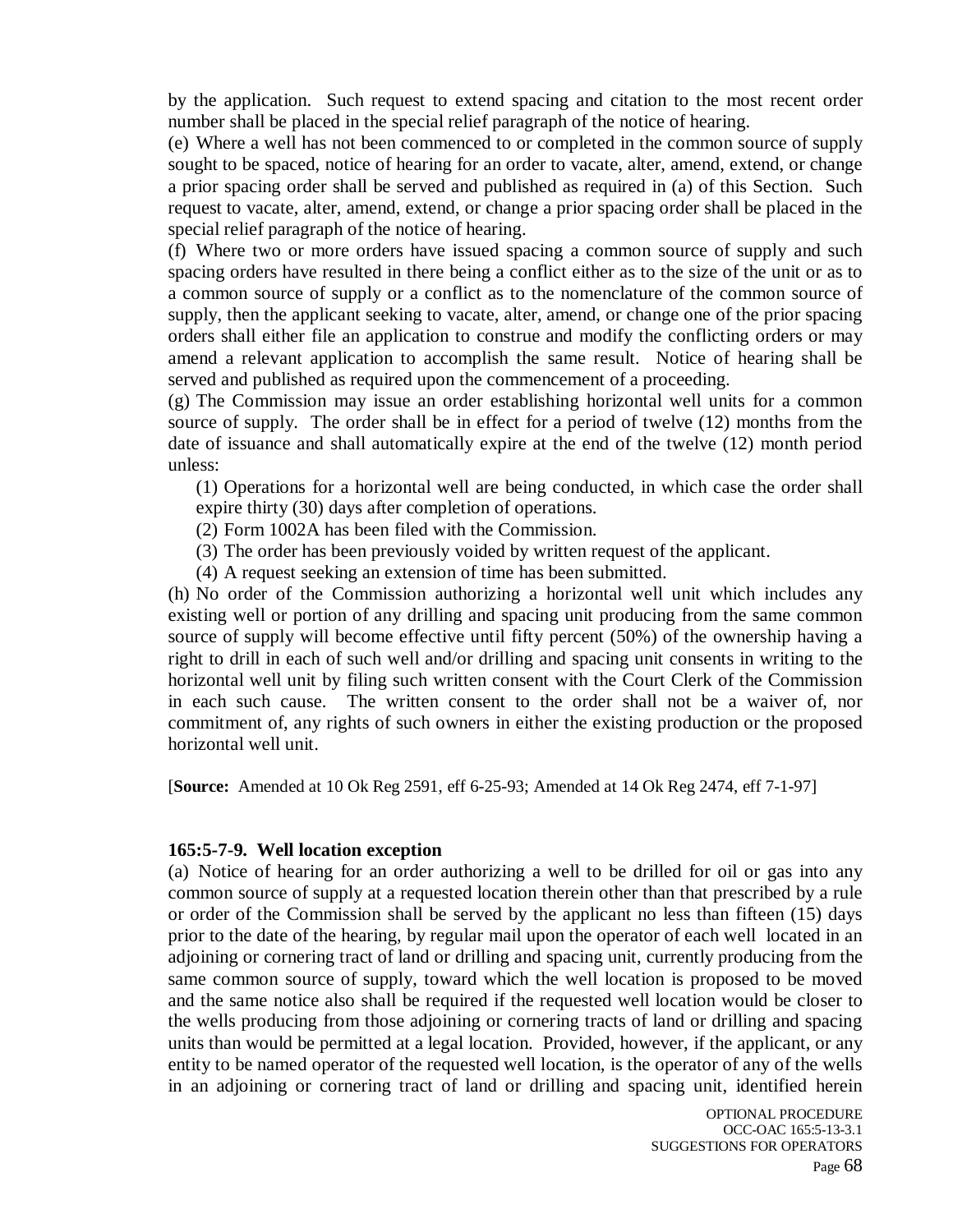by the application. Such request to extend spacing and citation to the most recent order number shall be placed in the special relief paragraph of the notice of hearing.

(e) Where a well has not been commenced to or completed in the common source of supply sought to be spaced, notice of hearing for an order to vacate, alter, amend, extend, or change a prior spacing order shall be served and published as required in (a) of this Section. Such request to vacate, alter, amend, extend, or change a prior spacing order shall be placed in the special relief paragraph of the notice of hearing.

(f) Where two or more orders have issued spacing a common source of supply and such spacing orders have resulted in there being a conflict either as to the size of the unit or as to a common source of supply or a conflict as to the nomenclature of the common source of supply, then the applicant seeking to vacate, alter, amend, or change one of the prior spacing orders shall either file an application to construe and modify the conflicting orders or may amend a relevant application to accomplish the same result. Notice of hearing shall be served and published as required upon the commencement of a proceeding.

(g) The Commission may issue an order establishing horizontal well units for a common source of supply. The order shall be in effect for a period of twelve (12) months from the date of issuance and shall automatically expire at the end of the twelve (12) month period unless:

(1) Operations for a horizontal well are being conducted, in which case the order shall expire thirty (30) days after completion of operations.

(2) Form 1002A has been filed with the Commission.

(3) The order has been previously voided by written request of the applicant.

(4) A request seeking an extension of time has been submitted.

(h) No order of the Commission authorizing a horizontal well unit which includes any existing well or portion of any drilling and spacing unit producing from the same common source of supply will become effective until fifty percent (50%) of the ownership having a right to drill in each of such well and/or drilling and spacing unit consents in writing to the horizontal well unit by filing such written consent with the Court Clerk of the Commission in each such cause. The written consent to the order shall not be a waiver of, nor commitment of, any rights of such owners in either the existing production or the proposed horizontal well unit.

[**Source:** Amended at 10 Ok Reg 2591, eff 6-25-93; Amended at 14 Ok Reg 2474, eff 7-1-97]

**165:5-7-9. Well location exception**

(a) Notice of hearing for an order authorizing a well to be drilled for oil or gas into any common source of supply at a requested location therein other than that prescribed by a rule or order of the Commission shall be served by the applicant no less than fifteen (15) days prior to the date of the hearing, by regular mail upon the operator of each well located in an adjoining or cornering tract of land or drilling and spacing unit, currently producing from the same common source of supply, toward which the well location is proposed to be moved and the same notice also shall be required if the requested well location would be closer to the wells producing from those adjoining or cornering tracts of land or drilling and spacing units than would be permitted at a legal location. Provided, however, if the applicant, or any entity to be named operator of the requested well location, is the operator of any of the wells in an adjoining or cornering tract of land or drilling and spacing unit, identified herein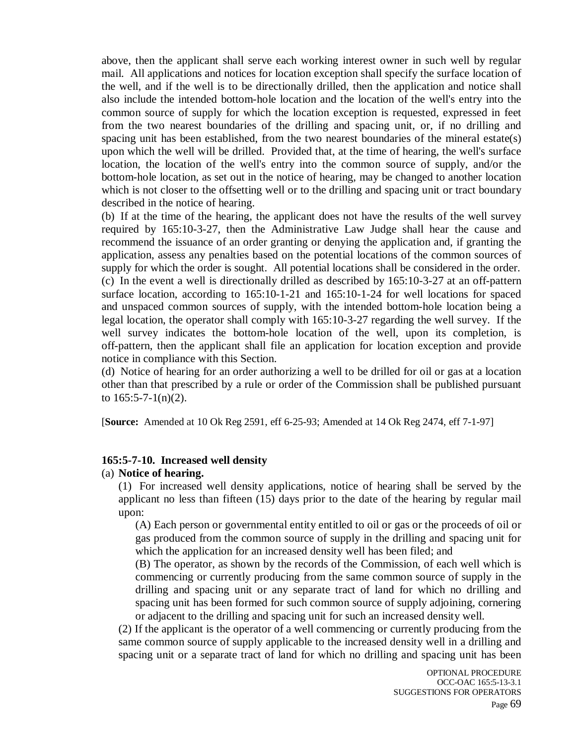above, then the applicant shall serve each working interest owner in such well by regular mail. All applications and notices for location exception shall specify the surface location of the well, and if the well is to be directionally drilled, then the application and notice shall also include the intended bottom-hole location and the location of the well's entry into the common source of supply for which the location exception is requested, expressed in feet from the two nearest boundaries of the drilling and spacing unit, or, if no drilling and spacing unit has been established, from the two nearest boundaries of the mineral estate(s) upon which the well will be drilled. Provided that, at the time of hearing, the well's surface location, the location of the well's entry into the common source of supply, and/or the bottom-hole location, as set out in the notice of hearing, may be changed to another location which is not closer to the offsetting well or to the drilling and spacing unit or tract boundary described in the notice of hearing.

(b) If at the time of the hearing, the applicant does not have the results of the well survey required by 165:10-3-27, then the Administrative Law Judge shall hear the cause and recommend the issuance of an order granting or denying the application and, if granting the application, assess any penalties based on the potential locations of the common sources of supply for which the order is sought. All potential locations shall be considered in the order.

(c) In the event a well is directionally drilled as described by 165:10-3-27 at an off-pattern surface location, according to 165:10-1-21 and 165:10-1-24 for well locations for spaced and unspaced common sources of supply, with the intended bottom-hole location being a legal location, the operator shall comply with 165:10-3-27 regarding the well survey. If the well survey indicates the bottom-hole location of the well, upon its completion, is off-pattern, then the applicant shall file an application for location exception and provide notice in compliance with this Section.

(d) Notice of hearing for an order authorizing a well to be drilled for oil or gas at a location other than that prescribed by a rule or order of the Commission shall be published pursuant to 165:5-7-1(n)(2).

[**Source:** Amended at 10 Ok Reg 2591, eff 6-25-93; Amended at 14 Ok Reg 2474, eff 7-1-97]

### 165:5-7-10. Increased well density

(a) **Notice of hearing.**

(1) For increased well density applications, notice of hearing shall be served by the applicant no less than fifteen (15) days prior to the date of the hearing by regular mail upon:

(A) Each person or governmental entity entitled to oil or gas or the proceeds of oil or gas produced from the common source of supply in the drilling and spacing unit for which the application for an increased density well has been filed; and

(B) The operator, as shown by the records of the Commission, of each well which is commencing or currently producing from the same common source of supply in the drilling and spacing unit or any separate tract of land for which no drilling and spacing unit has been formed for such common source of supply adjoining, cornering or adjacent to the drilling and spacing unit for such an increased density well.

(2) If the applicant is the operator of a well commencing or currently producing from the same common source of supply applicable to the increased density well in a drilling and spacing unit or a separate tract of land for which no drilling and spacing unit has been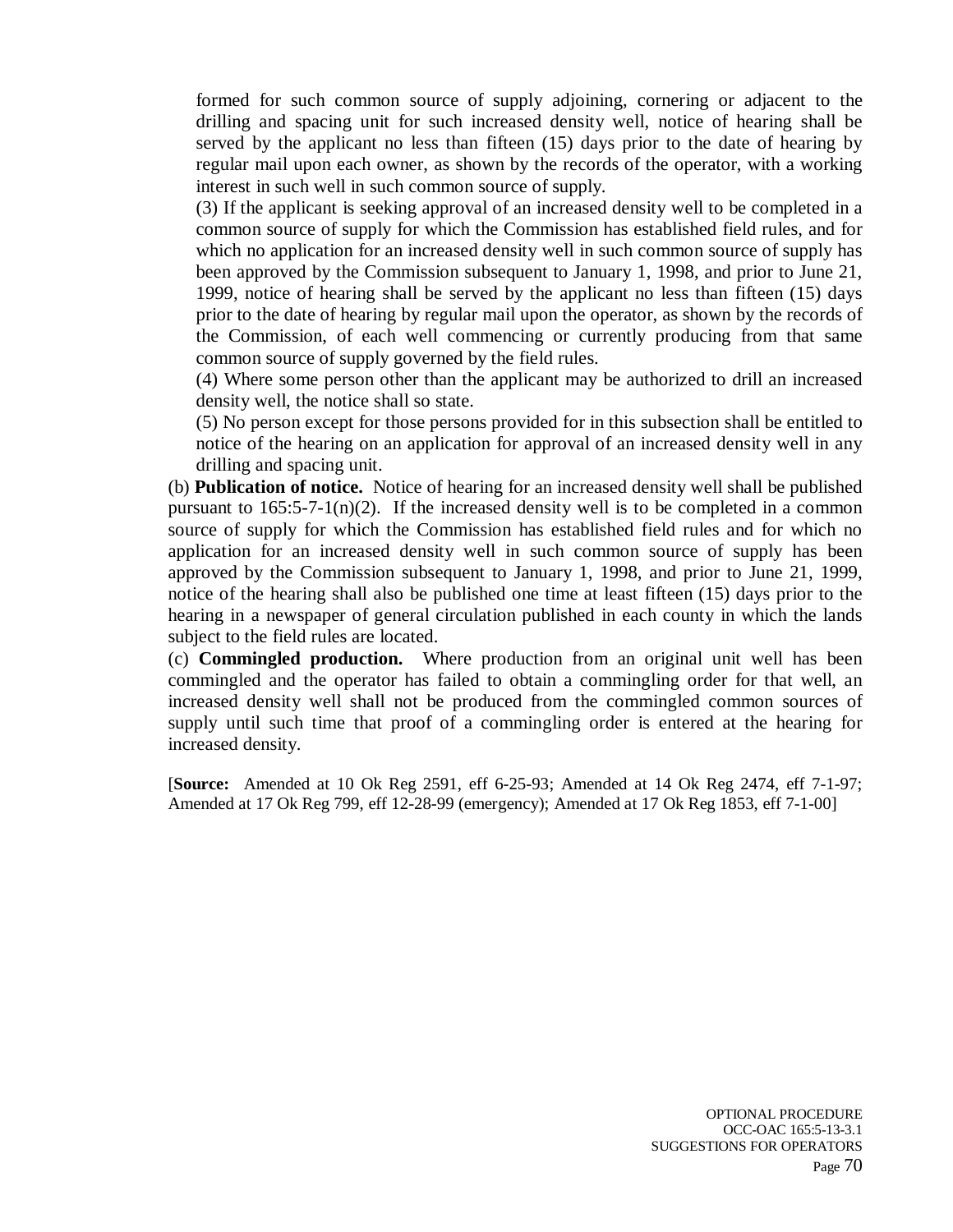formed for such common source of supply adjoining, cornering or adjacent to the drilling and spacing unit for such increased density well, notice of hearing shall be served by the applicant no less than fifteen (15) days prior to the date of hearing by regular mail upon each owner, as shown by the records of the operator, with a working interest in such well in such common source of supply.

(3) If the applicant is seeking approval of an increased density well to be completed in a common source of supply for which the Commission has established field rules, and for which no application for an increased density well in such common source of supply has been approved by the Commission subsequent to January 1, 1998, and prior to June 21, 1999, notice of hearing shall be served by the applicant no less than fifteen (15) days prior to the date of hearing by regular mail upon the operator, as shown by the records of the Commission, of each well commencing or currently producing from that same common source of supply governed by the field rules.

(4) Where some person other than the applicant may be authorized to drill an increased density well, the notice shall so state.

(5) No person except for those persons provided for in this subsection shall be entitled to notice of the hearing on an application for approval of an increased density well in any drilling and spacing unit.

(b) **Publication of notice.** Notice of hearing for an increased density well shall be published pursuant to 165:5-7-1(n)(2). If the increased density well is to be completed in a common source of supply for which the Commission has established field rules and for which no application for an increased density well in such common source of supply has been approved by the Commission subsequent to January 1, 1998, and prior to June 21, 1999, notice of the hearing shall also be published one time at least fifteen (15) days prior to the hearing in a newspaper of general circulation published in each county in which the lands subject to the field rules are located.

(c) **Commingled production.** Where production from an original unit well has been commingled and the operator has failed to obtain a commingling order for that well, an increased density well shall not be produced from the commingled common sources of supply until such time that proof of a commingling order is entered at the hearing for increased density.

[**Source:** Amended at 10 Ok Reg 2591, eff 6-25-93; Amended at 14 Ok Reg 2474, eff 7-1-97; Amended at 17 Ok Reg 799, eff 12-28-99 (emergency); Amended at 17 Ok Reg 1853, eff 7-1-00]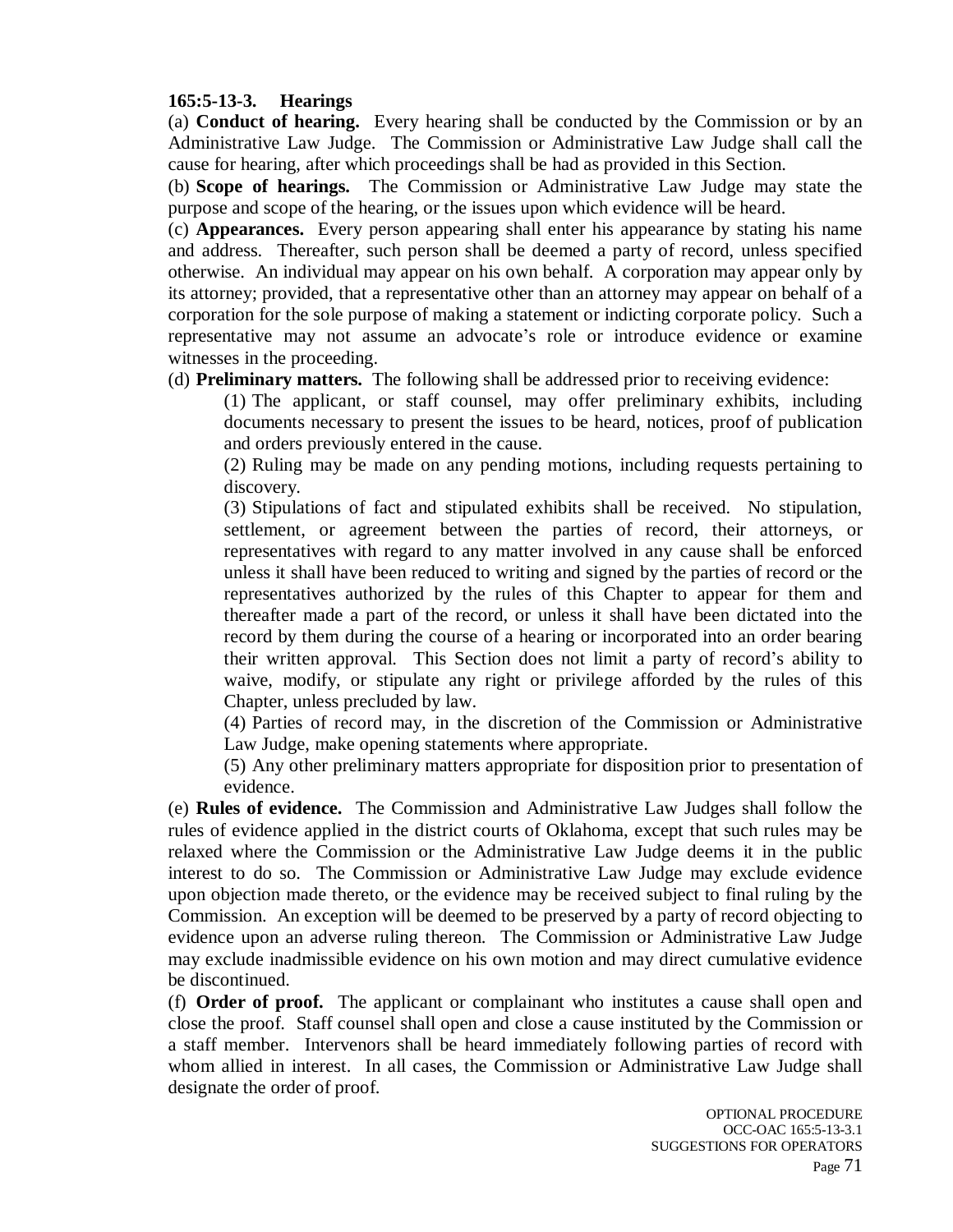**165:5-13-3. Hearings**

(a) **Conduct of hearing.** Every hearing shall be conducted by the Commission or by an Administrative Law Judge. The Commission or Administrative Law Judge shall call the cause for hearing, after which proceedings shall be had as provided in this Section.

(b) **Scope of hearings.** The Commission or Administrative Law Judge may state the purpose and scope of the hearing, or the issues upon which evidence will be heard.

(c) **Appearances.** Every person appearing shall enter his appearance by stating his name and address. Thereafter, such person shall be deemed a party of record, unless specified otherwise. An individual may appear on his own behalf. A corporation may appear only by its attorney; provided, that a representative other than an attorney may appear on behalf of a corporation for the sole purpose of making a statement or indicting corporate policy. Such a representative may not assume an advocate's role or introduce evidence or examine witnesses in the proceeding.

(d) **Preliminary matters.** The following shall be addressed prior to receiving evidence:

(1) The applicant, or staff counsel, may offer preliminary exhibits, including documents necessary to present the issues to be heard, notices, proof of publication and orders previously entered in the cause.

(2) Ruling may be made on any pending motions, including requests pertaining to discovery.

(3) Stipulations of fact and stipulated exhibits shall be received. No stipulation, settlement, or agreement between the parties of record, their attorneys, or representatives with regard to any matter involved in any cause shall be enforced unless it shall have been reduced to writing and signed by the parties of record or the representatives authorized by the rules of this Chapter to appear for them and thereafter made a part of the record, or unless it shall have been dictated into the record by them during the course of a hearing or incorporated into an order bearing their written approval. This Section does not limit a party of record's ability to waive, modify, or stipulate any right or privilege afforded by the rules of this Chapter, unless precluded by law.

(4) Parties of record may, in the discretion of the Commission or Administrative Law Judge, make opening statements where appropriate.

(5) Any other preliminary matters appropriate for disposition prior to presentation of evidence.

(e) **Rules of evidence.** The Commission and Administrative Law Judges shall follow the rules of evidence applied in the district courts of Oklahoma, except that such rules may be relaxed where the Commission or the Administrative Law Judge deems it in the public interest to do so. The Commission or Administrative Law Judge may exclude evidence upon objection made thereto, or the evidence may be received subject to final ruling by the Commission. An exception will be deemed to be preserved by a party of record objecting to evidence upon an adverse ruling thereon. The Commission or Administrative Law Judge may exclude inadmissible evidence on his own motion and may direct cumulative evidence be discontinued.

(f) **Order of proof.** The applicant or complainant who institutes a cause shall open and close the proof. Staff counsel shall open and close a cause instituted by the Commission or a staff member. Intervenors shall be heard immediately following parties of record with whom allied in interest. In all cases, the Commission or Administrative Law Judge shall designate the order of proof.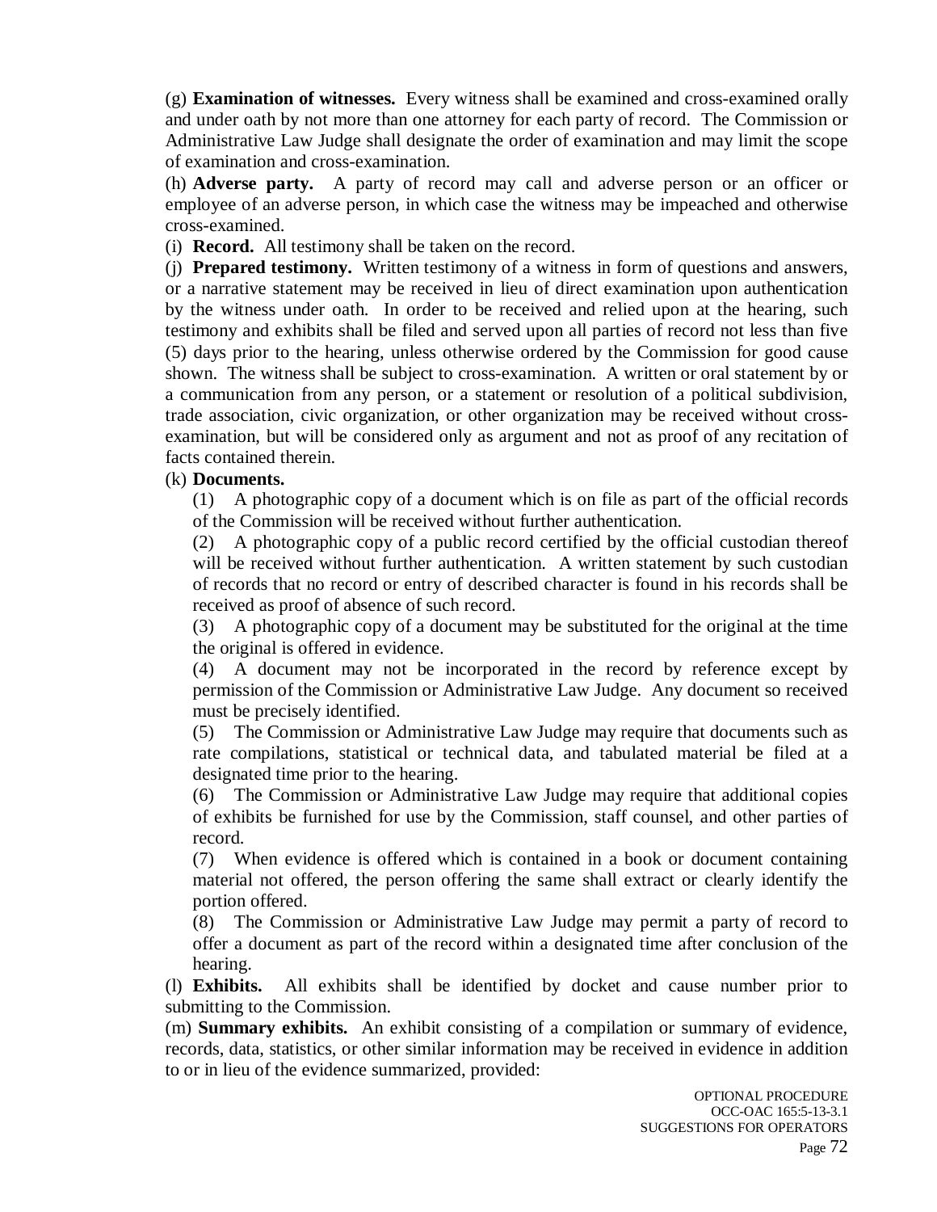(g) **Examination of witnesses.** Every witness shall be examined and cross-examined orally and under oath by not more than one attorney for each party of record. The Commission or Administrative Law Judge shall designate the order of examination and may limit the scope of examination and cross-examination.

(h) **Adverse party.** A party of record may call and adverse person or an officer or employee of an adverse person, in which case the witness may be impeached and otherwise cross-examined.

(i) **Record.** All testimony shall be taken on the record.

(j) **Prepared testimony.** Written testimony of a witness in form of questions and answers, or a narrative statement may be received in lieu of direct examination upon authentication by the witness under oath. In order to be received and relied upon at the hearing, such testimony and exhibits shall be filed and served upon all parties of record not less than five (5) days prior to the hearing, unless otherwise ordered by the Commission for good cause shown. The witness shall be subject to cross-examination. A written or oral statement by or a communication from any person, or a statement or resolution of a political subdivision, trade association, civic organization, or other organization may be received without cross-examination, but will be considered only as argument and not as proof of any recitation of facts contained therein.

(k) **Documents.**

(1) A photographic copy of a document which is on file as part of the official records of the Commission will be received without further authentication.

(2) A photographic copy of a public record certified by the official custodian thereof will be received without further authentication. A written statement by such custodian of records that no record or entry of described character is found in his records shall be received as proof of absence of such record.

(3) A photographic copy of a document may be substituted for the original at the time the original is offered in evidence.

(4) A document may not be incorporated in the record by reference except by permission of the Commission or Administrative Law Judge. Any document so received must be precisely identified.

(5) The Commission or Administrative Law Judge may require that documents such as rate compilations, statistical or technical data, and tabulated material be filed at a designated time prior to the hearing.

(6) The Commission or Administrative Law Judge may require that additional copies of exhibits be furnished for use by the Commission, staff counsel, and other parties of record.

(7) When evidence is offered which is contained in a book or document containing material not offered, the person offering the same shall extract or clearly identify the portion offered.

(8) The Commission or Administrative Law Judge may permit a party of record to offer a document as part of the record within a designated time after conclusion of the hearing.

(l) **Exhibits.** All exhibits shall be identified by docket and cause number prior to submitting to the Commission.

(m) **Summary exhibits.** An exhibit consisting of a compilation or summary of evidence, records, data, statistics, or other similar information may be received in evidence in addition to or in lieu of the evidence summarized, provided: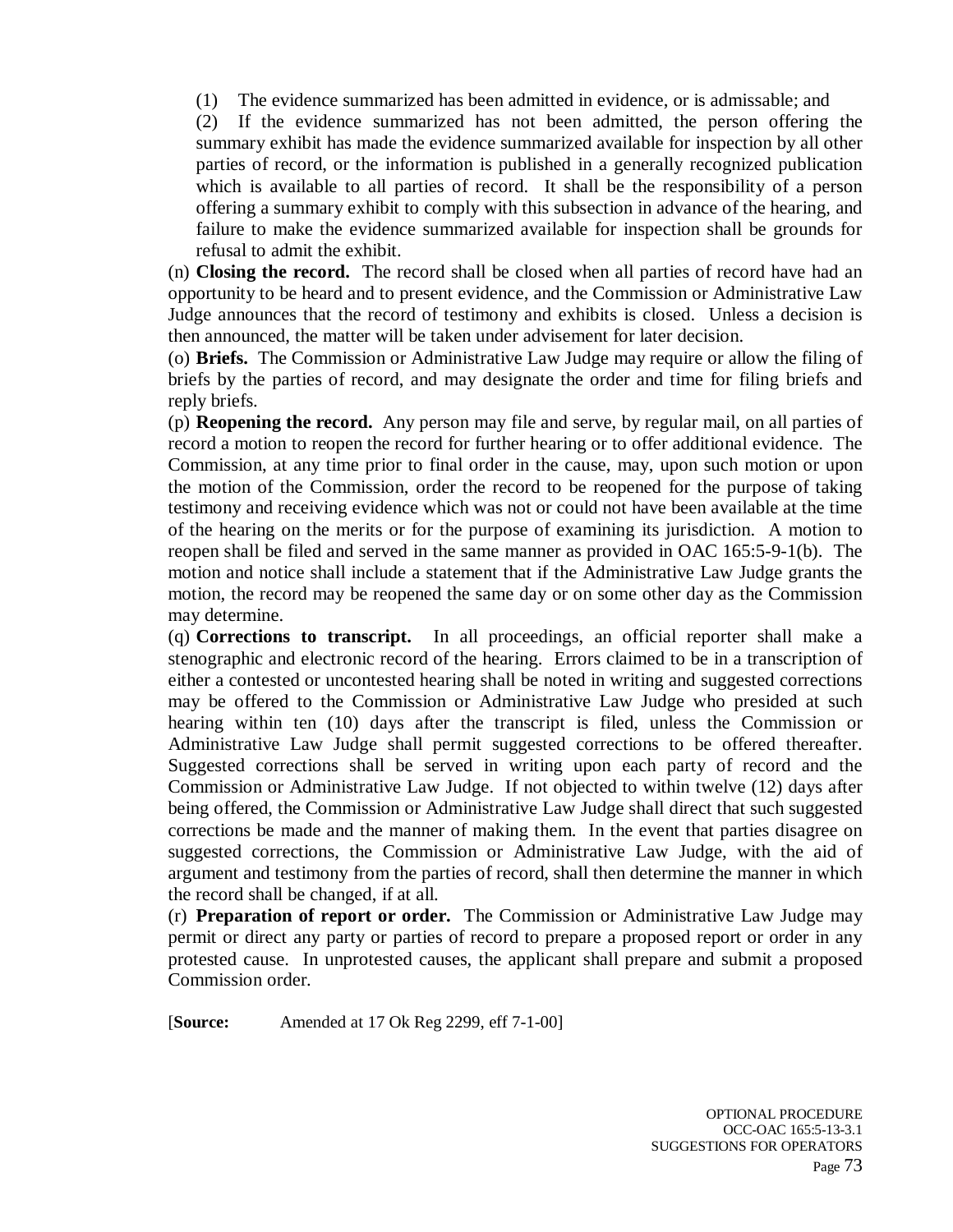(1) The evidence summarized has been admitted in evidence, or is admissable; and

(2) If the evidence summarized has not been admitted, the person offering the summary exhibit has made the evidence summarized available for inspection by all other parties of record, or the information is published in a generally recognized publication which is available to all parties of record. It shall be the responsibility of a person offering a summary exhibit to comply with this subsection in advance of the hearing, and failure to make the evidence summarized available for inspection shall be grounds for refusal to admit the exhibit.

(n) **Closing the record.** The record shall be closed when all parties of record have had an opportunity to be heard and to present evidence, and the Commission or Administrative Law Judge announces that the record of testimony and exhibits is closed. Unless a decision is then announced, the matter will be taken under advisement for later decision.

(o) **Briefs.** The Commission or Administrative Law Judge may require or allow the filing of briefs by the parties of record, and may designate the order and time for filing briefs and reply briefs.

(p) **Reopening the record.** Any person may file and serve, by regular mail, on all parties of record a motion to reopen the record for further hearing or to offer additional evidence. The Commission, at any time prior to final order in the cause, may, upon such motion or upon the motion of the Commission, order the record to be reopened for the purpose of taking testimony and receiving evidence which was not or could not have been available at the time of the hearing on the merits or for the purpose of examining its jurisdiction. A motion to reopen shall be filed and served in the same manner as provided in OAC 165:5-9-1(b). The motion and notice shall include a statement that if the Administrative Law Judge grants the motion, the record may be reopened the same day or on some other day as the Commission may determine.

(q) **Corrections to transcript.** In all proceedings, an official reporter shall make a stenographic and electronic record of the hearing. Errors claimed to be in a transcription of either a contested or uncontested hearing shall be noted in writing and suggested corrections may be offered to the Commission or Administrative Law Judge who presided at such hearing within ten (10) days after the transcript is filed, unless the Commission or Administrative Law Judge shall permit suggested corrections to be offered thereafter. Suggested corrections shall be served in writing upon each party of record and the Commission or Administrative Law Judge. If not objected to within twelve (12) days after being offered, the Commission or Administrative Law Judge shall direct that such suggested corrections be made and the manner of making them. In the event that parties disagree on suggested corrections, the Commission or Administrative Law Judge, with the aid of argument and testimony from the parties of record, shall then determine the manner in which the record shall be changed, if at all.

(r) **Preparation of report or order.** The Commission or Administrative Law Judge may permit or direct any party or parties of record to prepare a proposed report or order in any protested cause. In unprotested causes, the applicant shall prepare and submit a proposed Commission order.

[**Source:** Amended at 17 Ok Reg 2299, eff 7-1-00]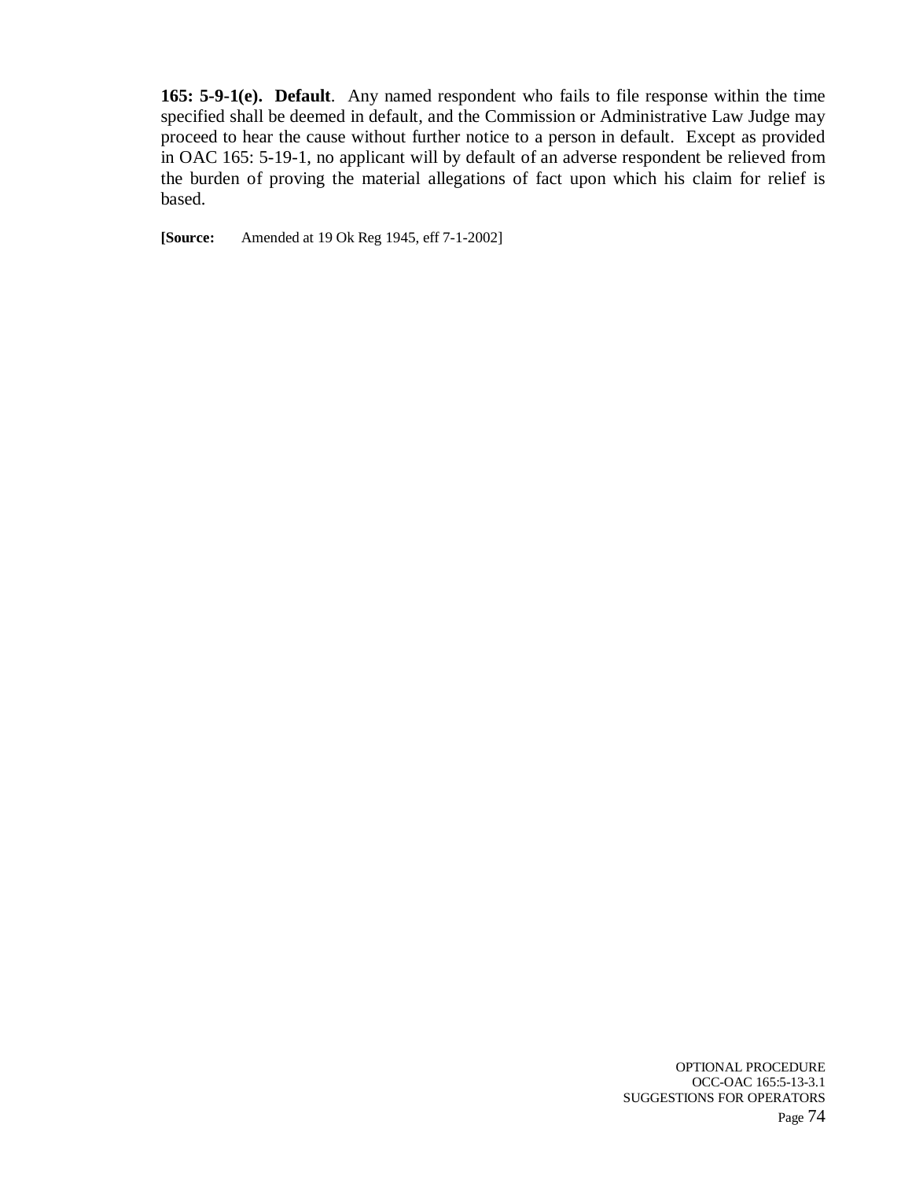**165: 5-9-1(e). Default**. Any named respondent who fails to file response within the time specified shall be deemed in default, and the Commission or Administrative Law Judge may proceed to hear the cause without further notice to a person in default. Except as provided in OAC 165: 5-19-1, no applicant will by default of an adverse respondent be relieved from the burden of proving the material allegations of fact upon which his claim for relief is based.

**[Source:** Amended at 19 Ok Reg 1945, eff 7-1-2002]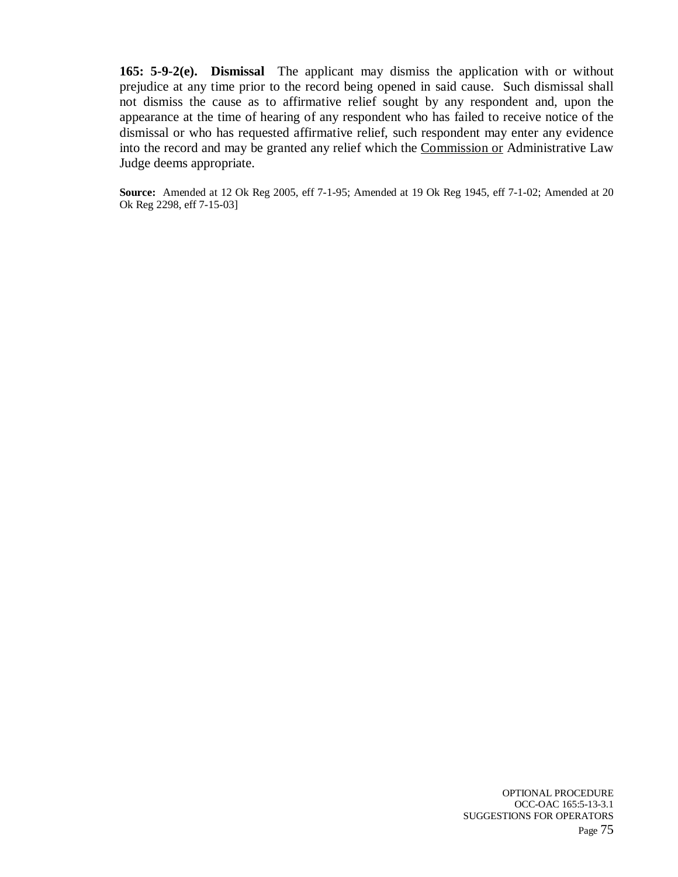**165: 5-9-2(e). Dismissal** The applicant may dismiss the application with or without prejudice at any time prior to the record being opened in said cause. Such dismissal shall not dismiss the cause as to affirmative relief sought by any respondent and, upon the appearance at the time of hearing of any respondent who has failed to receive notice of the dismissal or who has requested affirmative relief, such respondent may enter any evidence into the record and may be granted any relief which the <u>Commission or</u> Administrative Law Judge deems appropriate.

**Source:** Amended at 12 Ok Reg 2005, eff 7-1-95; Amended at 19 Ok Reg 1945, eff 7-1-02; Amended at 20 Ok Reg 2298, eff 7-15-03]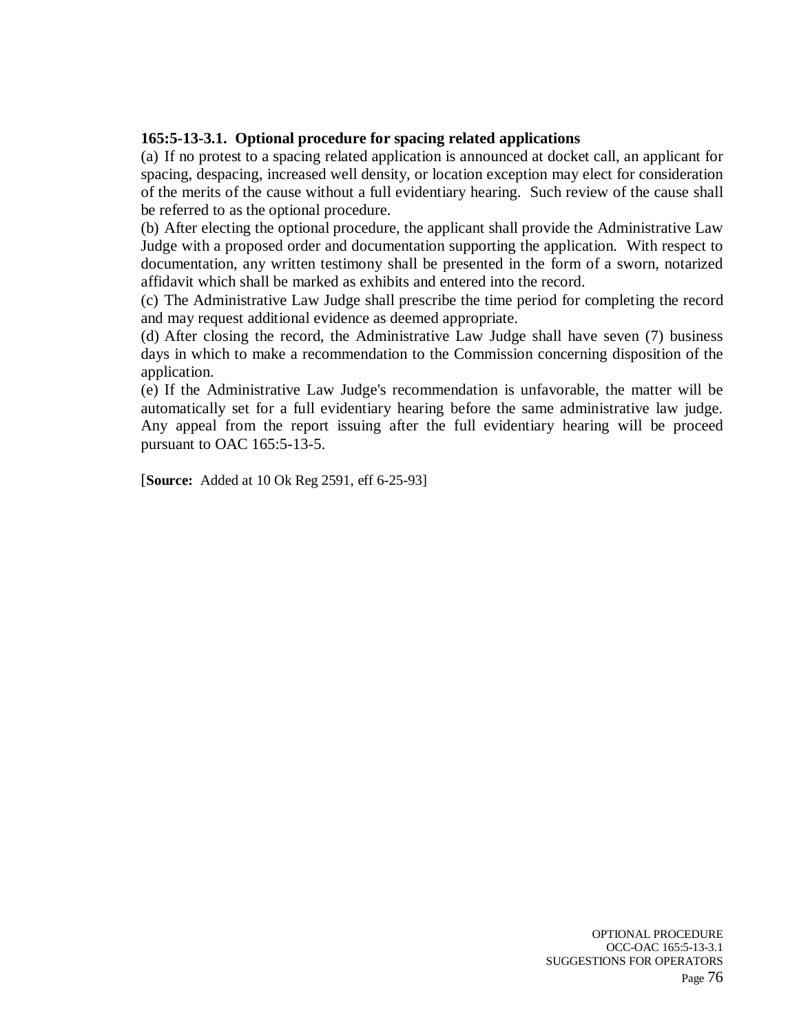**165:5-13-3.1. Optional procedure for spacing related applications**

(a) If no protest to a spacing related application is announced at docket call, an applicant for spacing, despacing, increased well density, or location exception may elect for consideration of the merits of the cause without a full evidentiary hearing. Such review of the cause shall be referred to as the optional procedure.

(b) After electing the optional procedure, the applicant shall provide the Administrative Law Judge with a proposed order and documentation supporting the application. With respect to documentation, any written testimony shall be presented in the form of a sworn, notarized affidavit which shall be marked as exhibits and entered into the record.

(c) The Administrative Law Judge shall prescribe the time period for completing the record and may request additional evidence as deemed appropriate.

(d) After closing the record, the Administrative Law Judge shall have seven (7) business days in which to make a recommendation to the Commission concerning disposition of the application.

(e) If the Administrative Law Judge's recommendation is unfavorable, the matter will be automatically set for a full evidentiary hearing before the same administrative law judge. Any appeal from the report issuing after the full evidentiary hearing will be proceed pursuant to OAC 165:5-13-5.

[**Source:** Added at 10 Ok Reg 2591, eff 6-25-93]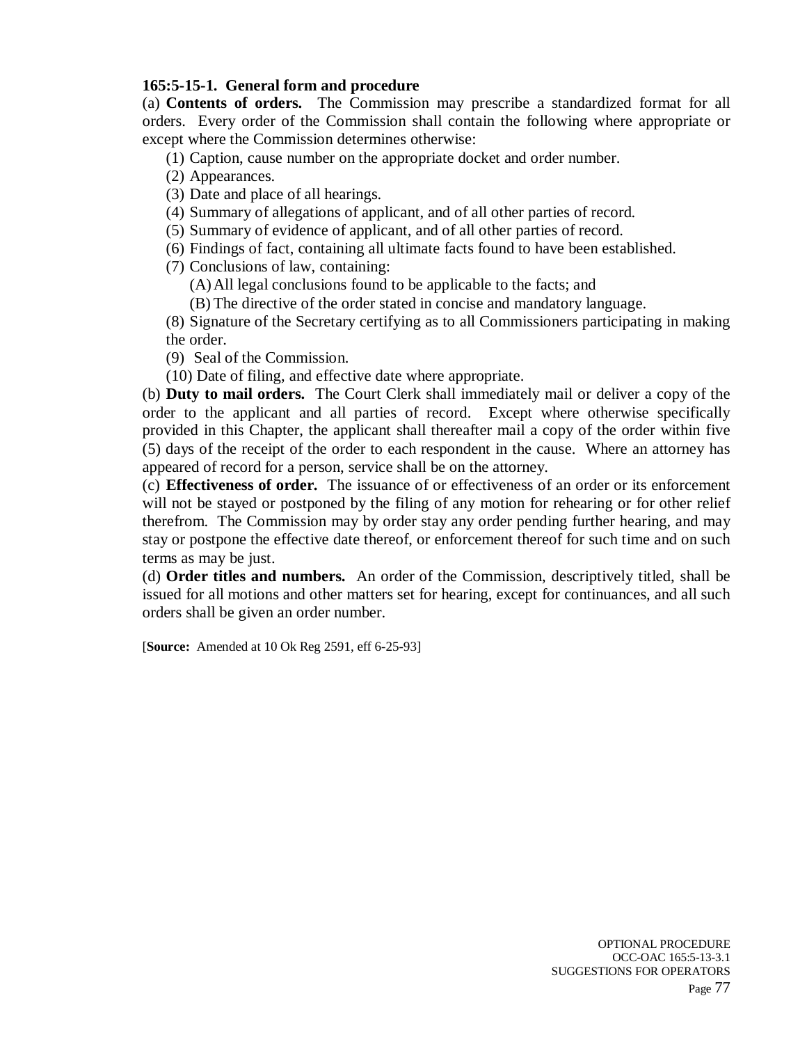**165:5-15-1. General form and procedure**

(a) **Contents of orders.** The Commission may prescribe a standardized format for all orders. Every order of the Commission shall contain the following where appropriate or except where the Commission determines otherwise:

(1) Caption, cause number on the appropriate docket and order number.

(2) Appearances.

(3) Date and place of all hearings.

(4) Summary of allegations of applicant, and of all other parties of record.

(5) Summary of evidence of applicant, and of all other parties of record.

(6) Findings of fact, containing all ultimate facts found to have been established.

(7) Conclusions of law, containing:

(A) All legal conclusions found to be applicable to the facts; and

(B) The directive of the order stated in concise and mandatory language.

(8) Signature of the Secretary certifying as to all Commissioners participating in making the order.

(9) Seal of the Commission.

(10) Date of filing, and effective date where appropriate.

(b) **Duty to mail orders.** The Court Clerk shall immediately mail or deliver a copy of the order to the applicant and all parties of record. Except where otherwise specifically provided in this Chapter, the applicant shall thereafter mail a copy of the order within five (5) days of the receipt of the order to each respondent in the cause. Where an attorney has appeared of record for a person, service shall be on the attorney.

(c) **Effectiveness of order.** The issuance of or effectiveness of an order or its enforcement will not be stayed or postponed by the filing of any motion for rehearing or for other relief therefrom. The Commission may by order stay any order pending further hearing, and may stay or postpone the effective date thereof, or enforcement thereof for such time and on such terms as may be just.

(d) **Order titles and numbers.** An order of the Commission, descriptively titled, shall be issued for all motions and other matters set for hearing, except for continuances, and all such orders shall be given an order number.

[**Source:** Amended at 10 Ok Reg 2591, eff 6-25-93]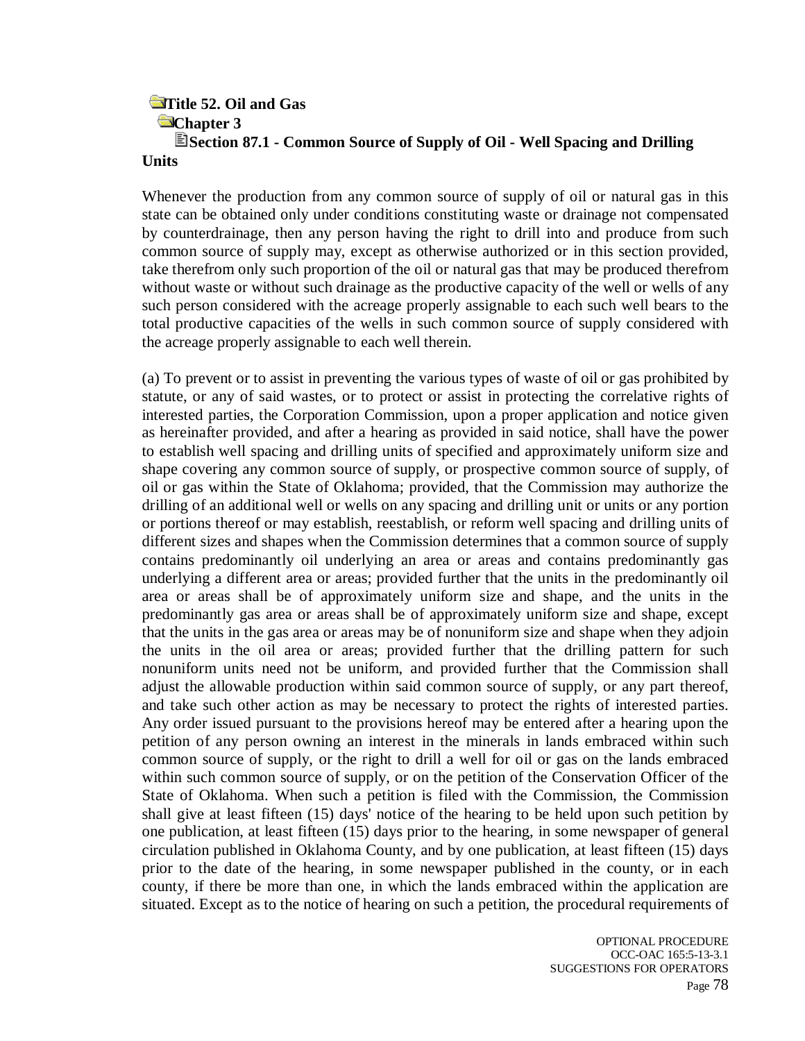**Title 52. Oil and Gas**

**Chapter 3**

**Section 87.1 - Common Source of Supply of Oil - Well Spacing and Drilling Units**

Whenever the production from any common source of supply of oil or natural gas in this state can be obtained only under conditions constituting waste or drainage not compensated by counterdrainage, then any person having the right to drill into and produce from such common source of supply may, except as otherwise authorized or in this section provided, take therefrom only such proportion of the oil or natural gas that may be produced therefrom without waste or without such drainage as the productive capacity of the well or wells of any such person considered with the acreage properly assignable to each such well bears to the total productive capacities of the wells in such common source of supply considered with the acreage properly assignable to each well therein.

(a) To prevent or to assist in preventing the various types of waste of oil or gas prohibited by statute, or any of said wastes, or to protect or assist in protecting the correlative rights of interested parties, the Corporation Commission, upon a proper application and notice given as hereinafter provided, and after a hearing as provided in said notice, shall have the power to establish well spacing and drilling units of specified and approximately uniform size and shape covering any common source of supply, or prospective common source of supply, of oil or gas within the State of Oklahoma; provided, that the Commission may authorize the drilling of an additional well or wells on any spacing and drilling unit or units or any portion or portions thereof or may establish, reestablish, or reform well spacing and drilling units of different sizes and shapes when the Commission determines that a common source of supply contains predominantly oil underlying an area or areas and contains predominantly gas underlying a different area or areas; provided further that the units in the predominantly oil area or areas shall be of approximately uniform size and shape, and the units in the predominantly gas area or areas shall be of approximately uniform size and shape, except that the units in the gas area or areas may be of nonuniform size and shape when they adjoin the units in the oil area or areas; provided further that the drilling pattern for such nonuniform units need not be uniform, and provided further that the Commission shall adjust the allowable production within said common source of supply, or any part thereof, and take such other action as may be necessary to protect the rights of interested parties. Any order issued pursuant to the provisions hereof may be entered after a hearing upon the petition of any person owning an interest in the minerals in lands embraced within such common source of supply, or the right to drill a well for oil or gas on the lands embraced within such common source of supply, or on the petition of the Conservation Officer of the State of Oklahoma. When such a petition is filed with the Commission, the Commission shall give at least fifteen (15) days' notice of the hearing to be held upon such petition by one publication, at least fifteen (15) days prior to the hearing, in some newspaper of general circulation published in Oklahoma County, and by one publication, at least fifteen (15) days prior to the date of the hearing, in some newspaper published in the county, or in each county, if there be more than one, in which the lands embraced within the application are situated. Except as to the notice of hearing on such a petition, the procedural requirements of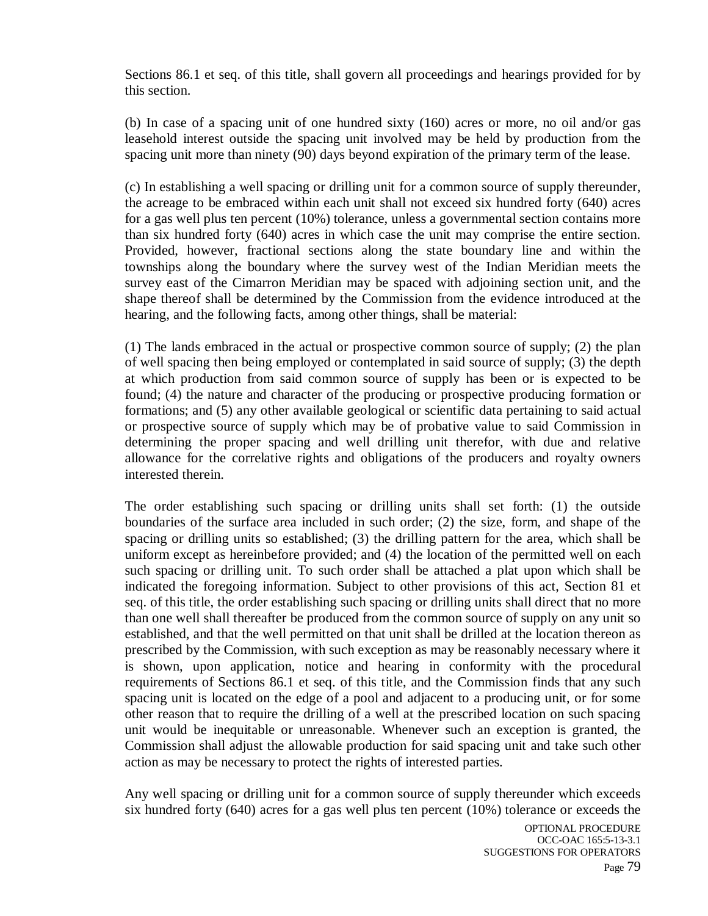Sections 86.1 et seq. of this title, shall govern all proceedings and hearings provided for by this section.

(b) In case of a spacing unit of one hundred sixty (160) acres or more, no oil and/or gas leasehold interest outside the spacing unit involved may be held by production from the spacing unit more than ninety (90) days beyond expiration of the primary term of the lease.

(c) In establishing a well spacing or drilling unit for a common source of supply thereunder, the acreage to be embraced within each unit shall not exceed six hundred forty (640) acres for a gas well plus ten percent (10%) tolerance, unless a governmental section contains more than six hundred forty (640) acres in which case the unit may comprise the entire section. Provided, however, fractional sections along the state boundary line and within the townships along the boundary where the survey west of the Indian Meridian meets the survey east of the Cimarron Meridian may be spaced with adjoining section unit, and the shape thereof shall be determined by the Commission from the evidence introduced at the hearing, and the following facts, among other things, shall be material:

(1) The lands embraced in the actual or prospective common source of supply; (2) the plan of well spacing then being employed or contemplated in said source of supply; (3) the depth at which production from said common source of supply has been or is expected to be found; (4) the nature and character of the producing or prospective producing formation or formations; and (5) any other available geological or scientific data pertaining to said actual or prospective source of supply which may be of probative value to said Commission in determining the proper spacing and well drilling unit therefor, with due and relative allowance for the correlative rights and obligations of the producers and royalty owners interested therein.

The order establishing such spacing or drilling units shall set forth: (1) the outside boundaries of the surface area included in such order; (2) the size, form, and shape of the spacing or drilling units so established; (3) the drilling pattern for the area, which shall be uniform except as hereinbefore provided; and (4) the location of the permitted well on each such spacing or drilling unit. To such order shall be attached a plat upon which shall be indicated the foregoing information. Subject to other provisions of this act, Section 81 et seq. of this title, the order establishing such spacing or drilling units shall direct that no more than one well shall thereafter be produced from the common source of supply on any unit so established, and that the well permitted on that unit shall be drilled at the location thereon as prescribed by the Commission, with such exception as may be reasonably necessary where it is shown, upon application, notice and hearing in conformity with the procedural requirements of Sections 86.1 et seq. of this title, and the Commission finds that any such spacing unit is located on the edge of a pool and adjacent to a producing unit, or for some other reason that to require the drilling of a well at the prescribed location on such spacing unit would be inequitable or unreasonable. Whenever such an exception is granted, the Commission shall adjust the allowable production for said spacing unit and take such other action as may be necessary to protect the rights of interested parties.

Any well spacing or drilling unit for a common source of supply thereunder which exceeds six hundred forty (640) acres for a gas well plus ten percent (10%) tolerance or exceeds the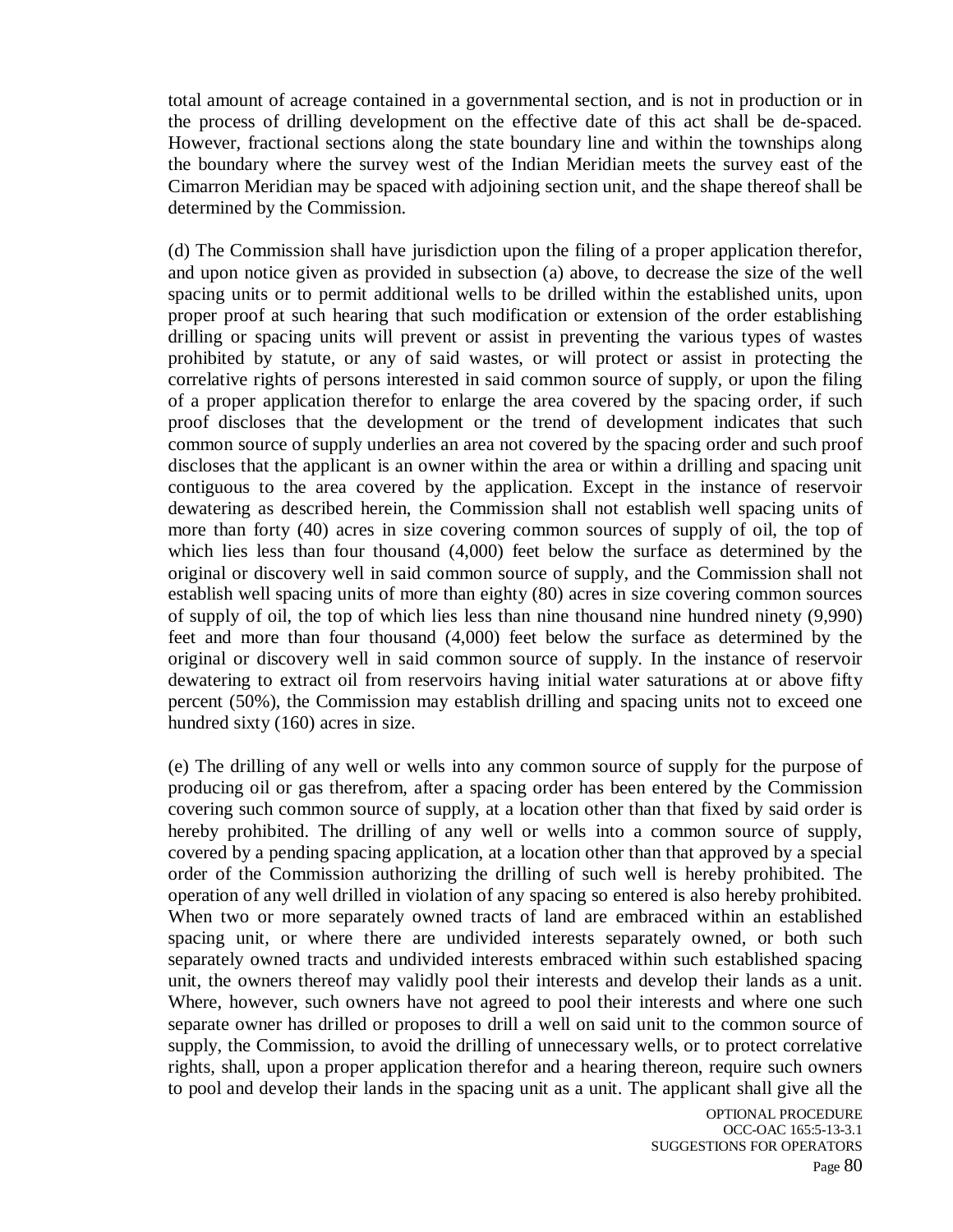total amount of acreage contained in a governmental section, and is not in production or in the process of drilling development on the effective date of this act shall be de-spaced. However, fractional sections along the state boundary line and within the townships along the boundary where the survey west of the Indian Meridian meets the survey east of the Cimarron Meridian may be spaced with adjoining section unit, and the shape thereof shall be determined by the Commission.

(d) The Commission shall have jurisdiction upon the filing of a proper application therefor, and upon notice given as provided in subsection (a) above, to decrease the size of the well spacing units or to permit additional wells to be drilled within the established units, upon proper proof at such hearing that such modification or extension of the order establishing drilling or spacing units will prevent or assist in preventing the various types of wastes prohibited by statute, or any of said wastes, or will protect or assist in protecting the correlative rights of persons interested in said common source of supply, or upon the filing of a proper application therefor to enlarge the area covered by the spacing order, if such proof discloses that the development or the trend of development indicates that such common source of supply underlies an area not covered by the spacing order and such proof discloses that the applicant is an owner within the area or within a drilling and spacing unit contiguous to the area covered by the application. Except in the instance of reservoir dewatering as described herein, the Commission shall not establish well spacing units of more than forty (40) acres in size covering common sources of supply of oil, the top of which lies less than four thousand (4,000) feet below the surface as determined by the original or discovery well in said common source of supply, and the Commission shall not establish well spacing units of more than eighty (80) acres in size covering common sources of supply of oil, the top of which lies less than nine thousand nine hundred ninety (9,990) feet and more than four thousand (4,000) feet below the surface as determined by the original or discovery well in said common source of supply. In the instance of reservoir dewatering to extract oil from reservoirs having initial water saturations at or above fifty percent (50%), the Commission may establish drilling and spacing units not to exceed one hundred sixty (160) acres in size.

(e) The drilling of any well or wells into any common source of supply for the purpose of producing oil or gas therefrom, after a spacing order has been entered by the Commission covering such common source of supply, at a location other than that fixed by said order is hereby prohibited. The drilling of any well or wells into a common source of supply, covered by a pending spacing application, at a location other than that approved by a special order of the Commission authorizing the drilling of such well is hereby prohibited. The operation of any well drilled in violation of any spacing so entered is also hereby prohibited. When two or more separately owned tracts of land are embraced within an established spacing unit, or where there are undivided interests separately owned, or both such separately owned tracts and undivided interests embraced within such established spacing unit, the owners thereof may validly pool their interests and develop their lands as a unit. Where, however, such owners have not agreed to pool their interests and where one such separate owner has drilled or proposes to drill a well on said unit to the common source of supply, the Commission, to avoid the drilling of unnecessary wells, or to protect correlative rights, shall, upon a proper application therefor and a hearing thereon, require such owners to pool and develop their lands in the spacing unit as a unit. The applicant shall give all the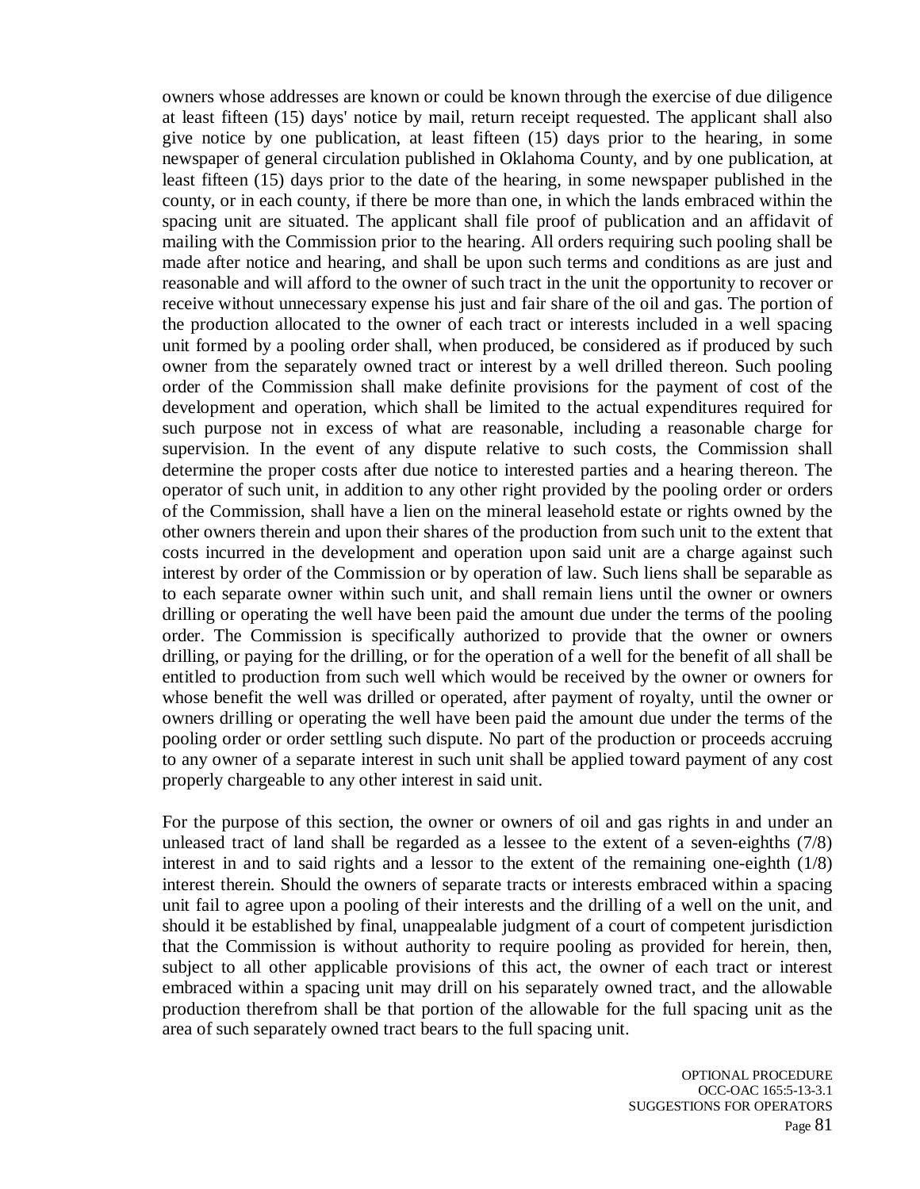owners whose addresses are known or could be known through the exercise of due diligence at least fifteen (15) days' notice by mail, return receipt requested. The applicant shall also give notice by one publication, at least fifteen (15) days prior to the hearing, in some newspaper of general circulation published in Oklahoma County, and by one publication, at least fifteen (15) days prior to the date of the hearing, in some newspaper published in the county, or in each county, if there be more than one, in which the lands embraced within the spacing unit are situated. The applicant shall file proof of publication and an affidavit of mailing with the Commission prior to the hearing. All orders requiring such pooling shall be made after notice and hearing, and shall be upon such terms and conditions as are just and reasonable and will afford to the owner of such tract in the unit the opportunity to recover or receive without unnecessary expense his just and fair share of the oil and gas. The portion of the production allocated to the owner of each tract or interests included in a well spacing unit formed by a pooling order shall, when produced, be considered as if produced by such owner from the separately owned tract or interest by a well drilled thereon. Such pooling order of the Commission shall make definite provisions for the payment of cost of the development and operation, which shall be limited to the actual expenditures required for such purpose not in excess of what are reasonable, including a reasonable charge for supervision. In the event of any dispute relative to such costs, the Commission shall determine the proper costs after due notice to interested parties and a hearing thereon. The operator of such unit, in addition to any other right provided by the pooling order or orders of the Commission, shall have a lien on the mineral leasehold estate or rights owned by the other owners therein and upon their shares of the production from such unit to the extent that costs incurred in the development and operation upon said unit are a charge against such interest by order of the Commission or by operation of law. Such liens shall be separable as to each separate owner within such unit, and shall remain liens until the owner or owners drilling or operating the well have been paid the amount due under the terms of the pooling order. The Commission is specifically authorized to provide that the owner or owners drilling, or paying for the drilling, or for the operation of a well for the benefit of all shall be entitled to production from such well which would be received by the owner or owners for whose benefit the well was drilled or operated, after payment of royalty, until the owner or owners drilling or operating the well have been paid the amount due under the terms of the pooling order or order settling such dispute. No part of the production or proceeds accruing to any owner of a separate interest in such unit shall be applied toward payment of any cost properly chargeable to any other interest in said unit.

For the purpose of this section, the owner or owners of oil and gas rights in and under an unleased tract of land shall be regarded as a lessee to the extent of a seven-eighths (7/8) interest in and to said rights and a lessor to the extent of the remaining one-eighth (1/8) interest therein. Should the owners of separate tracts or interests embraced within a spacing unit fail to agree upon a pooling of their interests and the drilling of a well on the unit, and should it be established by final, unappealable judgment of a court of competent jurisdiction that the Commission is without authority to require pooling as provided for herein, then, subject to all other applicable provisions of this act, the owner of each tract or interest embraced within a spacing unit may drill on his separately owned tract, and the allowable production therefrom shall be that portion of the allowable for the full spacing unit as the area of such separately owned tract bears to the full spacing unit.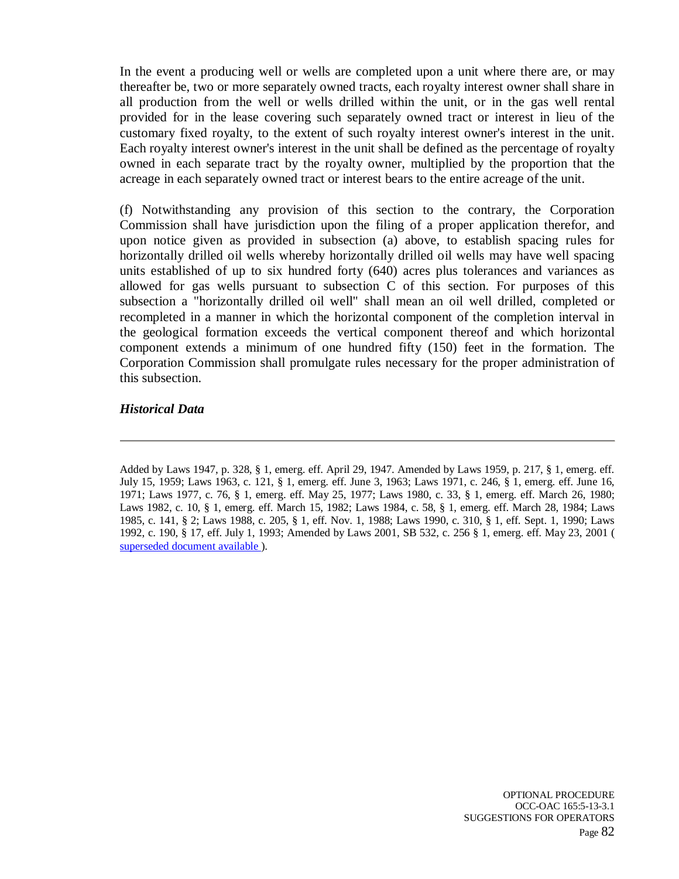In the event a producing well or wells are completed upon a unit where there are, or may thereafter be, two or more separately owned tracts, each royalty interest owner shall share in all production from the well or wells drilled within the unit, or in the gas well rental provided for in the lease covering such separately owned tract or interest in lieu of the customary fixed royalty, to the extent of such royalty interest owner's interest in the unit. Each royalty interest owner's interest in the unit shall be defined as the percentage of royalty owned in each separate tract by the royalty owner, multiplied by the proportion that the acreage in each separately owned tract or interest bears to the entire acreage of the unit.

(f) Notwithstanding any provision of this section to the contrary, the Corporation Commission shall have jurisdiction upon the filing of a proper application therefor, and upon notice given as provided in subsection (a) above, to establish spacing rules for horizontally drilled oil wells whereby horizontally drilled oil wells may have well spacing units established of up to six hundred forty (640) acres plus tolerances and variances as allowed for gas wells pursuant to subsection C of this section. For purposes of this subsection a "horizontally drilled oil well" shall mean an oil well drilled, completed or recompleted in a manner in which the horizontal component of the completion interval in the geological formation exceeds the vertical component thereof and which horizontal component extends a minimum of one hundred fifty (150) feet in the formation. The Corporation Commission shall promulgate rules necessary for the proper administration of this subsection.

***Historical Data***

---

Added by Laws 1947, p. 328, § 1, emerg. eff. April 29, 1947. Amended by Laws 1959, p. 217, § 1, emerg. eff. July 15, 1959; Laws 1963, c. 121, § 1, emerg. eff. June 3, 1963; Laws 1971, c. 246, § 1, emerg. eff. June 16, 1971; Laws 1977, c. 76, § 1, emerg. eff. May 25, 1977; Laws 1980, c. 33, § 1, emerg. eff. March 26, 1980; Laws 1982, c. 10, § 1, emerg. eff. March 15, 1982; Laws 1984, c. 58, § 1, emerg. eff. March 28, 1984; Laws 1985, c. 141, § 2; Laws 1988, c. 205, § 1, eff. Nov. 1, 1988; Laws 1990, c. 310, § 1, eff. Sept. 1, 1990; Laws 1992, c. 190, § 17, eff. July 1, 1993; Amended by Laws 2001, SB 532, c. 256 § 1, emerg. eff. May 23, 2001 ( superseded document available ).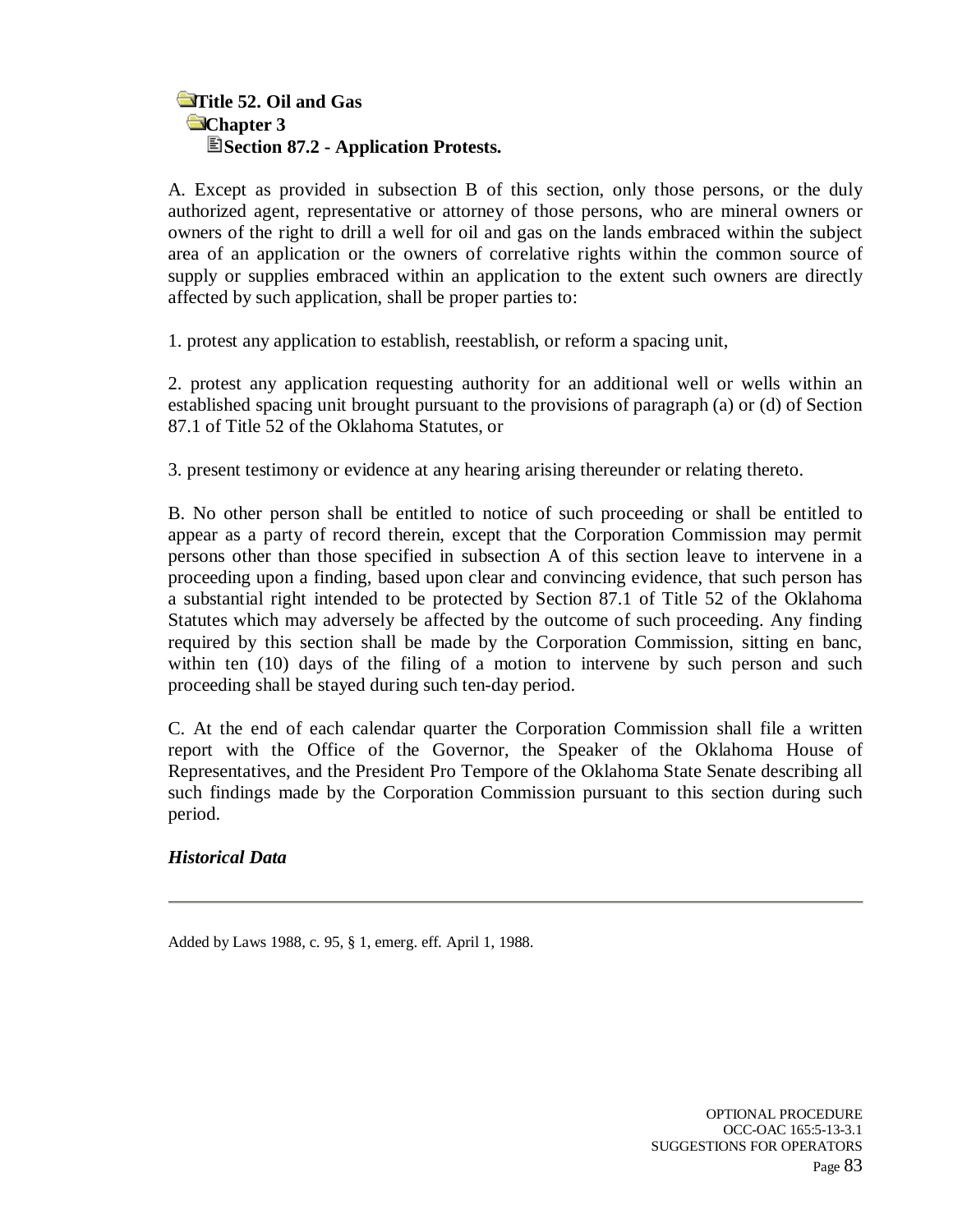**Title 52. Oil and Gas**
**Chapter 3**
**Section 87.2 - Application Protests.**

A. Except as provided in subsection B of this section, only those persons, or the duly authorized agent, representative or attorney of those persons, who are mineral owners or owners of the right to drill a well for oil and gas on the lands embraced within the subject area of an application or the owners of correlative rights within the common source of supply or supplies embraced within an application to the extent such owners are directly affected by such application, shall be proper parties to:

1. protest any application to establish, reestablish, or reform a spacing unit,

2. protest any application requesting authority for an additional well or wells within an established spacing unit brought pursuant to the provisions of paragraph (a) or (d) of Section 87.1 of Title 52 of the Oklahoma Statutes, or

3. present testimony or evidence at any hearing arising thereunder or relating thereto.

B. No other person shall be entitled to notice of such proceeding or shall be entitled to appear as a party of record therein, except that the Corporation Commission may permit persons other than those specified in subsection A of this section leave to intervene in a proceeding upon a finding, based upon clear and convincing evidence, that such person has a substantial right intended to be protected by Section 87.1 of Title 52 of the Oklahoma Statutes which may adversely be affected by the outcome of such proceeding. Any finding required by this section shall be made by the Corporation Commission, sitting en banc, within ten (10) days of the filing of a motion to intervene by such person and such proceeding shall be stayed during such ten-day period.

C. At the end of each calendar quarter the Corporation Commission shall file a written report with the Office of the Governor, the Speaker of the Oklahoma House of Representatives, and the President Pro Tempore of the Oklahoma State Senate describing all such findings made by the Corporation Commission pursuant to this section during such period.

***Historical Data***

---

Added by Laws 1988, c. 95, § 1, emerg. eff. April 1, 1988.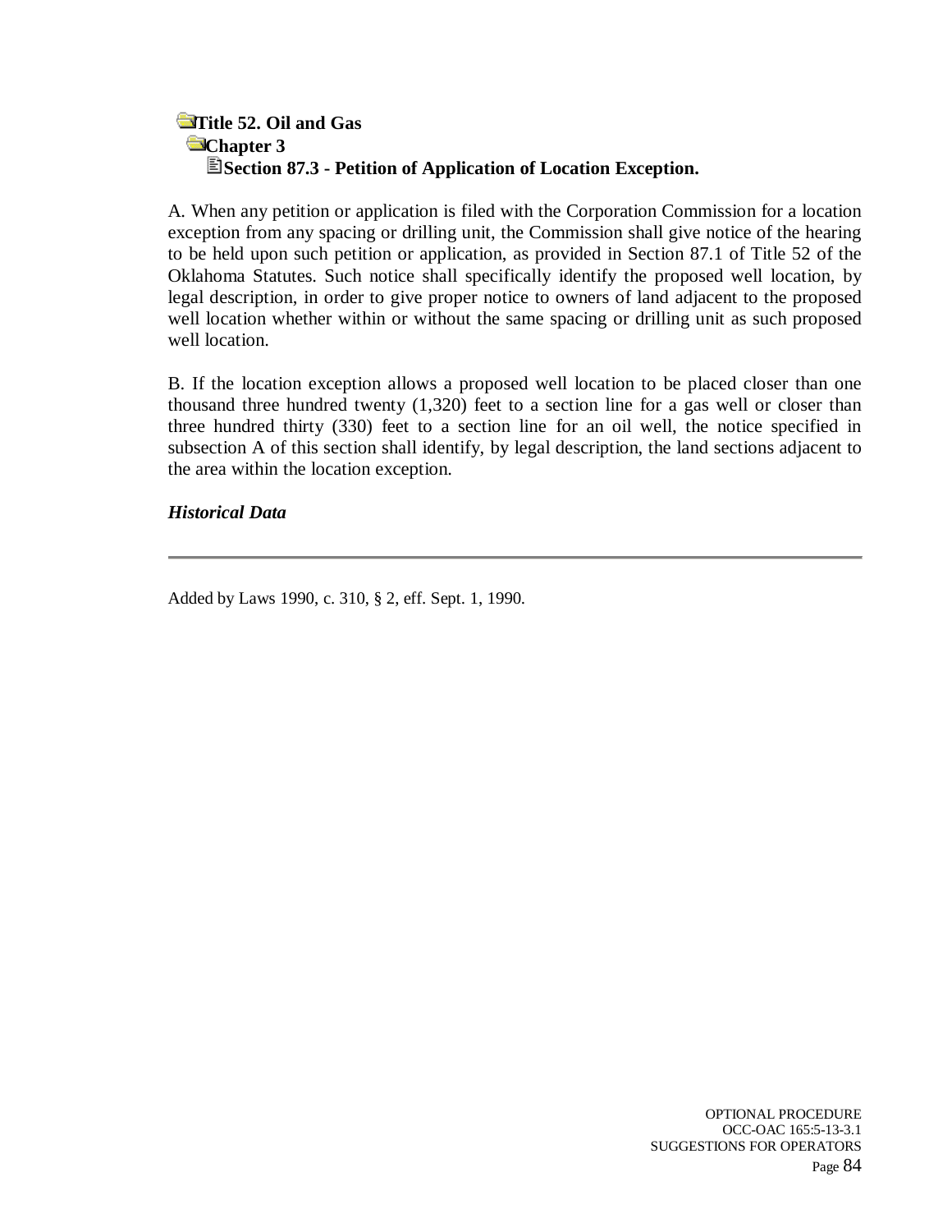**Title 52. Oil and Gas**
**Chapter 3**
**Section 87.3 - Petition of Application of Location Exception.**

A. When any petition or application is filed with the Corporation Commission for a location exception from any spacing or drilling unit, the Commission shall give notice of the hearing to be held upon such petition or application, as provided in Section 87.1 of Title 52 of the Oklahoma Statutes. Such notice shall specifically identify the proposed well location, by legal description, in order to give proper notice to owners of land adjacent to the proposed well location whether within or without the same spacing or drilling unit as such proposed well location.

B. If the location exception allows a proposed well location to be placed closer than one thousand three hundred twenty (1,320) feet to a section line for a gas well or closer than three hundred thirty (330) feet to a section line for an oil well, the notice specified in subsection A of this section shall identify, by legal description, the land sections adjacent to the area within the location exception.

***Historical Data***

---

Added by Laws 1990, c. 310, § 2, eff. Sept. 1, 1990.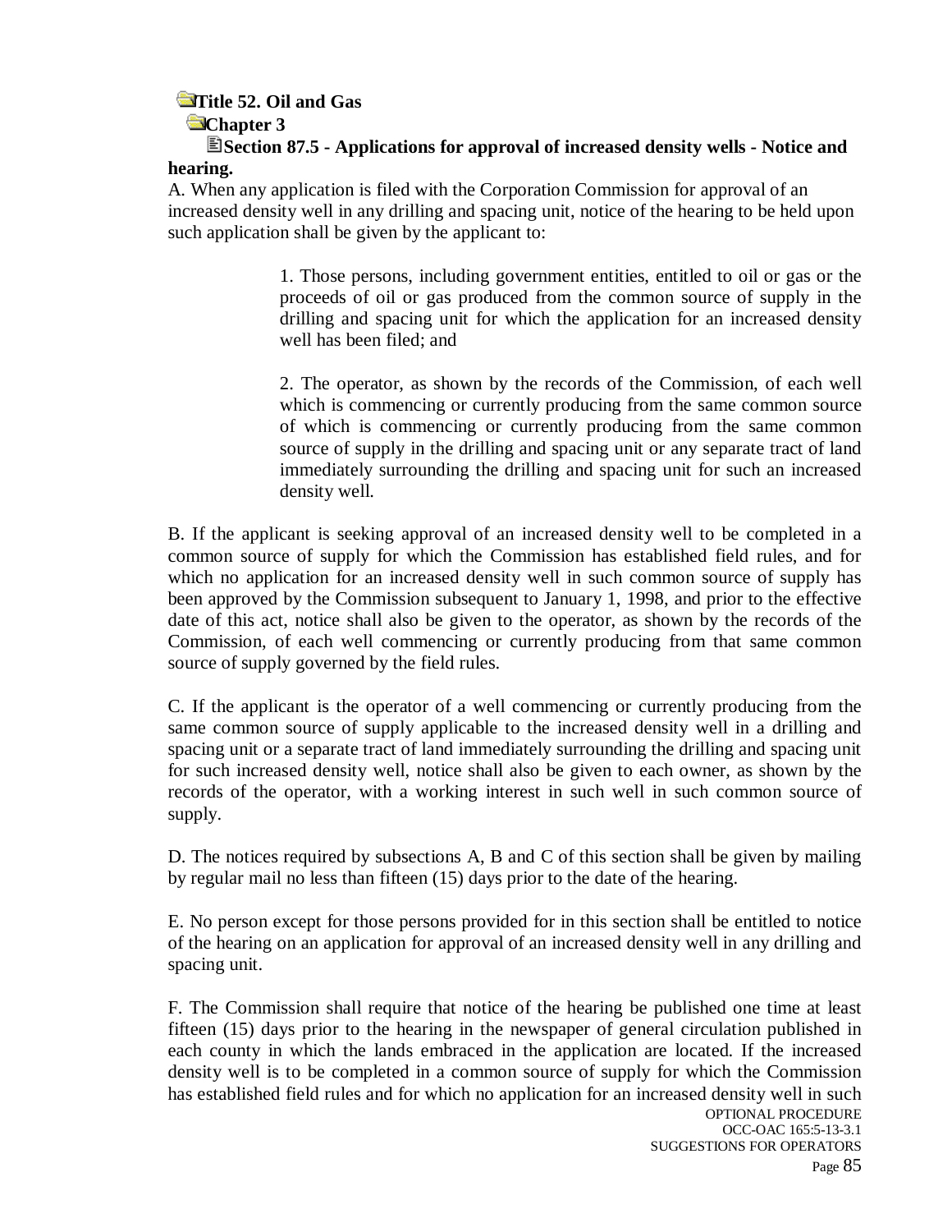**Title 52. Oil and Gas**

**Chapter 3**

**Section 87.5 - Applications for approval of increased density wells - Notice and hearing.**

A. When any application is filed with the Corporation Commission for approval of an increased density well in any drilling and spacing unit, notice of the hearing to be held upon such application shall be given by the applicant to:

> 1. Those persons, including government entities, entitled to oil or gas or the proceeds of oil or gas produced from the common source of supply in the drilling and spacing unit for which the application for an increased density well has been filed; and
>
> 2. The operator, as shown by the records of the Commission, of each well which is commencing or currently producing from the same common source of which is commencing or currently producing from the same common source of supply in the drilling and spacing unit or any separate tract of land immediately surrounding the drilling and spacing unit for such an increased density well.

B. If the applicant is seeking approval of an increased density well to be completed in a common source of supply for which the Commission has established field rules, and for which no application for an increased density well in such common source of supply has been approved by the Commission subsequent to January 1, 1998, and prior to the effective date of this act, notice shall also be given to the operator, as shown by the records of the Commission, of each well commencing or currently producing from that same common source of supply governed by the field rules.

C. If the applicant is the operator of a well commencing or currently producing from the same common source of supply applicable to the increased density well in a drilling and spacing unit or a separate tract of land immediately surrounding the drilling and spacing unit for such increased density well, notice shall also be given to each owner, as shown by the records of the operator, with a working interest in such well in such common source of supply.

D. The notices required by subsections A, B and C of this section shall be given by mailing by regular mail no less than fifteen (15) days prior to the date of the hearing.

E. No person except for those persons provided for in this section shall be entitled to notice of the hearing on an application for approval of an increased density well in any drilling and spacing unit.

F. The Commission shall require that notice of the hearing be published one time at least fifteen (15) days prior to the hearing in the newspaper of general circulation published in each county in which the lands embraced in the application are located. If the increased density well is to be completed in a common source of supply for which the Commission has established field rules and for which no application for an increased density well in such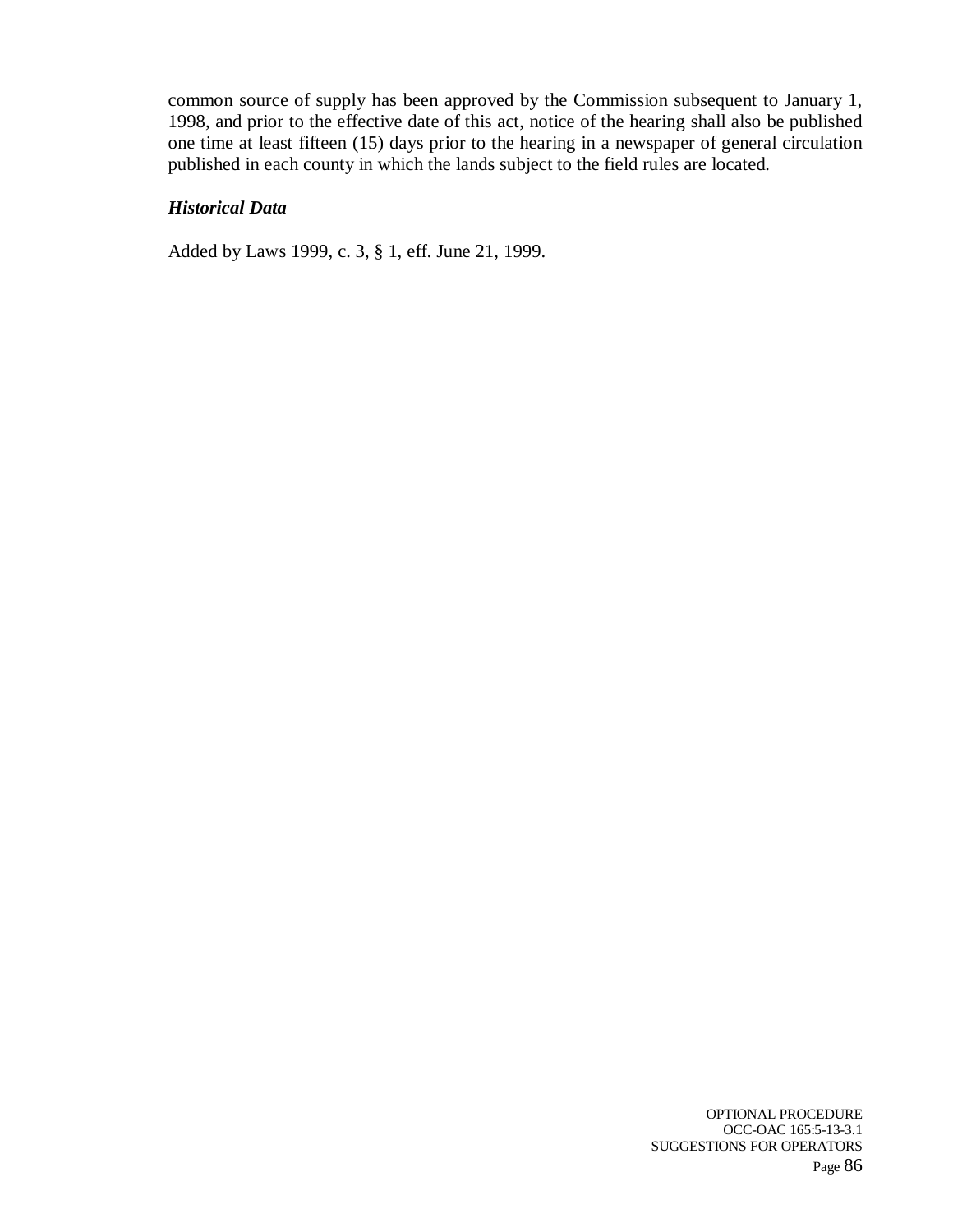common source of supply has been approved by the Commission subsequent to January 1, 1998, and prior to the effective date of this act, notice of the hearing shall also be published one time at least fifteen (15) days prior to the hearing in a newspaper of general circulation published in each county in which the lands subject to the field rules are located.

***Historical Data***

Added by Laws 1999, c. 3, § 1, eff. June 21, 1999.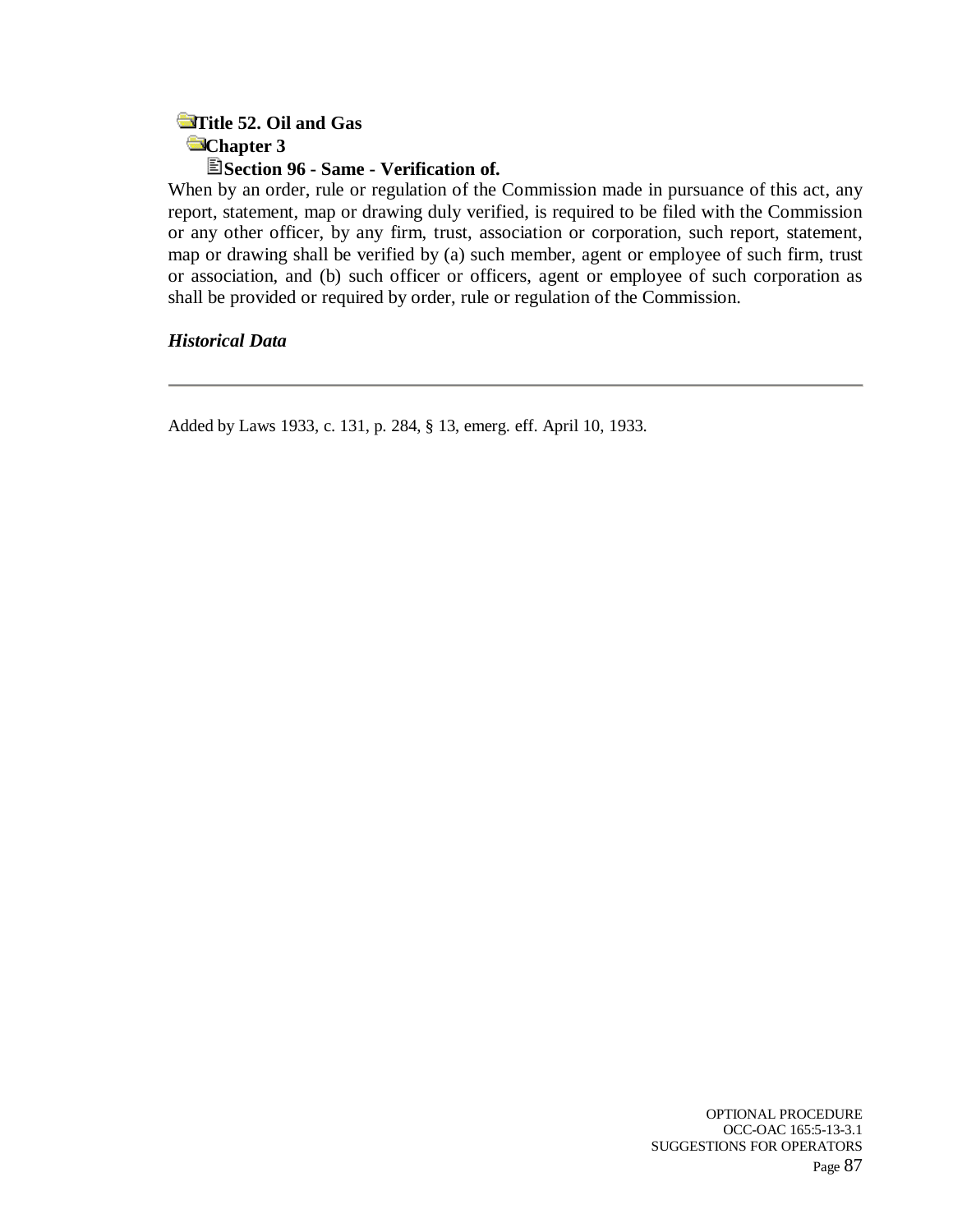**Title 52. Oil and Gas**

**Chapter 3**

**Section 96 - Same - Verification of.**

When by an order, rule or regulation of the Commission made in pursuance of this act, any report, statement, map or drawing duly verified, is required to be filed with the Commission or any other officer, by any firm, trust, association or corporation, such report, statement, map or drawing shall be verified by (a) such member, agent or employee of such firm, trust or association, and (b) such officer or officers, agent or employee of such corporation as shall be provided or required by order, rule or regulation of the Commission.

***Historical Data***

---

Added by Laws 1933, c. 131, p. 284, § 13, emerg. eff. April 10, 1933.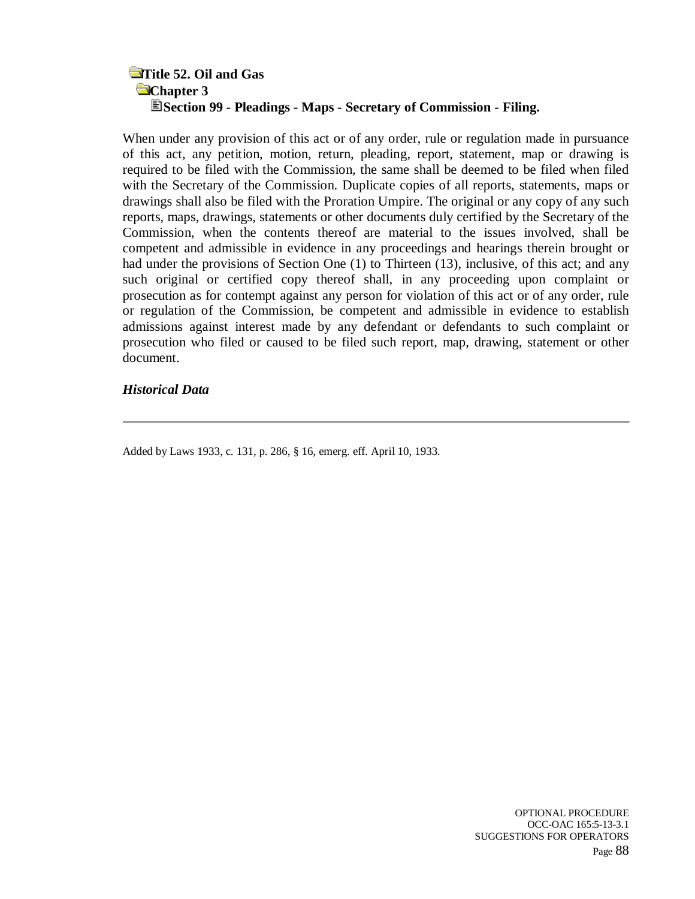**Title 52. Oil and Gas**
**Chapter 3**
**Section 99 - Pleadings - Maps - Secretary of Commission - Filing.**

When under any provision of this act or of any order, rule or regulation made in pursuance of this act, any petition, motion, return, pleading, report, statement, map or drawing is required to be filed with the Commission, the same shall be deemed to be filed when filed with the Secretary of the Commission. Duplicate copies of all reports, statements, maps or drawings shall also be filed with the Proration Umpire. The original or any copy of any such reports, maps, drawings, statements or other documents duly certified by the Secretary of the Commission, when the contents thereof are material to the issues involved, shall be competent and admissible in evidence in any proceedings and hearings therein brought or had under the provisions of Section One (1) to Thirteen (13), inclusive, of this act; and any such original or certified copy thereof shall, in any proceeding upon complaint or prosecution as for contempt against any person for violation of this act or of any order, rule or regulation of the Commission, be competent and admissible in evidence to establish admissions against interest made by any defendant or defendants to such complaint or prosecution who filed or caused to be filed such report, map, drawing, statement or other document.

***Historical Data***

---

Added by Laws 1933, c. 131, p. 286, § 16, emerg. eff. April 10, 1933.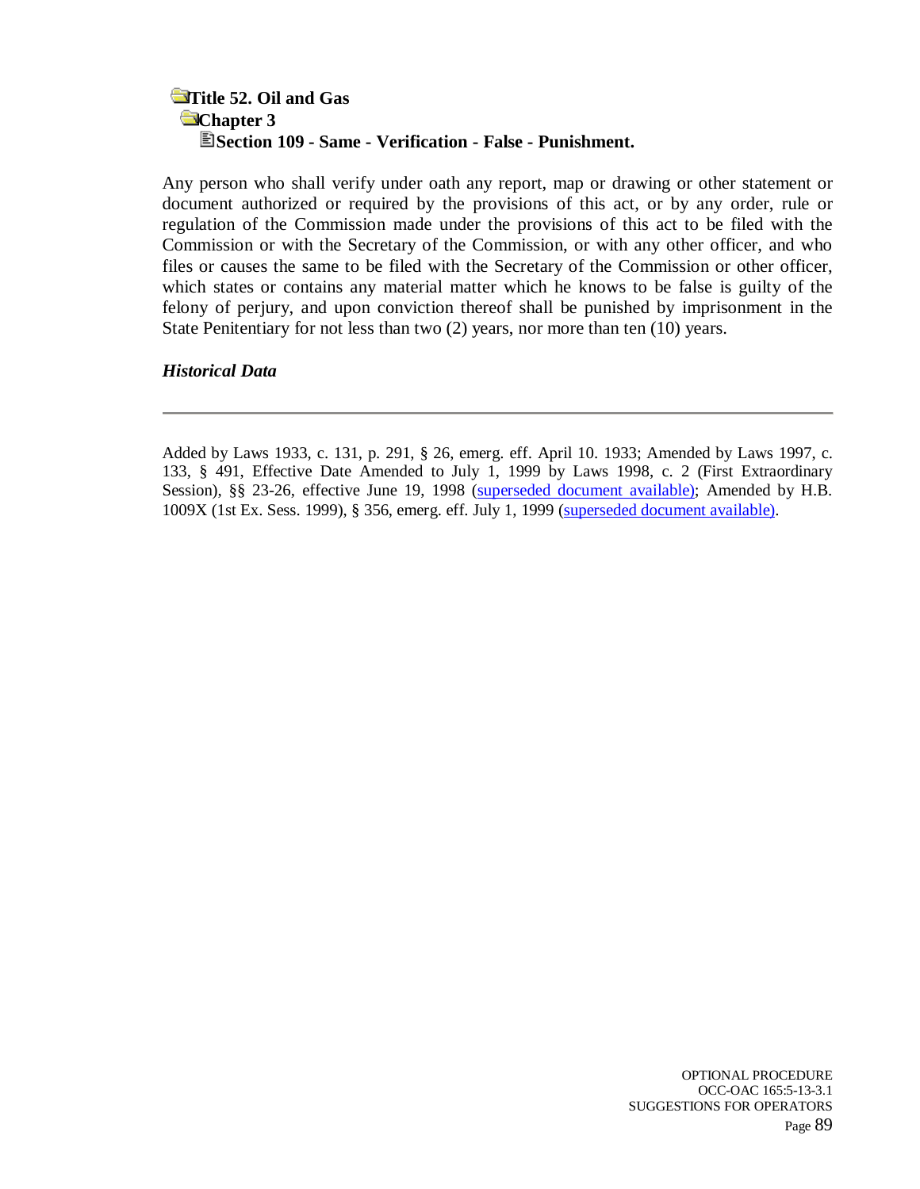**Title 52. Oil and Gas**
**Chapter 3**
**Section 109 - Same - Verification - False - Punishment.**

Any person who shall verify under oath any report, map or drawing or other statement or document authorized or required by the provisions of this act, or by any order, rule or regulation of the Commission made under the provisions of this act to be filed with the Commission or with the Secretary of the Commission, or with any other officer, and who files or causes the same to be filed with the Secretary of the Commission or other officer, which states or contains any material matter which he knows to be false is guilty of the felony of perjury, and upon conviction thereof shall be punished by imprisonment in the State Penitentiary for not less than two (2) years, nor more than ten (10) years.

***Historical Data***

---

Added by Laws 1933, c. 131, p. 291, § 26, emerg. eff. April 10. 1933; Amended by Laws 1997, c. 133, § 491, Effective Date Amended to July 1, 1999 by Laws 1998, c. 2 (First Extraordinary Session), §§ 23-26, effective June 19, 1998 (superseded document available); Amended by H.B. 1009X (1st Ex. Sess. 1999), § 356, emerg. eff. July 1, 1999 (superseded document available).